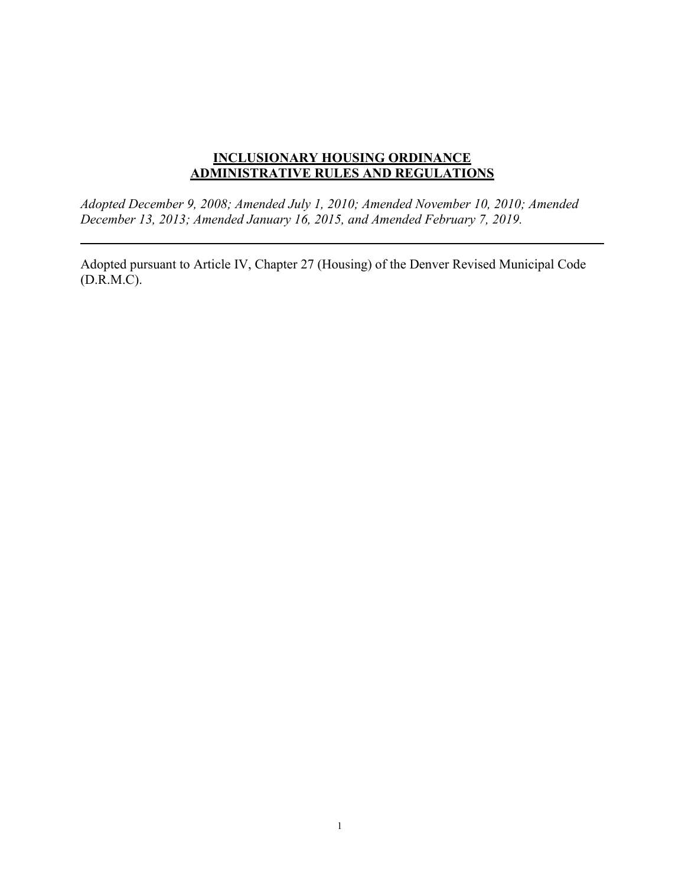# INCLUSIONARY HOUSING ORDINANCE ADMINISTRATIVE RULES AND REGULATIONS

*Adopted December 9, 2008; Amended July 1, 2010; Amended November 10, 2010; Amended December 13, 2013; Amended January 16, 2015, and Amended February 7, 2019.*

---

Adopted pursuant to Article IV, Chapter 27 (Housing) of the Denver Revised Municipal Code (D.R.M.C).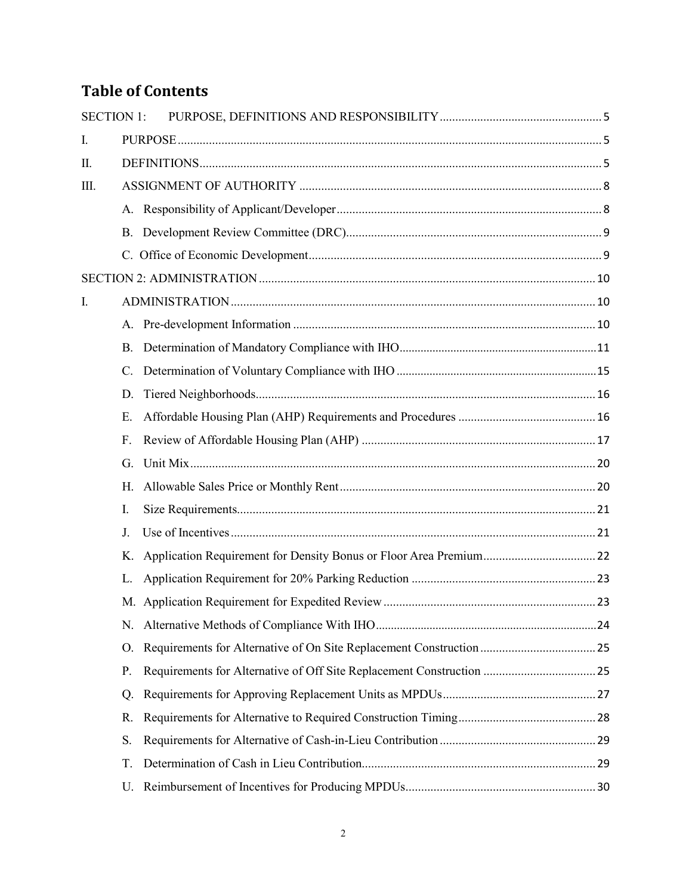# Table of Contents

| | | |
|---|---|---|
| SECTION 1: | PURPOSE, DEFINITIONS AND RESPONSIBILITY | 5 |
| I. | PURPOSE | 5 |
| II. | DEFINITIONS | 5 |
| III. | ASSIGNMENT OF AUTHORITY | 8 |
| | A. Responsibility of Applicant/Developer | 8 |
| | B. Development Review Committee (DRC) | 9 |
| | C. Office of Economic Development | 9 |
| SECTION 2: ADMINISTRATION | | 10 |
| I. | ADMINISTRATION | 10 |
| | A. Pre-development Information | 10 |
| | B. Determination of Mandatory Compliance with IHO | 11 |
| | C. Determination of Voluntary Compliance with IHO | 15 |
| | D. Tiered Neighborhoods | 16 |
| | E. Affordable Housing Plan (AHP) Requirements and Procedures | 16 |
| | F. Review of Affordable Housing Plan (AHP) | 17 |
| | G. Unit Mix | 20 |
| | H. Allowable Sales Price or Monthly Rent | 20 |
| | I. Size Requirements | 21 |
| | J. Use of Incentives | 21 |
| | K. Application Requirement for Density Bonus or Floor Area Premium | 22 |
| | L. Application Requirement for 20% Parking Reduction | 23 |
| | M. Application Requirement for Expedited Review | 23 |
| | N. Alternative Methods of Compliance With IHO | 24 |
| | O. Requirements for Alternative of On Site Replacement Construction | 25 |
| | P. Requirements for Alternative of Off Site Replacement Construction | 25 |
| | Q. Requirements for Approving Replacement Units as MPDUs | 27 |
| | R. Requirements for Alternative to Required Construction Timing | 28 |
| | S. Requirements for Alternative of Cash-in-Lieu Contribution | 29 |
| | T. Determination of Cash in Lieu Contribution | 29 |
| | U. Reimbursement of Incentives for Producing MPDUs | 30 |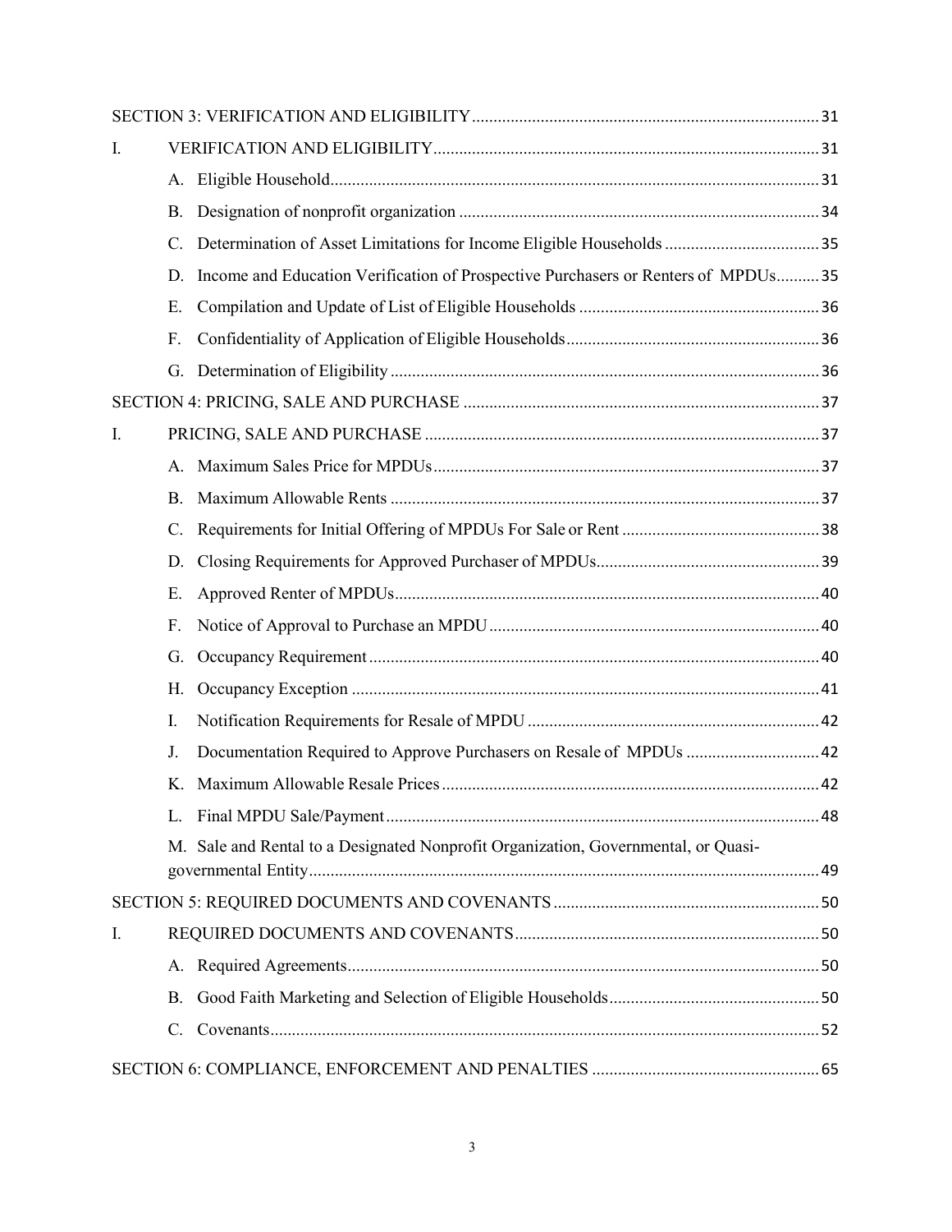SECTION 3: VERIFICATION AND ELIGIBILITY ........ 31

I. VERIFICATION AND ELIGIBILITY ........ 31

- A. Eligible Household ........ 31
- B. Designation of nonprofit organization ........ 34
- C. Determination of Asset Limitations for Income Eligible Households ........ 35
- D. Income and Education Verification of Prospective Purchasers or Renters of MPDUs ........ 35
- E. Compilation and Update of List of Eligible Households ........ 36
- F. Confidentiality of Application of Eligible Households ........ 36
- G. Determination of Eligibility ........ 36

SECTION 4: PRICING, SALE AND PURCHASE ........ 37

I. PRICING, SALE AND PURCHASE ........ 37

- A. Maximum Sales Price for MPDUs ........ 37
- B. Maximum Allowable Rents ........ 37
- C. Requirements for Initial Offering of MPDUs For Sale or Rent ........ 38
- D. Closing Requirements for Approved Purchaser of MPDUs ........ 39
- E. Approved Renter of MPDUs ........ 40
- F. Notice of Approval to Purchase an MPDU ........ 40
- G. Occupancy Requirement ........ 40
- H. Occupancy Exception ........ 41
- I. Notification Requirements for Resale of MPDU ........ 42
- J. Documentation Required to Approve Purchasers on Resale of MPDUs ........ 42
- K. Maximum Allowable Resale Prices ........ 42
- L. Final MPDU Sale/Payment ........ 48
- M. Sale and Rental to a Designated Nonprofit Organization, Governmental, or Quasi-governmental Entity ........ 49

SECTION 5: REQUIRED DOCUMENTS AND COVENANTS ........ 50

I. REQUIRED DOCUMENTS AND COVENANTS ........ 50

- A. Required Agreements ........ 50
- B. Good Faith Marketing and Selection of Eligible Households ........ 50
- C. Covenants ........ 52

SECTION 6: COMPLIANCE, ENFORCEMENT AND PENALTIES ........ 65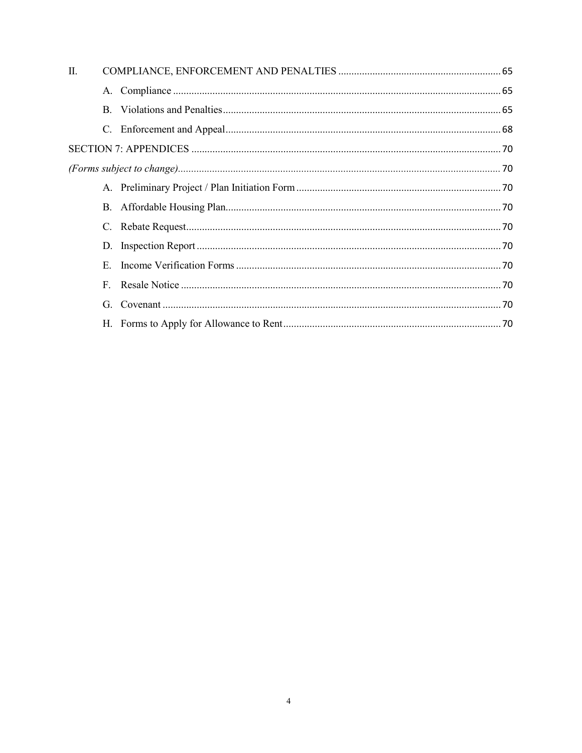II. COMPLIANCE, ENFORCEMENT AND PENALTIES ..... 65

- A. Compliance ..... 65
- B. Violations and Penalties ..... 65
- C. Enforcement and Appeal ..... 68

SECTION 7: APPENDICES ..... 70

*(Forms subject to change)* ..... 70

- A. Preliminary Project / Plan Initiation Form ..... 70
- B. Affordable Housing Plan ..... 70
- C. Rebate Request ..... 70
- D. Inspection Report ..... 70
- E. Income Verification Forms ..... 70
- F. Resale Notice ..... 70
- G. Covenant ..... 70
- H. Forms to Apply for Allowance to Rent ..... 70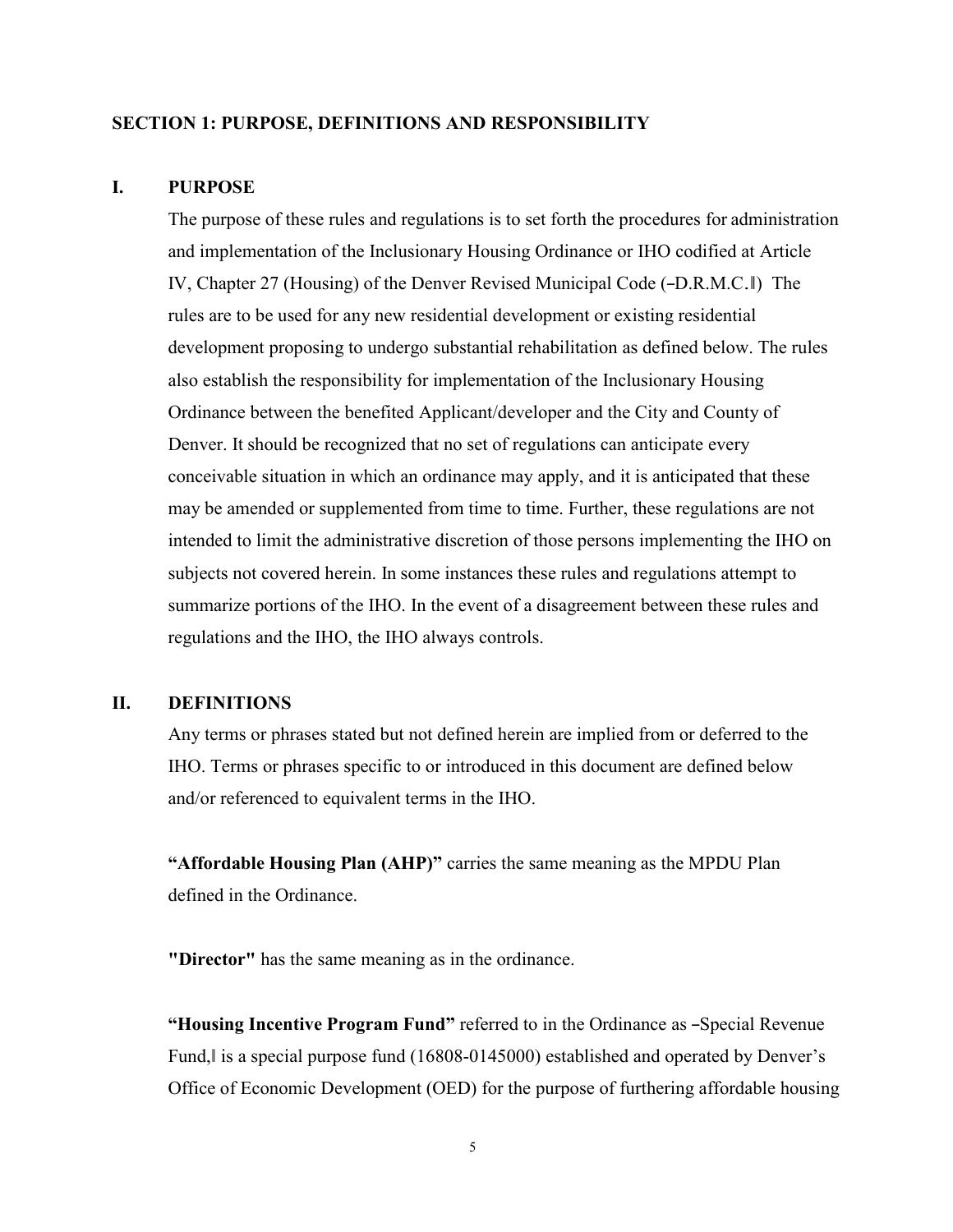## SECTION 1: PURPOSE, DEFINITIONS AND RESPONSIBILITY

### I. PURPOSE

The purpose of these rules and regulations is to set forth the procedures for administration and implementation of the Inclusionary Housing Ordinance or IHO codified at Article IV, Chapter 27 (Housing) of the Denver Revised Municipal Code (–D.R.M.C.‖) The rules are to be used for any new residential development or existing residential development proposing to undergo substantial rehabilitation as defined below. The rules also establish the responsibility for implementation of the Inclusionary Housing Ordinance between the benefited Applicant/developer and the City and County of Denver. It should be recognized that no set of regulations can anticipate every conceivable situation in which an ordinance may apply, and it is anticipated that these may be amended or supplemented from time to time. Further, these regulations are not intended to limit the administrative discretion of those persons implementing the IHO on subjects not covered herein. In some instances these rules and regulations attempt to summarize portions of the IHO. In the event of a disagreement between these rules and regulations and the IHO, the IHO always controls.

### II. DEFINITIONS

Any terms or phrases stated but not defined herein are implied from or deferred to the IHO. Terms or phrases specific to or introduced in this document are defined below and/or referenced to equivalent terms in the IHO.

**"Affordable Housing Plan (AHP)"** carries the same meaning as the MPDU Plan defined in the Ordinance.

**"Director"** has the same meaning as in the ordinance.

**"Housing Incentive Program Fund"** referred to in the Ordinance as –Special Revenue Fund,‖ is a special purpose fund (16808-0145000) established and operated by Denver's Office of Economic Development (OED) for the purpose of furthering affordable housing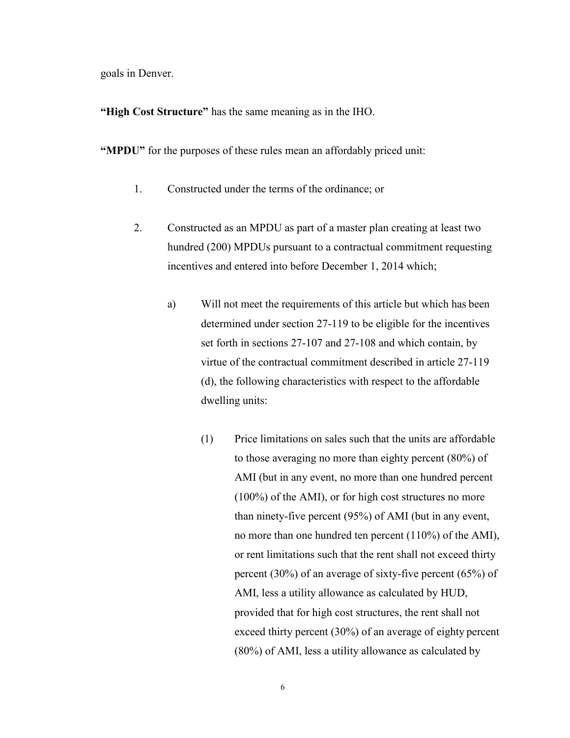goals in Denver.

**"High Cost Structure"** has the same meaning as in the IHO.

**"MPDU"** for the purposes of these rules mean an affordably priced unit:

1. Constructed under the terms of the ordinance; or

2. Constructed as an MPDU as part of a master plan creating at least two hundred (200) MPDUs pursuant to a contractual commitment requesting incentives and entered into before December 1, 2014 which;

   a) Will not meet the requirements of this article but which has been determined under section 27-119 to be eligible for the incentives set forth in sections 27-107 and 27-108 and which contain, by virtue of the contractual commitment described in article 27-119 (d), the following characteristics with respect to the affordable dwelling units:

      (1) Price limitations on sales such that the units are affordable to those averaging no more than eighty percent (80%) of AMI (but in any event, no more than one hundred percent (100%) of the AMI), or for high cost structures no more than ninety-five percent (95%) of AMI (but in any event, no more than one hundred ten percent (110%) of the AMI), or rent limitations such that the rent shall not exceed thirty percent (30%) of an average of sixty-five percent (65%) of AMI, less a utility allowance as calculated by HUD, provided that for high cost structures, the rent shall not exceed thirty percent (30%) of an average of eighty percent (80%) of AMI, less a utility allowance as calculated by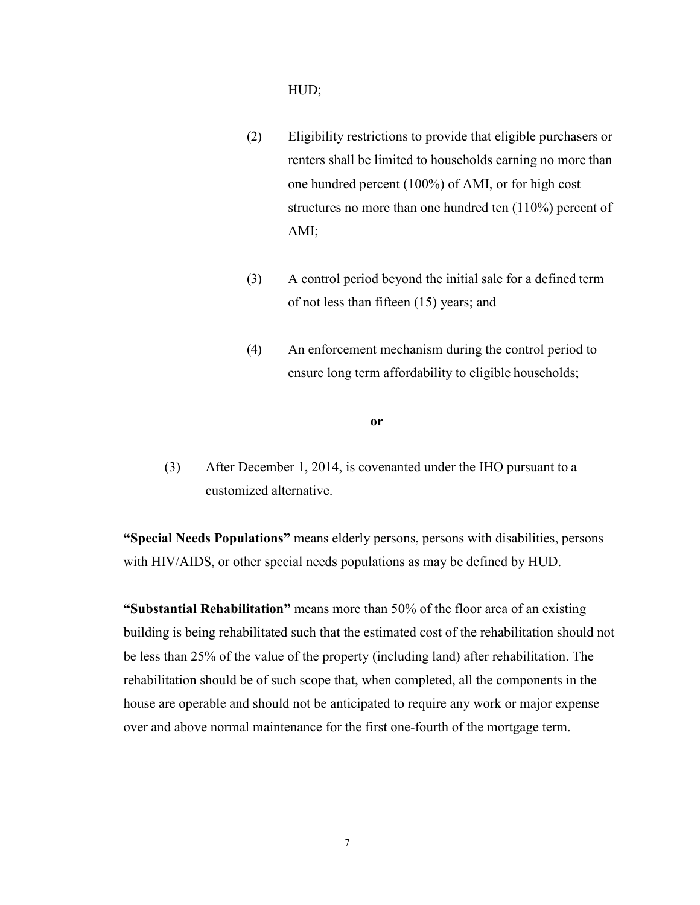HUD;

(2) Eligibility restrictions to provide that eligible purchasers or renters shall be limited to households earning no more than one hundred percent (100%) of AMI, or for high cost structures no more than one hundred ten (110%) percent of AMI;

(3) A control period beyond the initial sale for a defined term of not less than fifteen (15) years; and

(4) An enforcement mechanism during the control period to ensure long term affordability to eligible households;

**or**

(3) After December 1, 2014, is covenanted under the IHO pursuant to a customized alternative.

**"Special Needs Populations"** means elderly persons, persons with disabilities, persons with HIV/AIDS, or other special needs populations as may be defined by HUD.

**"Substantial Rehabilitation"** means more than 50% of the floor area of an existing building is being rehabilitated such that the estimated cost of the rehabilitation should not be less than 25% of the value of the property (including land) after rehabilitation. The rehabilitation should be of such scope that, when completed, all the components in the house are operable and should not be anticipated to require any work or major expense over and above normal maintenance for the first one-fourth of the mortgage term.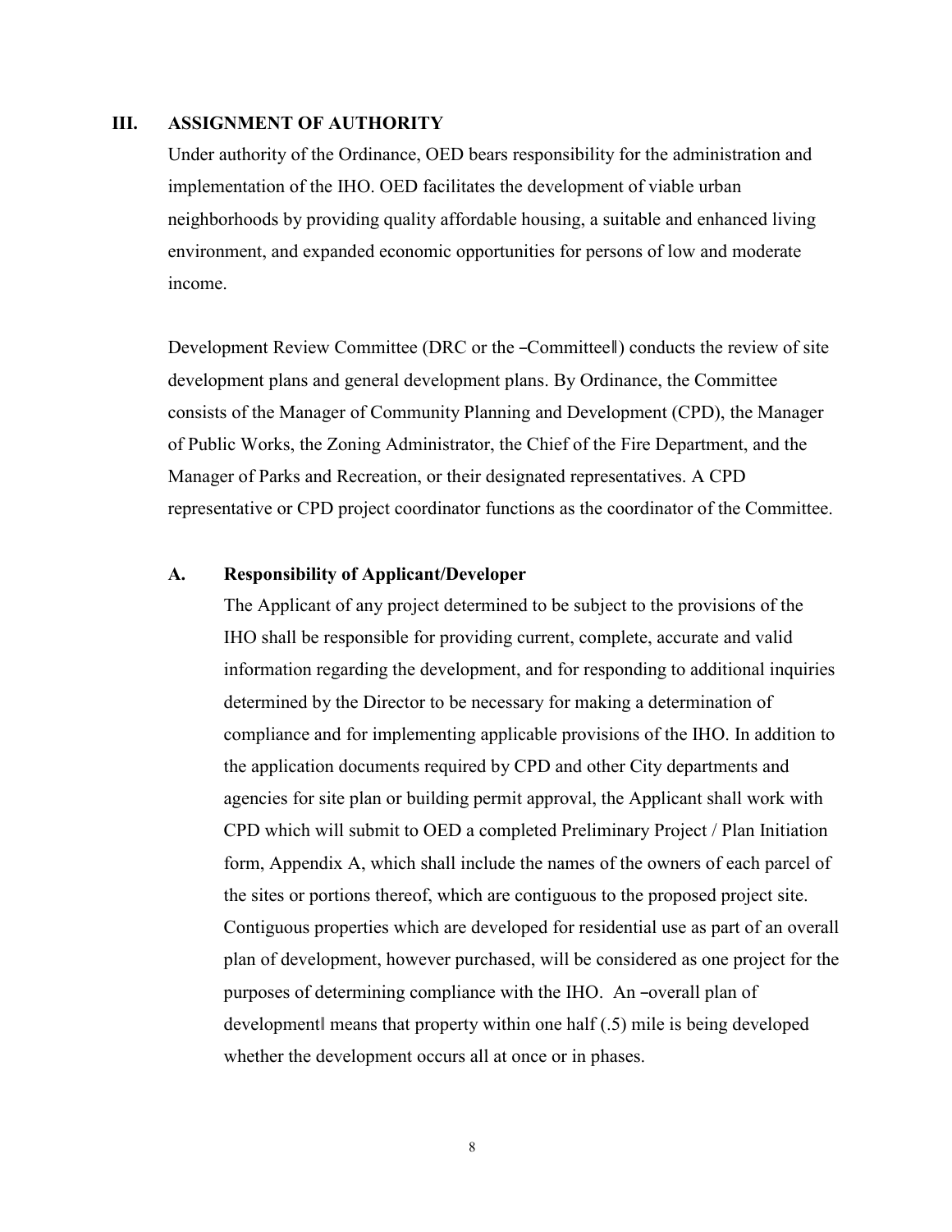## III. ASSIGNMENT OF AUTHORITY

Under authority of the Ordinance, OED bears responsibility for the administration and implementation of the IHO. OED facilitates the development of viable urban neighborhoods by providing quality affordable housing, a suitable and enhanced living environment, and expanded economic opportunities for persons of low and moderate income.

Development Review Committee (DRC or the ―Committee‖) conducts the review of site development plans and general development plans. By Ordinance, the Committee consists of the Manager of Community Planning and Development (CPD), the Manager of Public Works, the Zoning Administrator, the Chief of the Fire Department, and the Manager of Parks and Recreation, or their designated representatives. A CPD representative or CPD project coordinator functions as the coordinator of the Committee.

### A. Responsibility of Applicant/Developer

The Applicant of any project determined to be subject to the provisions of the IHO shall be responsible for providing current, complete, accurate and valid information regarding the development, and for responding to additional inquiries determined by the Director to be necessary for making a determination of compliance and for implementing applicable provisions of the IHO. In addition to the application documents required by CPD and other City departments and agencies for site plan or building permit approval, the Applicant shall work with CPD which will submit to OED a completed Preliminary Project / Plan Initiation form, Appendix A, which shall include the names of the owners of each parcel of the sites or portions thereof, which are contiguous to the proposed project site. Contiguous properties which are developed for residential use as part of an overall plan of development, however purchased, will be considered as one project for the purposes of determining compliance with the IHO. An ―overall plan of development‖ means that property within one half (.5) mile is being developed whether the development occurs all at once or in phases.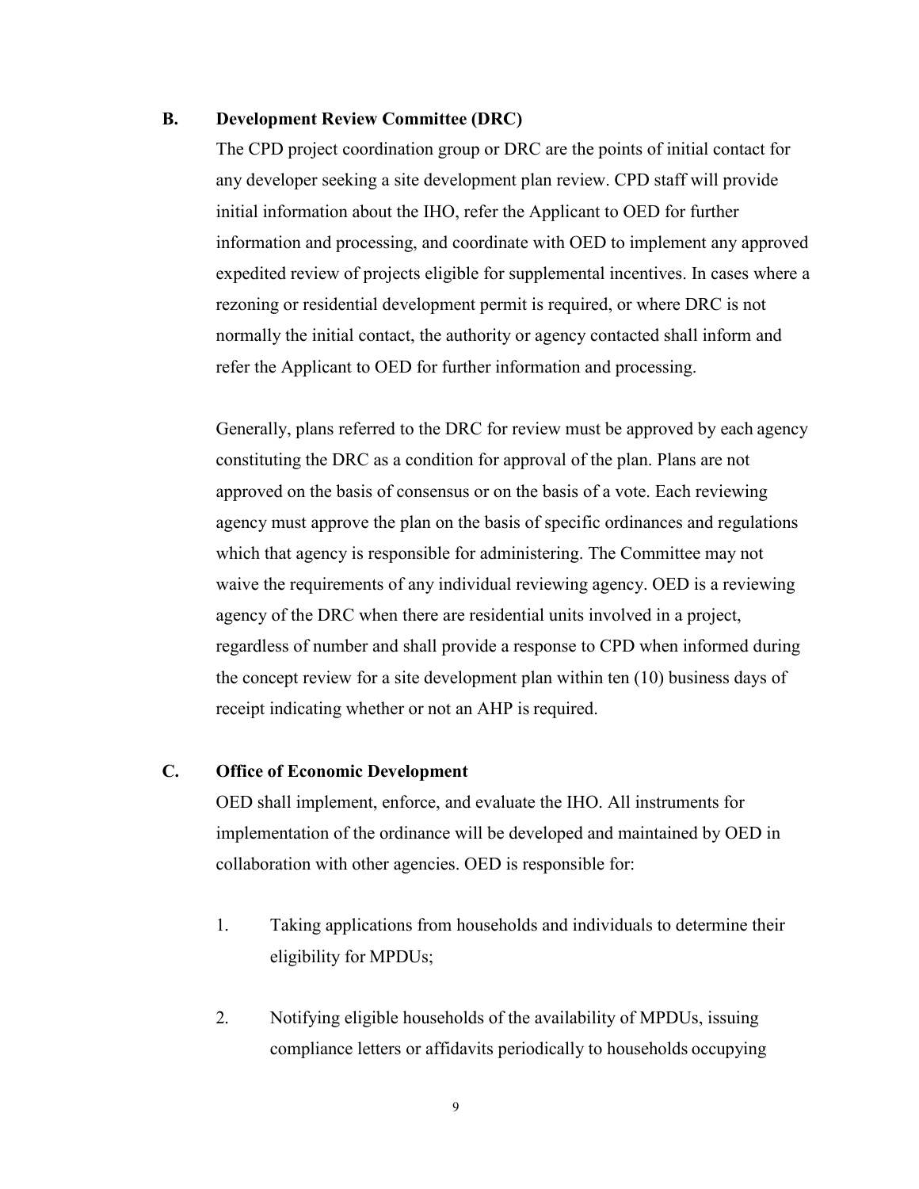## B. Development Review Committee (DRC)

The CPD project coordination group or DRC are the points of initial contact for any developer seeking a site development plan review. CPD staff will provide initial information about the IHO, refer the Applicant to OED for further information and processing, and coordinate with OED to implement any approved expedited review of projects eligible for supplemental incentives. In cases where a rezoning or residential development permit is required, or where DRC is not normally the initial contact, the authority or agency contacted shall inform and refer the Applicant to OED for further information and processing.

Generally, plans referred to the DRC for review must be approved by each agency constituting the DRC as a condition for approval of the plan. Plans are not approved on the basis of consensus or on the basis of a vote. Each reviewing agency must approve the plan on the basis of specific ordinances and regulations which that agency is responsible for administering. The Committee may not waive the requirements of any individual reviewing agency. OED is a reviewing agency of the DRC when there are residential units involved in a project, regardless of number and shall provide a response to CPD when informed during the concept review for a site development plan within ten (10) business days of receipt indicating whether or not an AHP is required.

## C. Office of Economic Development

OED shall implement, enforce, and evaluate the IHO. All instruments for implementation of the ordinance will be developed and maintained by OED in collaboration with other agencies. OED is responsible for:

1. Taking applications from households and individuals to determine their eligibility for MPDUs;

2. Notifying eligible households of the availability of MPDUs, issuing compliance letters or affidavits periodically to households occupying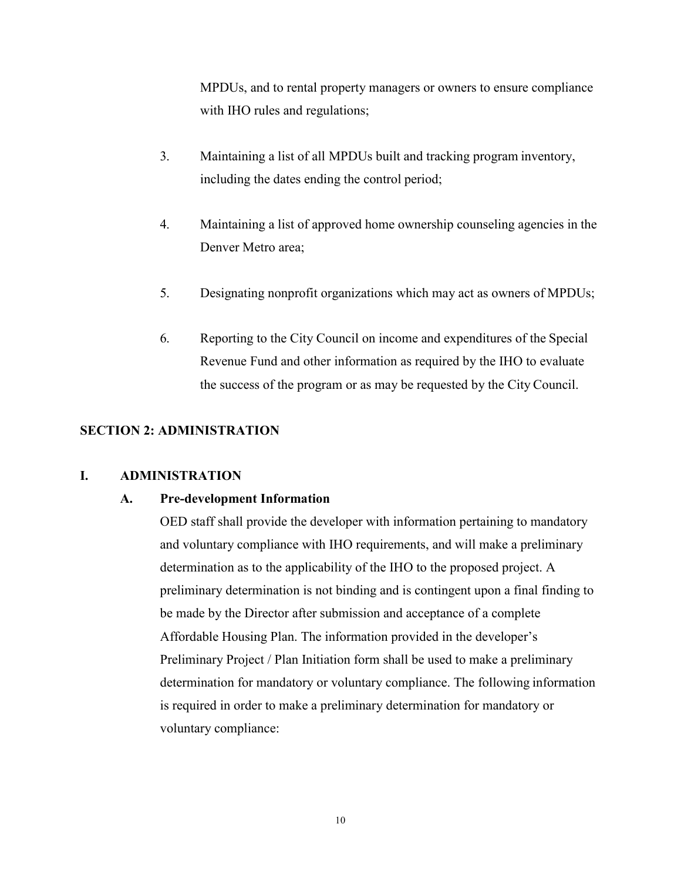MPDUs, and to rental property managers or owners to ensure compliance with IHO rules and regulations;

3. Maintaining a list of all MPDUs built and tracking program inventory, including the dates ending the control period;

4. Maintaining a list of approved home ownership counseling agencies in the Denver Metro area;

5. Designating nonprofit organizations which may act as owners of MPDUs;

6. Reporting to the City Council on income and expenditures of the Special Revenue Fund and other information as required by the IHO to evaluate the success of the program or as may be requested by the City Council.

## SECTION 2: ADMINISTRATION

### I. ADMINISTRATION

#### A. Pre-development Information

OED staff shall provide the developer with information pertaining to mandatory and voluntary compliance with IHO requirements, and will make a preliminary determination as to the applicability of the IHO to the proposed project. A preliminary determination is not binding and is contingent upon a final finding to be made by the Director after submission and acceptance of a complete Affordable Housing Plan. The information provided in the developer's Preliminary Project / Plan Initiation form shall be used to make a preliminary determination for mandatory or voluntary compliance. The following information is required in order to make a preliminary determination for mandatory or voluntary compliance: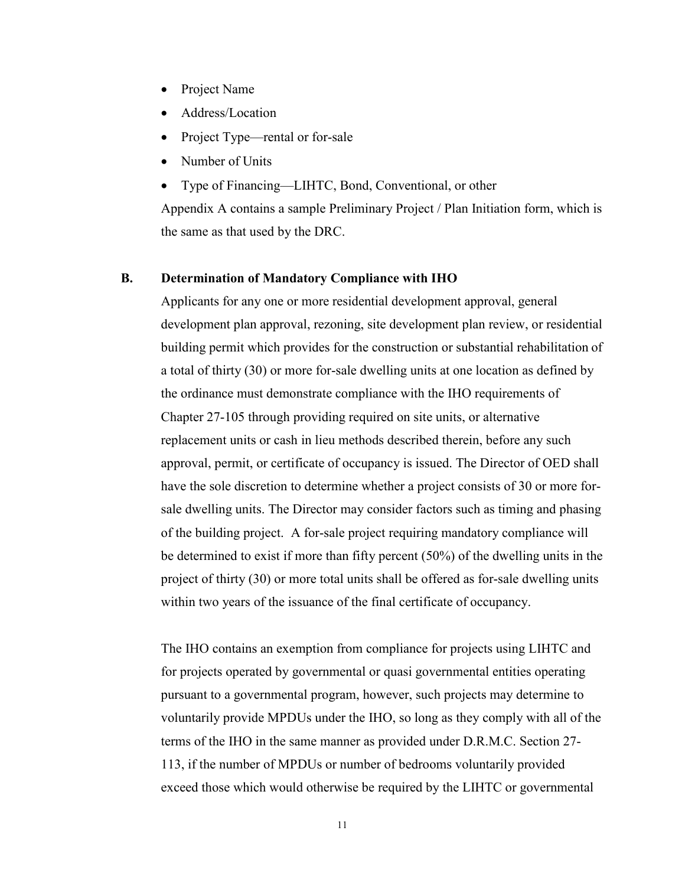- Project Name
- Address/Location
- Project Type—rental or for-sale
- Number of Units
- Type of Financing—LIHTC, Bond, Conventional, or other

Appendix A contains a sample Preliminary Project / Plan Initiation form, which is the same as that used by the DRC.

### B. Determination of Mandatory Compliance with IHO

Applicants for any one or more residential development approval, general development plan approval, rezoning, site development plan review, or residential building permit which provides for the construction or substantial rehabilitation of a total of thirty (30) or more for-sale dwelling units at one location as defined by the ordinance must demonstrate compliance with the IHO requirements of Chapter 27-105 through providing required on site units, or alternative replacement units or cash in lieu methods described therein, before any such approval, permit, or certificate of occupancy is issued. The Director of OED shall have the sole discretion to determine whether a project consists of 30 or more for-sale dwelling units. The Director may consider factors such as timing and phasing of the building project. A for-sale project requiring mandatory compliance will be determined to exist if more than fifty percent (50%) of the dwelling units in the project of thirty (30) or more total units shall be offered as for-sale dwelling units within two years of the issuance of the final certificate of occupancy.

The IHO contains an exemption from compliance for projects using LIHTC and for projects operated by governmental or quasi governmental entities operating pursuant to a governmental program, however, such projects may determine to voluntarily provide MPDUs under the IHO, so long as they comply with all of the terms of the IHO in the same manner as provided under D.R.M.C. Section 27-113, if the number of MPDUs or number of bedrooms voluntarily provided exceed those which would otherwise be required by the LIHTC or governmental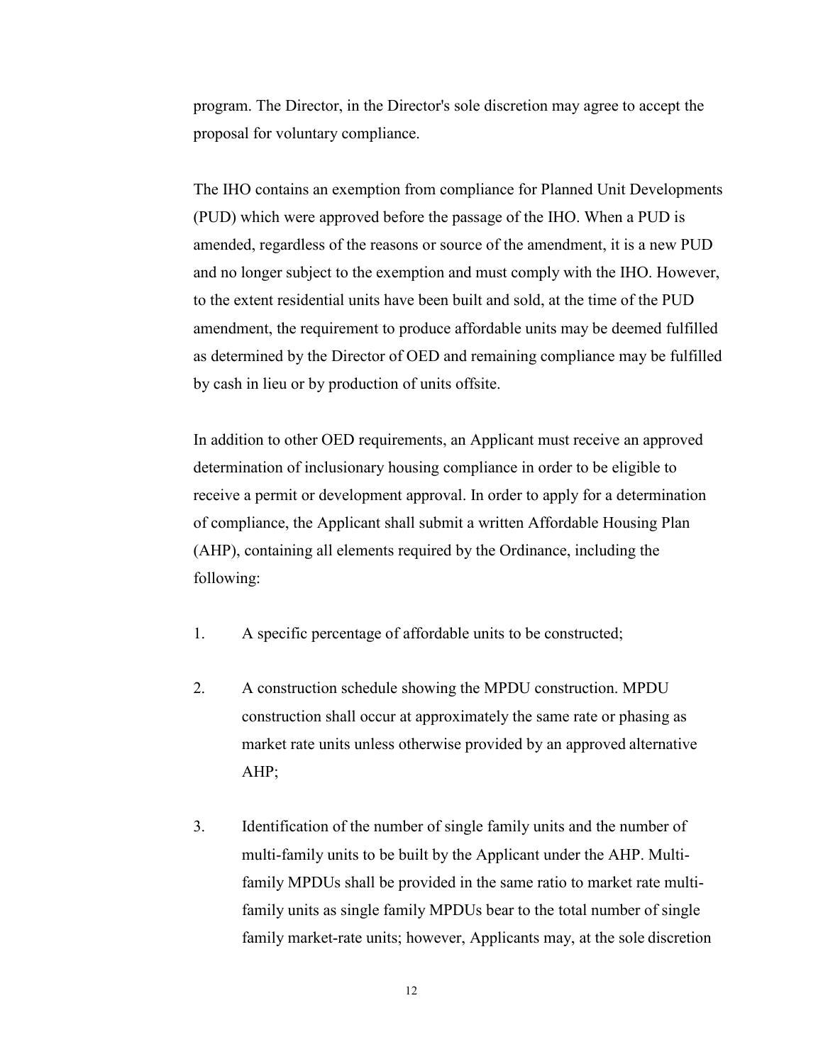program. The Director, in the Director's sole discretion may agree to accept the proposal for voluntary compliance.

The IHO contains an exemption from compliance for Planned Unit Developments (PUD) which were approved before the passage of the IHO. When a PUD is amended, regardless of the reasons or source of the amendment, it is a new PUD and no longer subject to the exemption and must comply with the IHO. However, to the extent residential units have been built and sold, at the time of the PUD amendment, the requirement to produce affordable units may be deemed fulfilled as determined by the Director of OED and remaining compliance may be fulfilled by cash in lieu or by production of units offsite.

In addition to other OED requirements, an Applicant must receive an approved determination of inclusionary housing compliance in order to be eligible to receive a permit or development approval. In order to apply for a determination of compliance, the Applicant shall submit a written Affordable Housing Plan (AHP), containing all elements required by the Ordinance, including the following:

1. A specific percentage of affordable units to be constructed;

2. A construction schedule showing the MPDU construction. MPDU construction shall occur at approximately the same rate or phasing as market rate units unless otherwise provided by an approved alternative AHP;

3. Identification of the number of single family units and the number of multi-family units to be built by the Applicant under the AHP. Multi-family MPDUs shall be provided in the same ratio to market rate multi-family units as single family MPDUs bear to the total number of single family market-rate units; however, Applicants may, at the sole discretion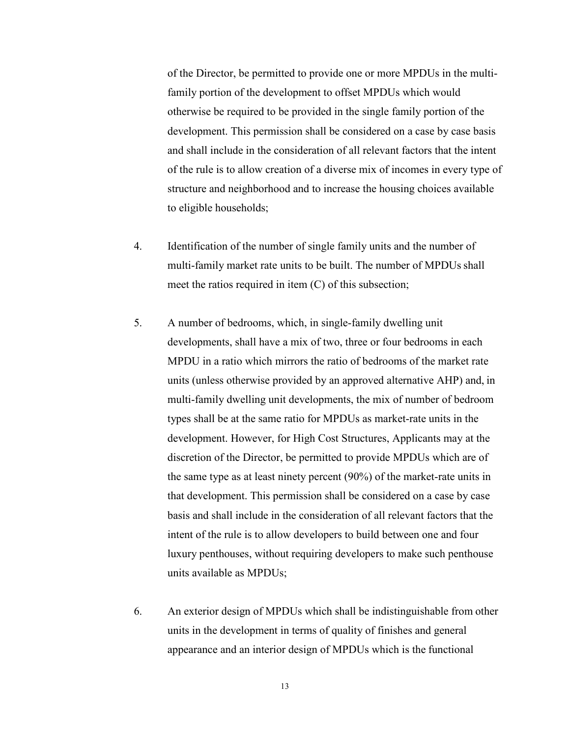of the Director, be permitted to provide one or more MPDUs in the multi-family portion of the development to offset MPDUs which would otherwise be required to be provided in the single family portion of the development. This permission shall be considered on a case by case basis and shall include in the consideration of all relevant factors that the intent of the rule is to allow creation of a diverse mix of incomes in every type of structure and neighborhood and to increase the housing choices available to eligible households;

4. Identification of the number of single family units and the number of multi-family market rate units to be built. The number of MPDUs shall meet the ratios required in item (C) of this subsection;

5. A number of bedrooms, which, in single-family dwelling unit developments, shall have a mix of two, three or four bedrooms in each MPDU in a ratio which mirrors the ratio of bedrooms of the market rate units (unless otherwise provided by an approved alternative AHP) and, in multi-family dwelling unit developments, the mix of number of bedroom types shall be at the same ratio for MPDUs as market-rate units in the development. However, for High Cost Structures, Applicants may at the discretion of the Director, be permitted to provide MPDUs which are of the same type as at least ninety percent (90%) of the market-rate units in that development. This permission shall be considered on a case by case basis and shall include in the consideration of all relevant factors that the intent of the rule is to allow developers to build between one and four luxury penthouses, without requiring developers to make such penthouse units available as MPDUs;

6. An exterior design of MPDUs which shall be indistinguishable from other units in the development in terms of quality of finishes and general appearance and an interior design of MPDUs which is the functional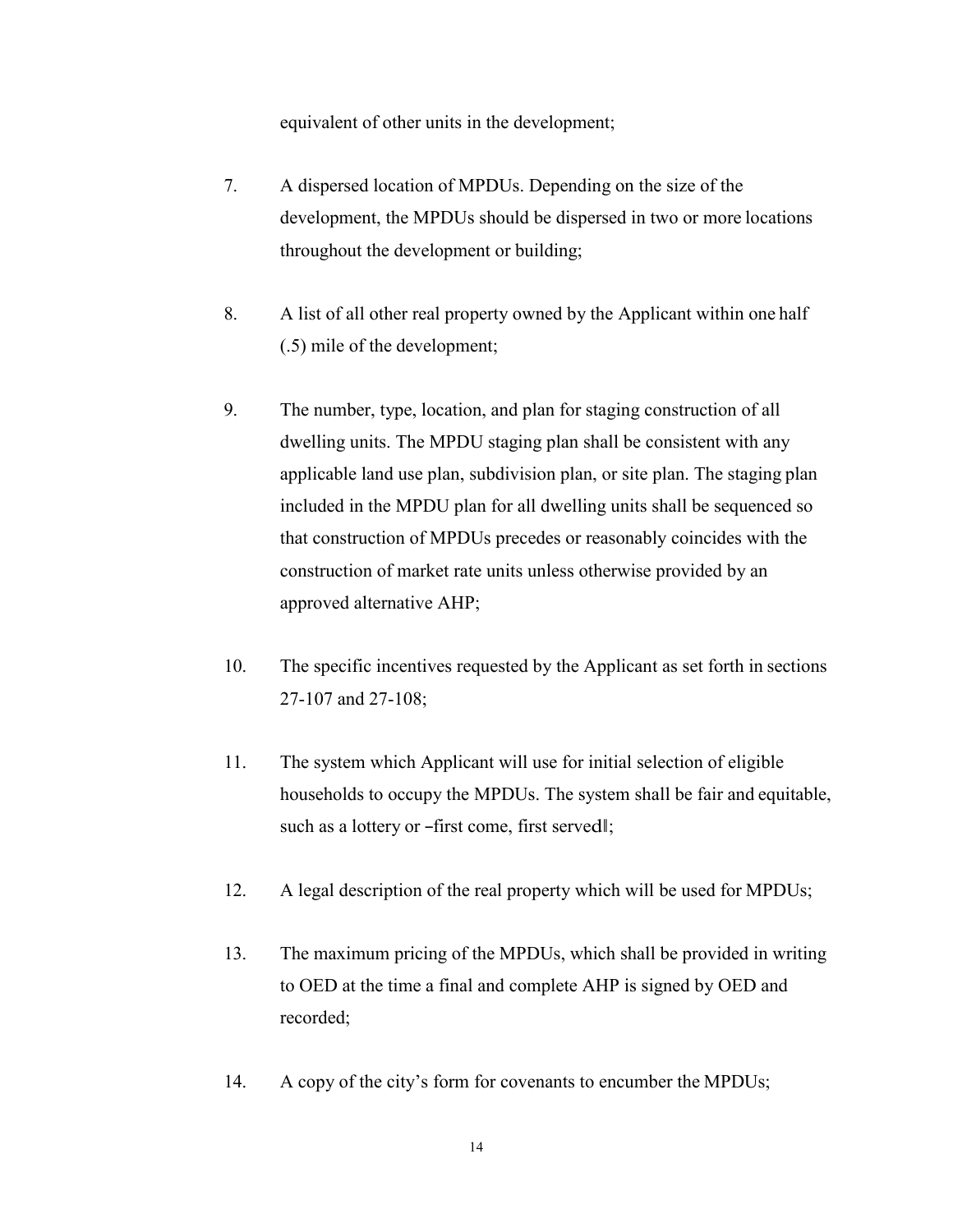equivalent of other units in the development;

7. A dispersed location of MPDUs. Depending on the size of the development, the MPDUs should be dispersed in two or more locations throughout the development or building;

8. A list of all other real property owned by the Applicant within one half (.5) mile of the development;

9. The number, type, location, and plan for staging construction of all dwelling units. The MPDU staging plan shall be consistent with any applicable land use plan, subdivision plan, or site plan. The staging plan included in the MPDU plan for all dwelling units shall be sequenced so that construction of MPDUs precedes or reasonably coincides with the construction of market rate units unless otherwise provided by an approved alternative AHP;

10. The specific incentives requested by the Applicant as set forth in sections 27-107 and 27-108;

11. The system which Applicant will use for initial selection of eligible households to occupy the MPDUs. The system shall be fair and equitable, such as a lottery or ―first come, first served‖;

12. A legal description of the real property which will be used for MPDUs;

13. The maximum pricing of the MPDUs, which shall be provided in writing to OED at the time a final and complete AHP is signed by OED and recorded;

14. A copy of the city's form for covenants to encumber the MPDUs;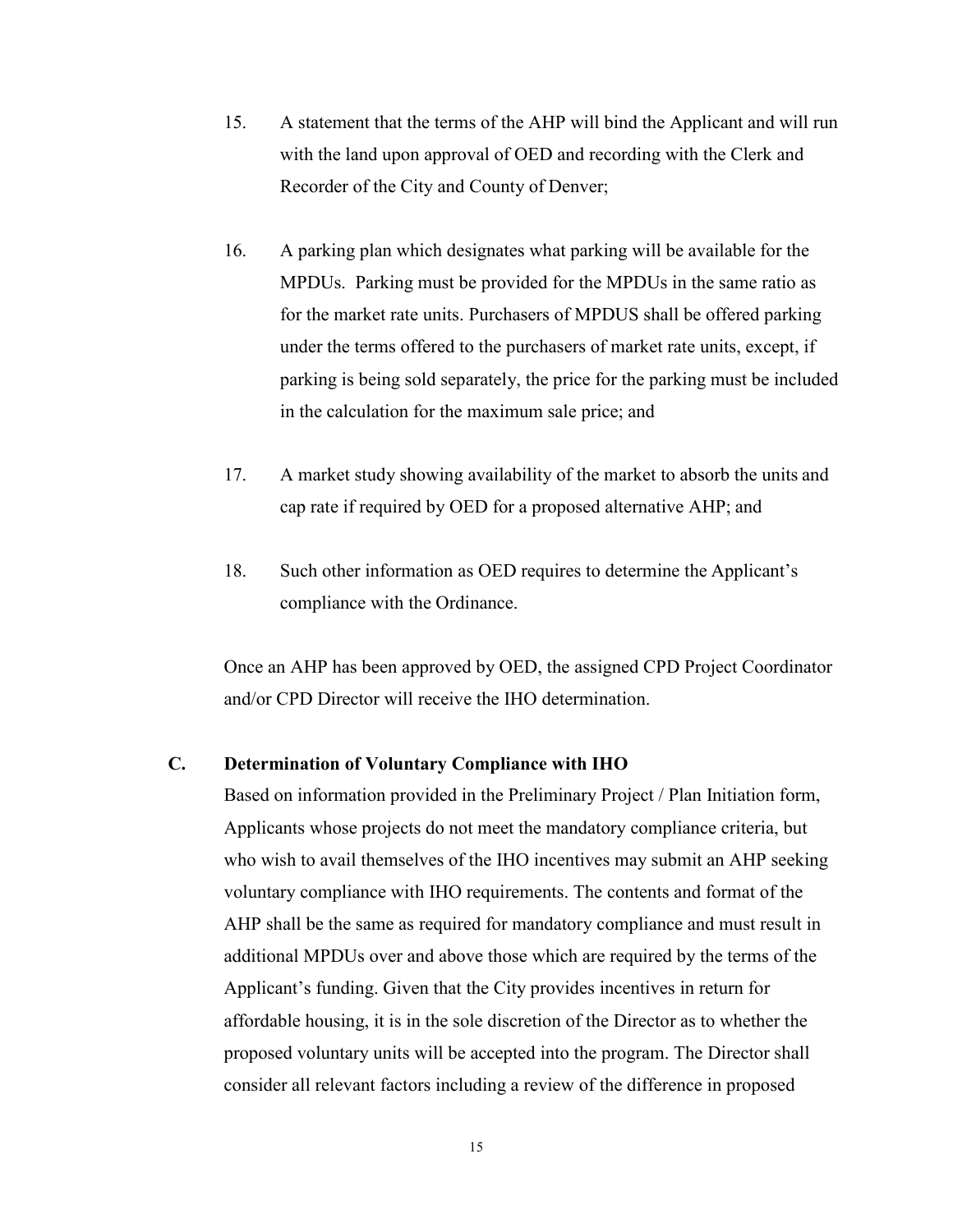15. A statement that the terms of the AHP will bind the Applicant and will run with the land upon approval of OED and recording with the Clerk and Recorder of the City and County of Denver;

16. A parking plan which designates what parking will be available for the MPDUs. Parking must be provided for the MPDUs in the same ratio as for the market rate units. Purchasers of MPDUS shall be offered parking under the terms offered to the purchasers of market rate units, except, if parking is being sold separately, the price for the parking must be included in the calculation for the maximum sale price; and

17. A market study showing availability of the market to absorb the units and cap rate if required by OED for a proposed alternative AHP; and

18. Such other information as OED requires to determine the Applicant's compliance with the Ordinance.

Once an AHP has been approved by OED, the assigned CPD Project Coordinator and/or CPD Director will receive the IHO determination.

## C. Determination of Voluntary Compliance with IHO

Based on information provided in the Preliminary Project / Plan Initiation form, Applicants whose projects do not meet the mandatory compliance criteria, but who wish to avail themselves of the IHO incentives may submit an AHP seeking voluntary compliance with IHO requirements. The contents and format of the AHP shall be the same as required for mandatory compliance and must result in additional MPDUs over and above those which are required by the terms of the Applicant's funding. Given that the City provides incentives in return for affordable housing, it is in the sole discretion of the Director as to whether the proposed voluntary units will be accepted into the program. The Director shall consider all relevant factors including a review of the difference in proposed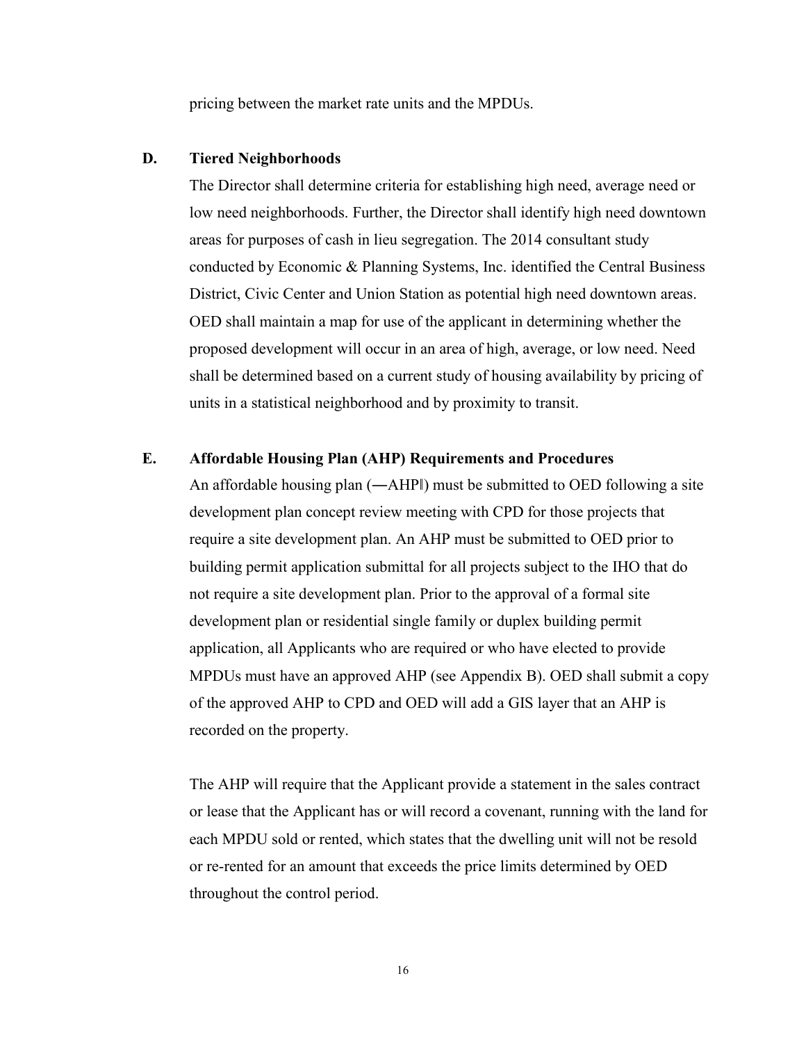pricing between the market rate units and the MPDUs.

### D. Tiered Neighborhoods

The Director shall determine criteria for establishing high need, average need or low need neighborhoods. Further, the Director shall identify high need downtown areas for purposes of cash in lieu segregation. The 2014 consultant study conducted by Economic & Planning Systems, Inc. identified the Central Business District, Civic Center and Union Station as potential high need downtown areas. OED shall maintain a map for use of the applicant in determining whether the proposed development will occur in an area of high, average, or low need. Need shall be determined based on a current study of housing availability by pricing of units in a statistical neighborhood and by proximity to transit.

### E. Affordable Housing Plan (AHP) Requirements and Procedures

An affordable housing plan (―AHP‖) must be submitted to OED following a site development plan concept review meeting with CPD for those projects that require a site development plan. An AHP must be submitted to OED prior to building permit application submittal for all projects subject to the IHO that do not require a site development plan. Prior to the approval of a formal site development plan or residential single family or duplex building permit application, all Applicants who are required or who have elected to provide MPDUs must have an approved AHP (see Appendix B). OED shall submit a copy of the approved AHP to CPD and OED will add a GIS layer that an AHP is recorded on the property.

The AHP will require that the Applicant provide a statement in the sales contract or lease that the Applicant has or will record a covenant, running with the land for each MPDU sold or rented, which states that the dwelling unit will not be resold or re-rented for an amount that exceeds the price limits determined by OED throughout the control period.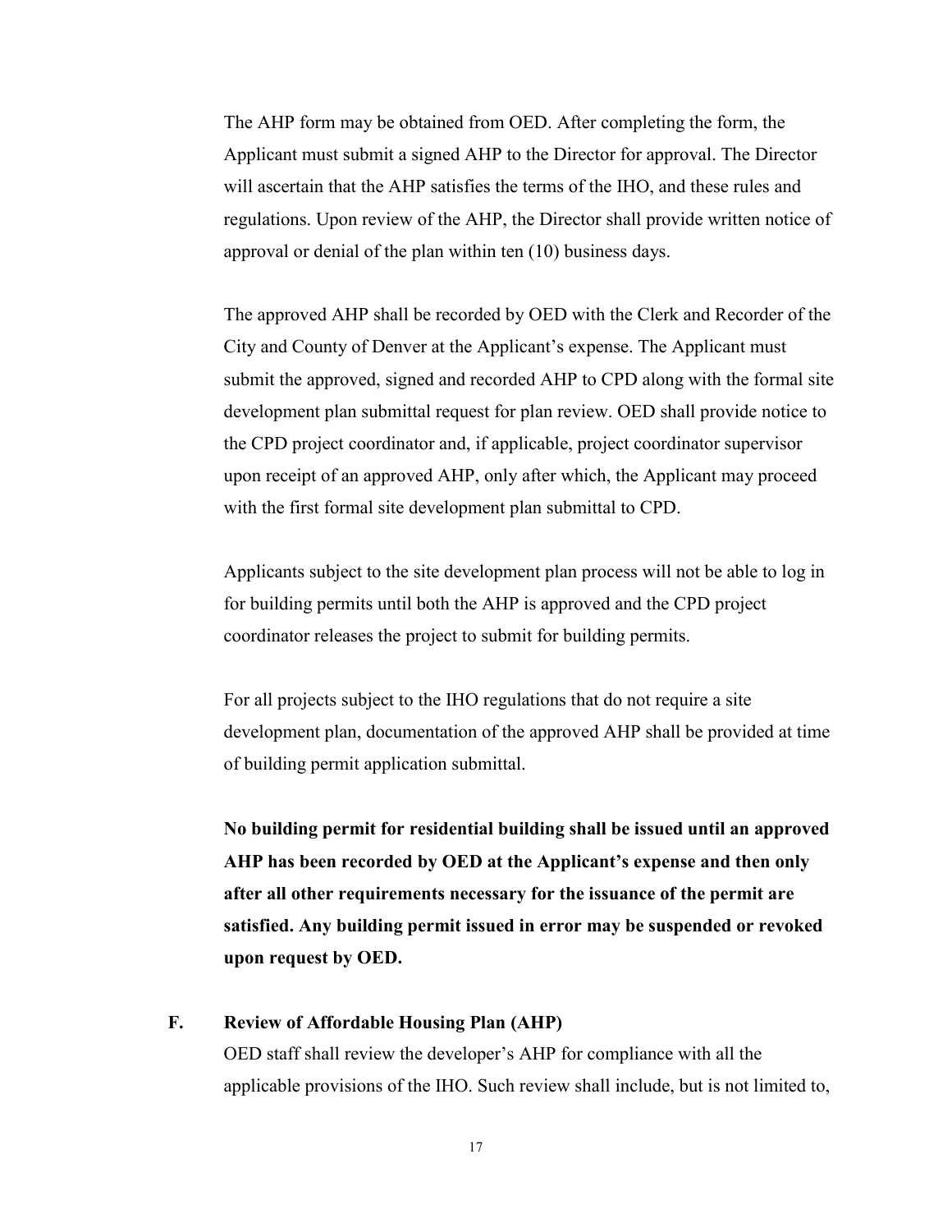The AHP form may be obtained from OED. After completing the form, the Applicant must submit a signed AHP to the Director for approval. The Director will ascertain that the AHP satisfies the terms of the IHO, and these rules and regulations. Upon review of the AHP, the Director shall provide written notice of approval or denial of the plan within ten (10) business days.

The approved AHP shall be recorded by OED with the Clerk and Recorder of the City and County of Denver at the Applicant's expense. The Applicant must submit the approved, signed and recorded AHP to CPD along with the formal site development plan submittal request for plan review. OED shall provide notice to the CPD project coordinator and, if applicable, project coordinator supervisor upon receipt of an approved AHP, only after which, the Applicant may proceed with the first formal site development plan submittal to CPD.

Applicants subject to the site development plan process will not be able to log in for building permits until both the AHP is approved and the CPD project coordinator releases the project to submit for building permits.

For all projects subject to the IHO regulations that do not require a site development plan, documentation of the approved AHP shall be provided at time of building permit application submittal.

**No building permit for residential building shall be issued until an approved AHP has been recorded by OED at the Applicant's expense and then only after all other requirements necessary for the issuance of the permit are satisfied. Any building permit issued in error may be suspended or revoked upon request by OED.**

**F. Review of Affordable Housing Plan (AHP)**

OED staff shall review the developer's AHP for compliance with all the applicable provisions of the IHO. Such review shall include, but is not limited to,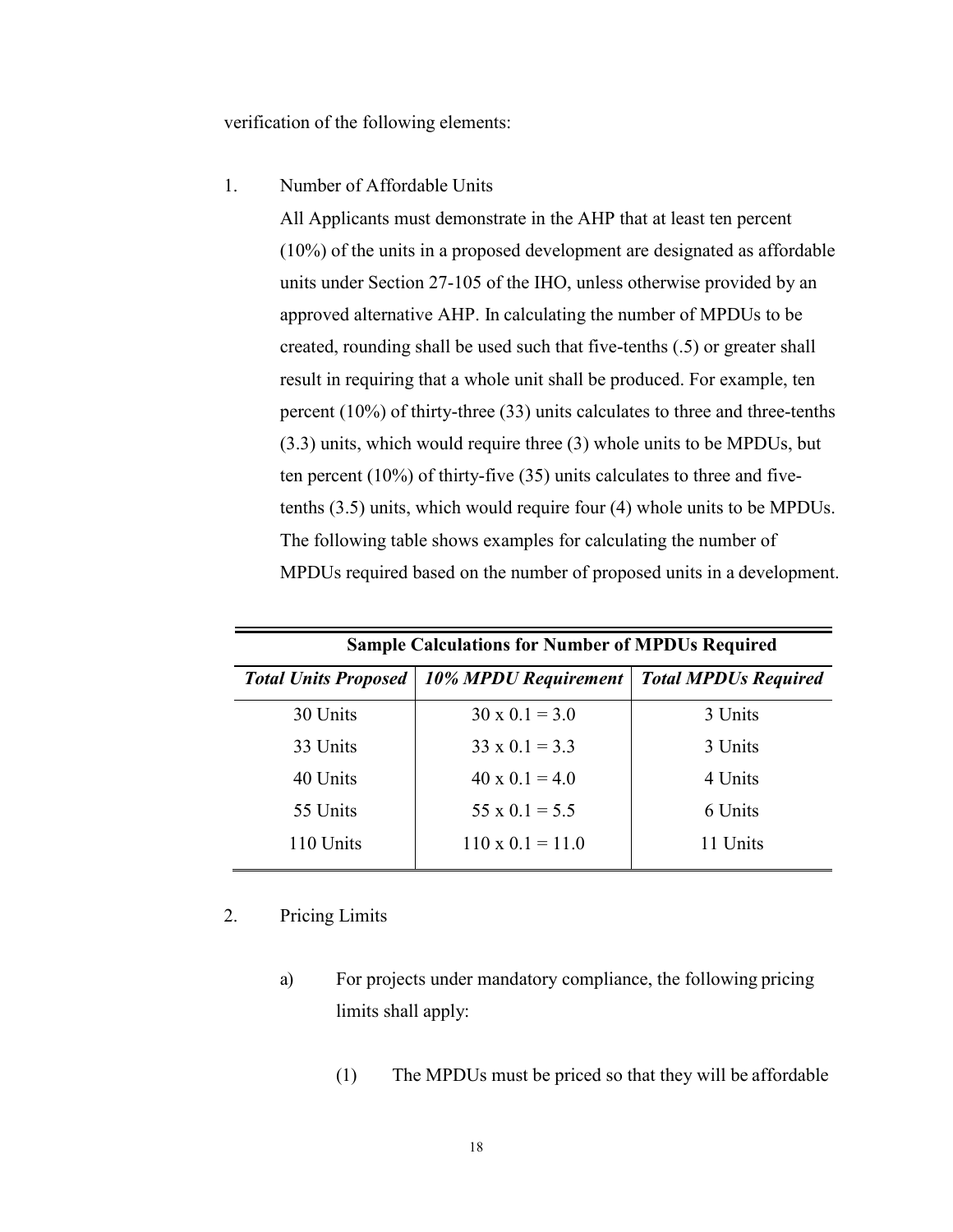verification of the following elements:

1. Number of Affordable Units

   All Applicants must demonstrate in the AHP that at least ten percent (10%) of the units in a proposed development are designated as affordable units under Section 27-105 of the IHO, unless otherwise provided by an approved alternative AHP. In calculating the number of MPDUs to be created, rounding shall be used such that five-tenths (.5) or greater shall result in requiring that a whole unit shall be produced. For example, ten percent (10%) of thirty-three (33) units calculates to three and three-tenths (3.3) units, which would require three (3) whole units to be MPDUs, but ten percent (10%) of thirty-five (35) units calculates to three and five-tenths (3.5) units, which would require four (4) whole units to be MPDUs. The following table shows examples for calculating the number of MPDUs required based on the number of proposed units in a development.

**Sample Calculations for Number of MPDUs Required**

| *Total Units Proposed* | *10% MPDU Requirement* | *Total MPDUs Required* |
|---|---|---|
| 30 Units | 30 x 0.1 = 3.0 | 3 Units |
| 33 Units | 33 x 0.1 = 3.3 | 3 Units |
| 40 Units | 40 x 0.1 = 4.0 | 4 Units |
| 55 Units | 55 x 0.1 = 5.5 | 6 Units |
| 110 Units | 110 x 0.1 = 11.0 | 11 Units |

2. Pricing Limits

   a) For projects under mandatory compliance, the following pricing limits shall apply:

      (1) The MPDUs must be priced so that they will be affordable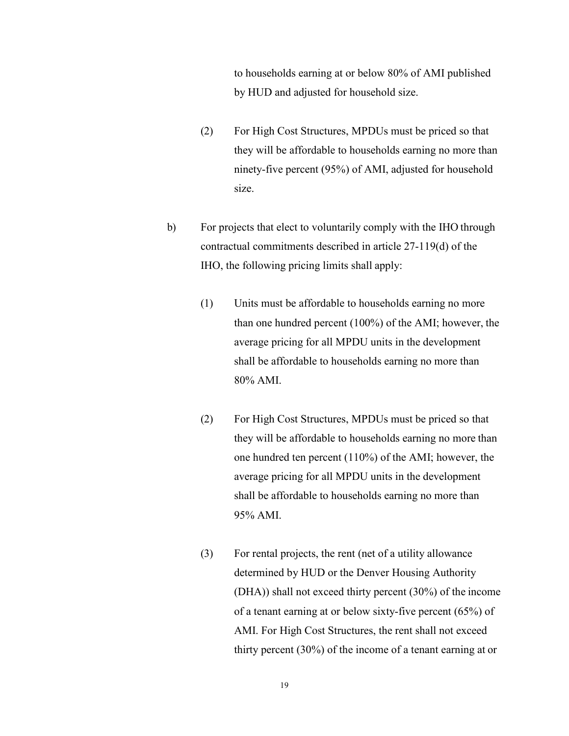to households earning at or below 80% of AMI published by HUD and adjusted for household size.

(2) For High Cost Structures, MPDUs must be priced so that they will be affordable to households earning no more than ninety-five percent (95%) of AMI, adjusted for household size.

b) For projects that elect to voluntarily comply with the IHO through contractual commitments described in article 27-119(d) of the IHO, the following pricing limits shall apply:

(1) Units must be affordable to households earning no more than one hundred percent (100%) of the AMI; however, the average pricing for all MPDU units in the development shall be affordable to households earning no more than 80% AMI.

(2) For High Cost Structures, MPDUs must be priced so that they will be affordable to households earning no more than one hundred ten percent (110%) of the AMI; however, the average pricing for all MPDU units in the development shall be affordable to households earning no more than 95% AMI.

(3) For rental projects, the rent (net of a utility allowance determined by HUD or the Denver Housing Authority (DHA)) shall not exceed thirty percent (30%) of the income of a tenant earning at or below sixty-five percent (65%) of AMI. For High Cost Structures, the rent shall not exceed thirty percent (30%) of the income of a tenant earning at or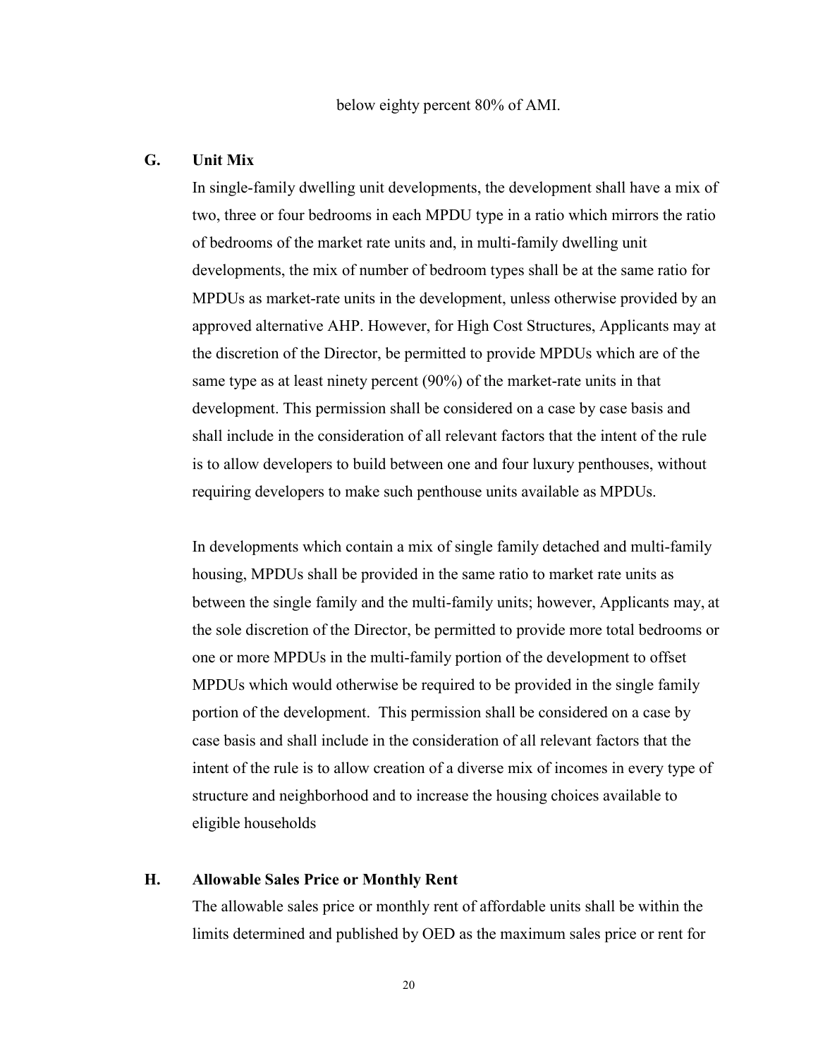below eighty percent 80% of AMI.

### G. Unit Mix

In single-family dwelling unit developments, the development shall have a mix of two, three or four bedrooms in each MPDU type in a ratio which mirrors the ratio of bedrooms of the market rate units and, in multi-family dwelling unit developments, the mix of number of bedroom types shall be at the same ratio for MPDUs as market-rate units in the development, unless otherwise provided by an approved alternative AHP. However, for High Cost Structures, Applicants may at the discretion of the Director, be permitted to provide MPDUs which are of the same type as at least ninety percent (90%) of the market-rate units in that development. This permission shall be considered on a case by case basis and shall include in the consideration of all relevant factors that the intent of the rule is to allow developers to build between one and four luxury penthouses, without requiring developers to make such penthouse units available as MPDUs.

In developments which contain a mix of single family detached and multi-family housing, MPDUs shall be provided in the same ratio to market rate units as between the single family and the multi-family units; however, Applicants may, at the sole discretion of the Director, be permitted to provide more total bedrooms or one or more MPDUs in the multi-family portion of the development to offset MPDUs which would otherwise be required to be provided in the single family portion of the development. This permission shall be considered on a case by case basis and shall include in the consideration of all relevant factors that the intent of the rule is to allow creation of a diverse mix of incomes in every type of structure and neighborhood and to increase the housing choices available to eligible households

### H. Allowable Sales Price or Monthly Rent

The allowable sales price or monthly rent of affordable units shall be within the limits determined and published by OED as the maximum sales price or rent for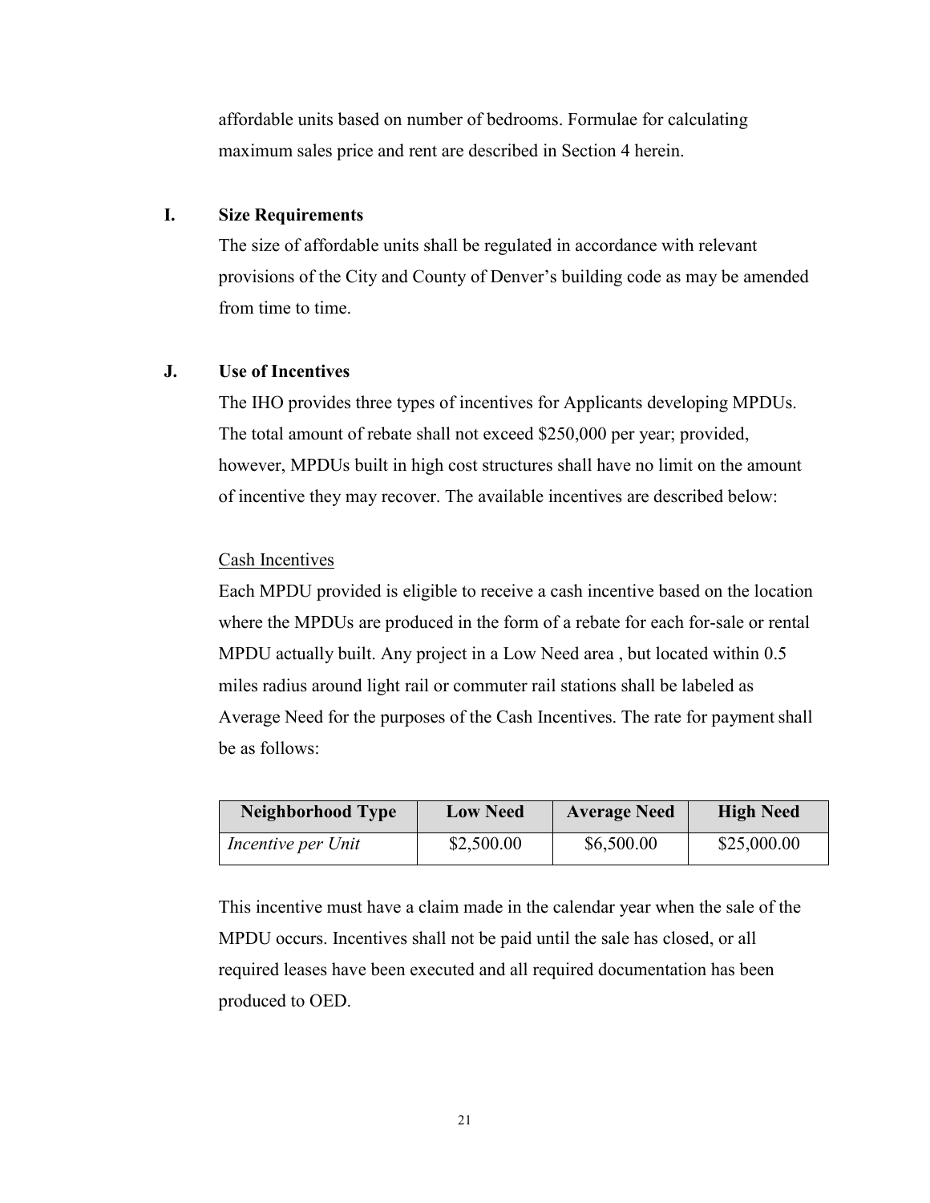affordable units based on number of bedrooms. Formulae for calculating maximum sales price and rent are described in Section 4 herein.

### I. Size Requirements

The size of affordable units shall be regulated in accordance with relevant provisions of the City and County of Denver's building code as may be amended from time to time.

### J. Use of Incentives

The IHO provides three types of incentives for Applicants developing MPDUs. The total amount of rebate shall not exceed $250,000 per year; provided, however, MPDUs built in high cost structures shall have no limit on the amount of incentive they may recover. The available incentives are described below:

<u>Cash Incentives</u>

Each MPDU provided is eligible to receive a cash incentive based on the location where the MPDUs are produced in the form of a rebate for each for-sale or rental MPDU actually built. Any project in a Low Need area , but located within 0.5 miles radius around light rail or commuter rail stations shall be labeled as Average Need for the purposes of the Cash Incentives. The rate for payment shall be as follows:

| Neighborhood Type | Low Need | Average Need | High Need |
|---|---|---|---|
| *Incentive per Unit* | $2,500.00 | $6,500.00 | $25,000.00 |

This incentive must have a claim made in the calendar year when the sale of the MPDU occurs. Incentives shall not be paid until the sale has closed, or all required leases have been executed and all required documentation has been produced to OED.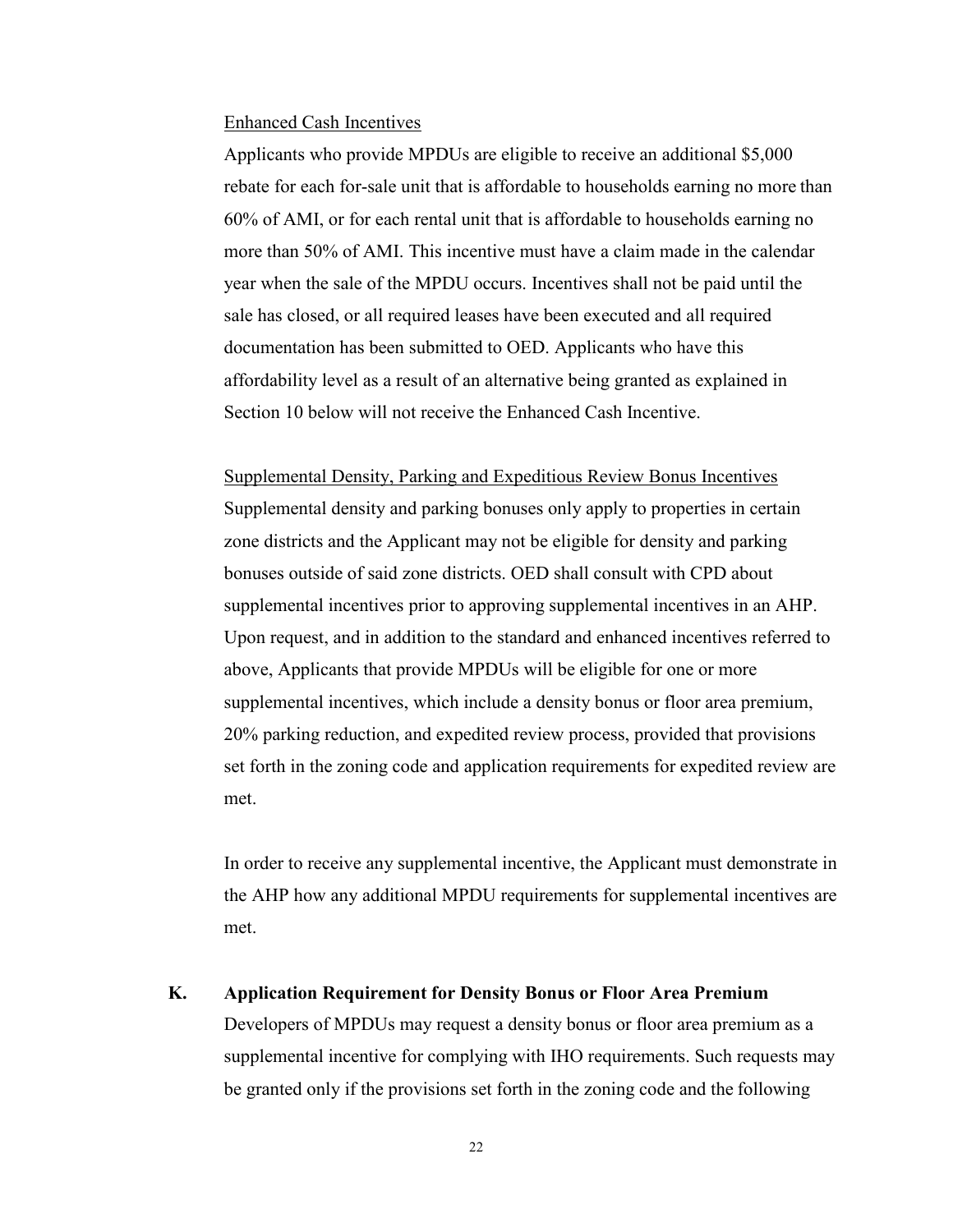<u>Enhanced Cash Incentives</u>

Applicants who provide MPDUs are eligible to receive an additional $5,000 rebate for each for-sale unit that is affordable to households earning no more than 60% of AMI, or for each rental unit that is affordable to households earning no more than 50% of AMI. This incentive must have a claim made in the calendar year when the sale of the MPDU occurs. Incentives shall not be paid until the sale has closed, or all required leases have been executed and all required documentation has been submitted to OED. Applicants who have this affordability level as a result of an alternative being granted as explained in Section 10 below will not receive the Enhanced Cash Incentive.

<u>Supplemental Density, Parking and Expeditious Review Bonus Incentives</u>

Supplemental density and parking bonuses only apply to properties in certain zone districts and the Applicant may not be eligible for density and parking bonuses outside of said zone districts. OED shall consult with CPD about supplemental incentives prior to approving supplemental incentives in an AHP. Upon request, and in addition to the standard and enhanced incentives referred to above, Applicants that provide MPDUs will be eligible for one or more supplemental incentives, which include a density bonus or floor area premium, 20% parking reduction, and expedited review process, provided that provisions set forth in the zoning code and application requirements for expedited review are met.

In order to receive any supplemental incentive, the Applicant must demonstrate in the AHP how any additional MPDU requirements for supplemental incentives are met.

**K. Application Requirement for Density Bonus or Floor Area Premium**

Developers of MPDUs may request a density bonus or floor area premium as a supplemental incentive for complying with IHO requirements. Such requests may be granted only if the provisions set forth in the zoning code and the following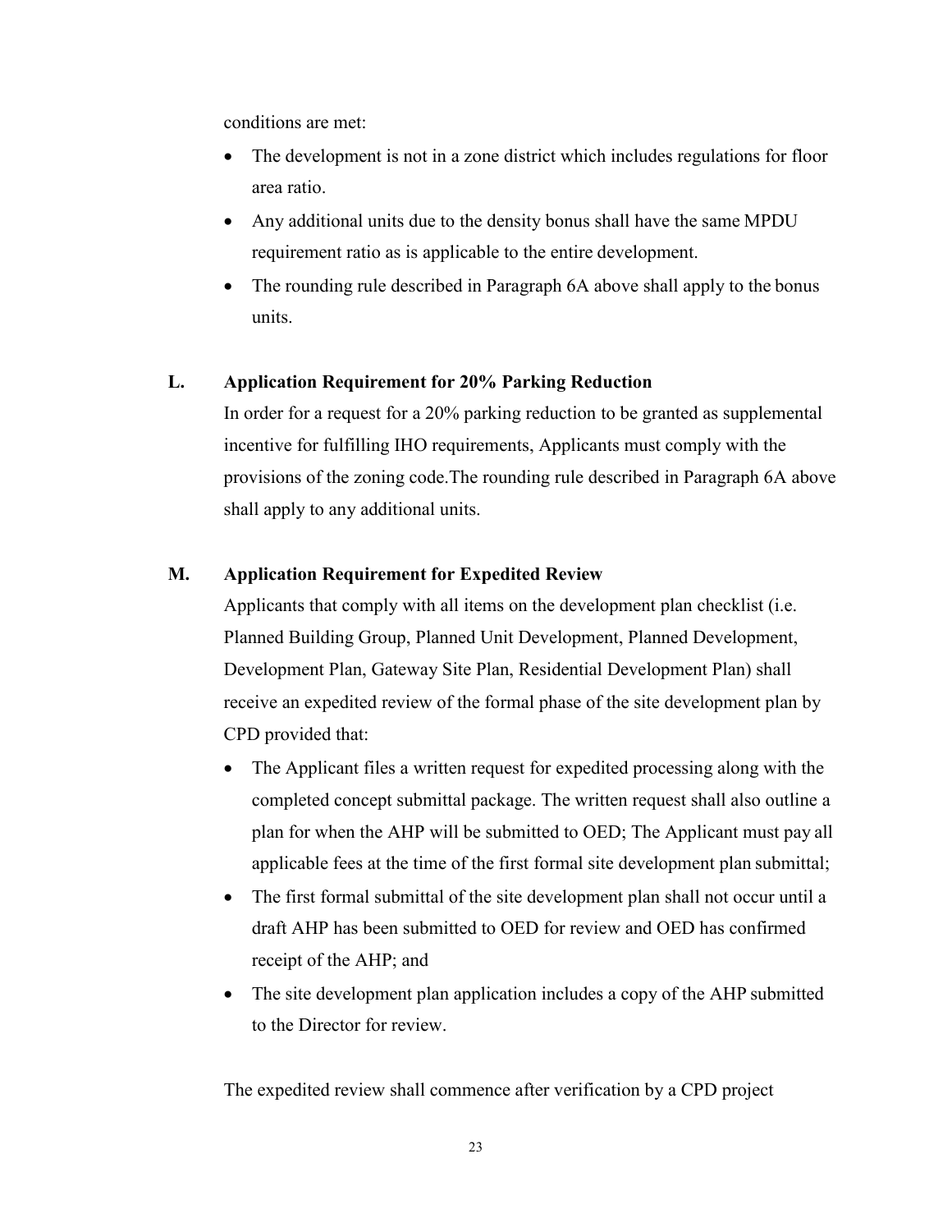conditions are met:

- The development is not in a zone district which includes regulations for floor area ratio.
- Any additional units due to the density bonus shall have the same MPDU requirement ratio as is applicable to the entire development.
- The rounding rule described in Paragraph 6A above shall apply to the bonus units.

**L. Application Requirement for 20% Parking Reduction**

In order for a request for a 20% parking reduction to be granted as supplemental incentive for fulfilling IHO requirements, Applicants must comply with the provisions of the zoning code.The rounding rule described in Paragraph 6A above shall apply to any additional units.

**M. Application Requirement for Expedited Review**

Applicants that comply with all items on the development plan checklist (i.e. Planned Building Group, Planned Unit Development, Planned Development, Development Plan, Gateway Site Plan, Residential Development Plan) shall receive an expedited review of the formal phase of the site development plan by CPD provided that:

- The Applicant files a written request for expedited processing along with the completed concept submittal package. The written request shall also outline a plan for when the AHP will be submitted to OED; The Applicant must pay all applicable fees at the time of the first formal site development plan submittal;
- The first formal submittal of the site development plan shall not occur until a draft AHP has been submitted to OED for review and OED has confirmed receipt of the AHP; and
- The site development plan application includes a copy of the AHP submitted to the Director for review.

The expedited review shall commence after verification by a CPD project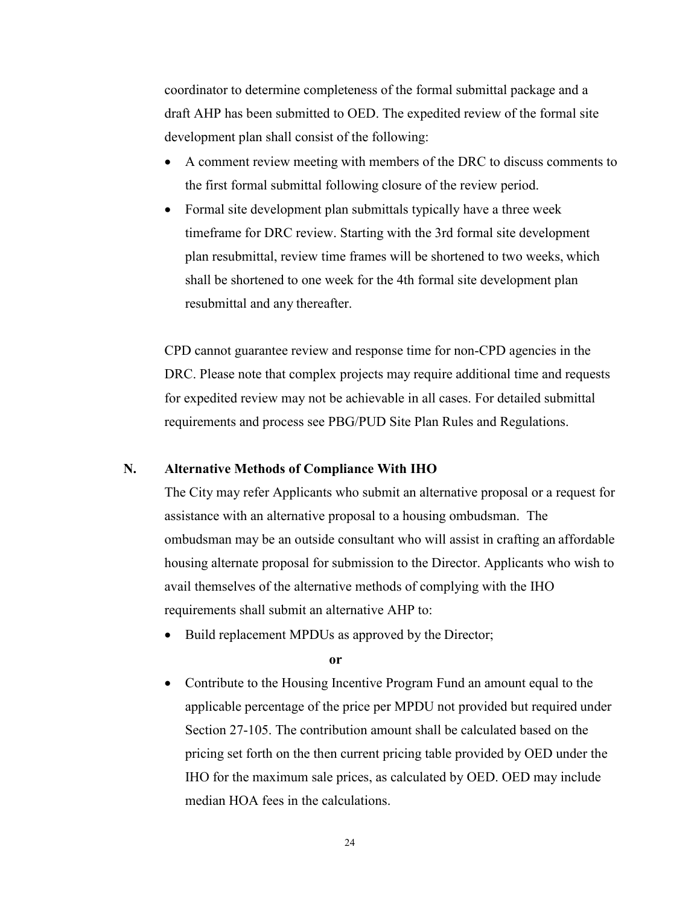coordinator to determine completeness of the formal submittal package and a draft AHP has been submitted to OED. The expedited review of the formal site development plan shall consist of the following:

- A comment review meeting with members of the DRC to discuss comments to the first formal submittal following closure of the review period.
- Formal site development plan submittals typically have a three week timeframe for DRC review. Starting with the 3rd formal site development plan resubmittal, review time frames will be shortened to two weeks, which shall be shortened to one week for the 4th formal site development plan resubmittal and any thereafter.

CPD cannot guarantee review and response time for non-CPD agencies in the DRC. Please note that complex projects may require additional time and requests for expedited review may not be achievable in all cases. For detailed submittal requirements and process see PBG/PUD Site Plan Rules and Regulations.

## N. Alternative Methods of Compliance With IHO

The City may refer Applicants who submit an alternative proposal or a request for assistance with an alternative proposal to a housing ombudsman. The ombudsman may be an outside consultant who will assist in crafting an affordable housing alternate proposal for submission to the Director. Applicants who wish to avail themselves of the alternative methods of complying with the IHO requirements shall submit an alternative AHP to:

- Build replacement MPDUs as approved by the Director;

**or**

- Contribute to the Housing Incentive Program Fund an amount equal to the applicable percentage of the price per MPDU not provided but required under Section 27-105. The contribution amount shall be calculated based on the pricing set forth on the then current pricing table provided by OED under the IHO for the maximum sale prices, as calculated by OED. OED may include median HOA fees in the calculations.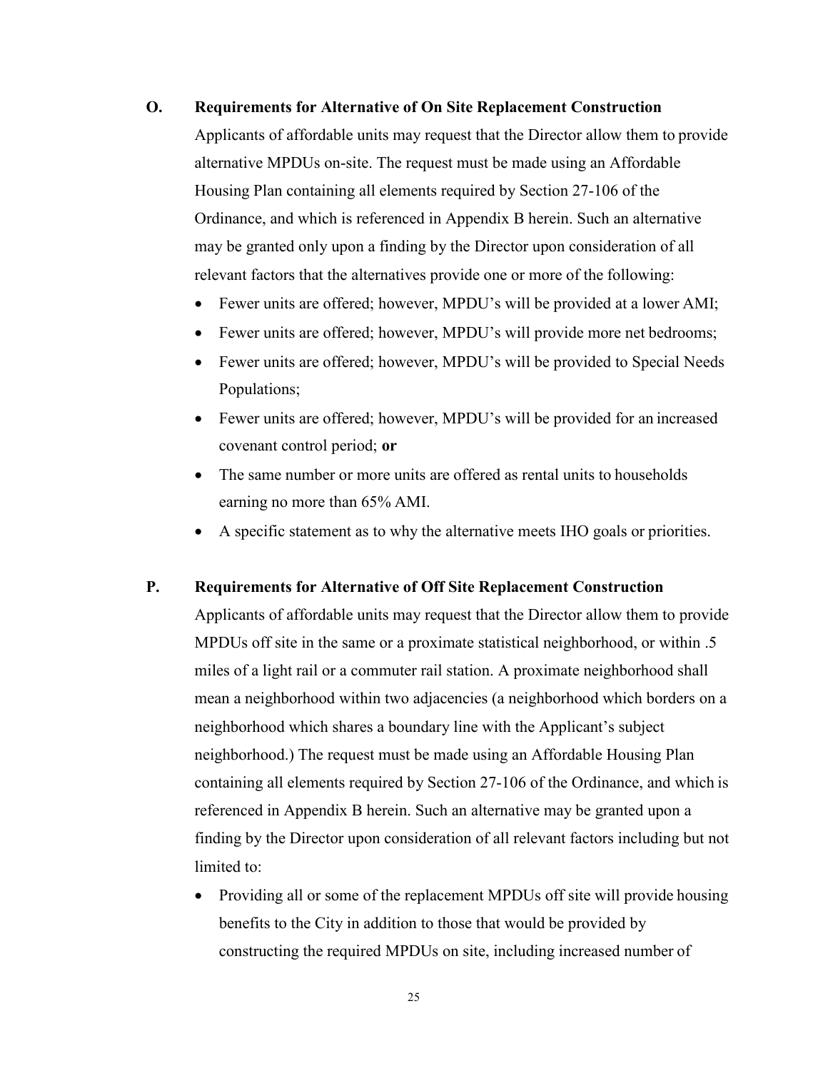## O. Requirements for Alternative of On Site Replacement Construction

Applicants of affordable units may request that the Director allow them to provide alternative MPDUs on-site. The request must be made using an Affordable Housing Plan containing all elements required by Section 27-106 of the Ordinance, and which is referenced in Appendix B herein. Such an alternative may be granted only upon a finding by the Director upon consideration of all relevant factors that the alternatives provide one or more of the following:

- Fewer units are offered; however, MPDU's will be provided at a lower AMI;
- Fewer units are offered; however, MPDU's will provide more net bedrooms;
- Fewer units are offered; however, MPDU's will be provided to Special Needs Populations;
- Fewer units are offered; however, MPDU's will be provided for an increased covenant control period; **or**
- The same number or more units are offered as rental units to households earning no more than 65% AMI.
- A specific statement as to why the alternative meets IHO goals or priorities.

## P. Requirements for Alternative of Off Site Replacement Construction

Applicants of affordable units may request that the Director allow them to provide MPDUs off site in the same or a proximate statistical neighborhood, or within .5 miles of a light rail or a commuter rail station. A proximate neighborhood shall mean a neighborhood within two adjacencies (a neighborhood which borders on a neighborhood which shares a boundary line with the Applicant's subject neighborhood.) The request must be made using an Affordable Housing Plan containing all elements required by Section 27-106 of the Ordinance, and which is referenced in Appendix B herein. Such an alternative may be granted upon a finding by the Director upon consideration of all relevant factors including but not limited to:

- Providing all or some of the replacement MPDUs off site will provide housing benefits to the City in addition to those that would be provided by constructing the required MPDUs on site, including increased number of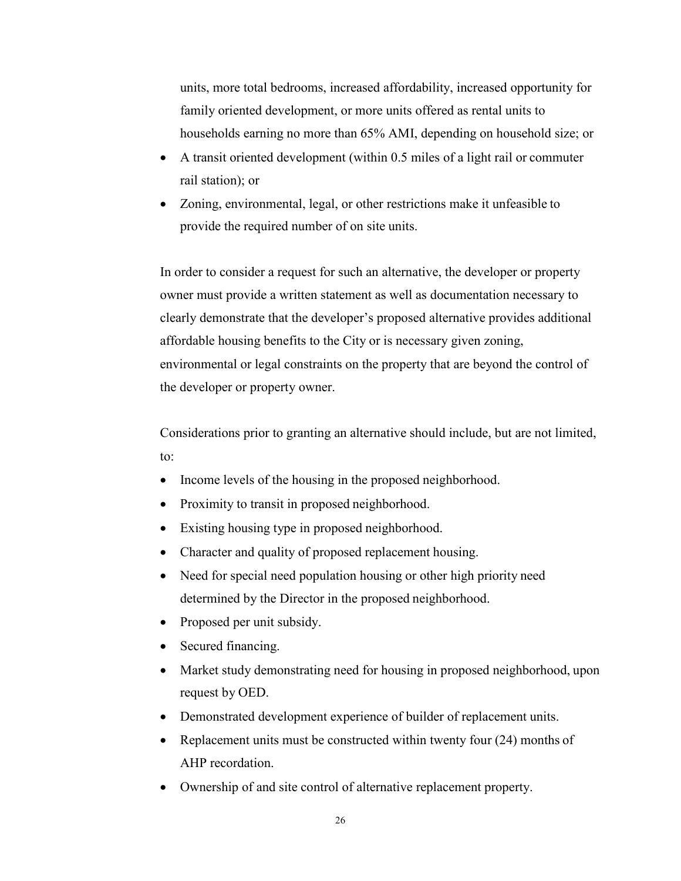units, more total bedrooms, increased affordability, increased opportunity for family oriented development, or more units offered as rental units to households earning no more than 65% AMI, depending on household size; or

- A transit oriented development (within 0.5 miles of a light rail or commuter rail station); or
- Zoning, environmental, legal, or other restrictions make it unfeasible to provide the required number of on site units.

In order to consider a request for such an alternative, the developer or property owner must provide a written statement as well as documentation necessary to clearly demonstrate that the developer's proposed alternative provides additional affordable housing benefits to the City or is necessary given zoning, environmental or legal constraints on the property that are beyond the control of the developer or property owner.

Considerations prior to granting an alternative should include, but are not limited, to:

- Income levels of the housing in the proposed neighborhood.
- Proximity to transit in proposed neighborhood.
- Existing housing type in proposed neighborhood.
- Character and quality of proposed replacement housing.
- Need for special need population housing or other high priority need determined by the Director in the proposed neighborhood.
- Proposed per unit subsidy.
- Secured financing.
- Market study demonstrating need for housing in proposed neighborhood, upon request by OED.
- Demonstrated development experience of builder of replacement units.
- Replacement units must be constructed within twenty four (24) months of AHP recordation.
- Ownership of and site control of alternative replacement property.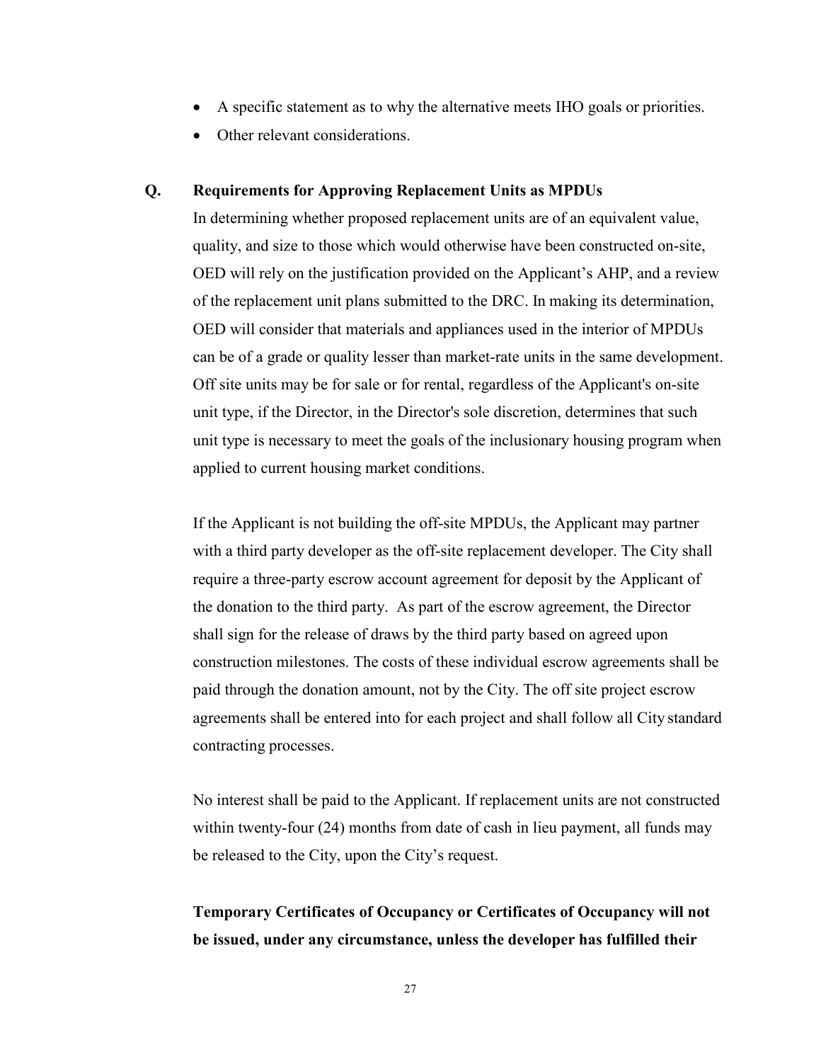- A specific statement as to why the alternative meets IHO goals or priorities.
- Other relevant considerations.

## Q. Requirements for Approving Replacement Units as MPDUs

In determining whether proposed replacement units are of an equivalent value, quality, and size to those which would otherwise have been constructed on-site, OED will rely on the justification provided on the Applicant's AHP, and a review of the replacement unit plans submitted to the DRC. In making its determination, OED will consider that materials and appliances used in the interior of MPDUs can be of a grade or quality lesser than market-rate units in the same development. Off site units may be for sale or for rental, regardless of the Applicant's on-site unit type, if the Director, in the Director's sole discretion, determines that such unit type is necessary to meet the goals of the inclusionary housing program when applied to current housing market conditions.

If the Applicant is not building the off-site MPDUs, the Applicant may partner with a third party developer as the off-site replacement developer. The City shall require a three-party escrow account agreement for deposit by the Applicant of the donation to the third party. As part of the escrow agreement, the Director shall sign for the release of draws by the third party based on agreed upon construction milestones. The costs of these individual escrow agreements shall be paid through the donation amount, not by the City. The off site project escrow agreements shall be entered into for each project and shall follow all City standard contracting processes.

No interest shall be paid to the Applicant. If replacement units are not constructed within twenty-four (24) months from date of cash in lieu payment, all funds may be released to the City, upon the City's request.

**Temporary Certificates of Occupancy or Certificates of Occupancy will not be issued, under any circumstance, unless the developer has fulfilled their**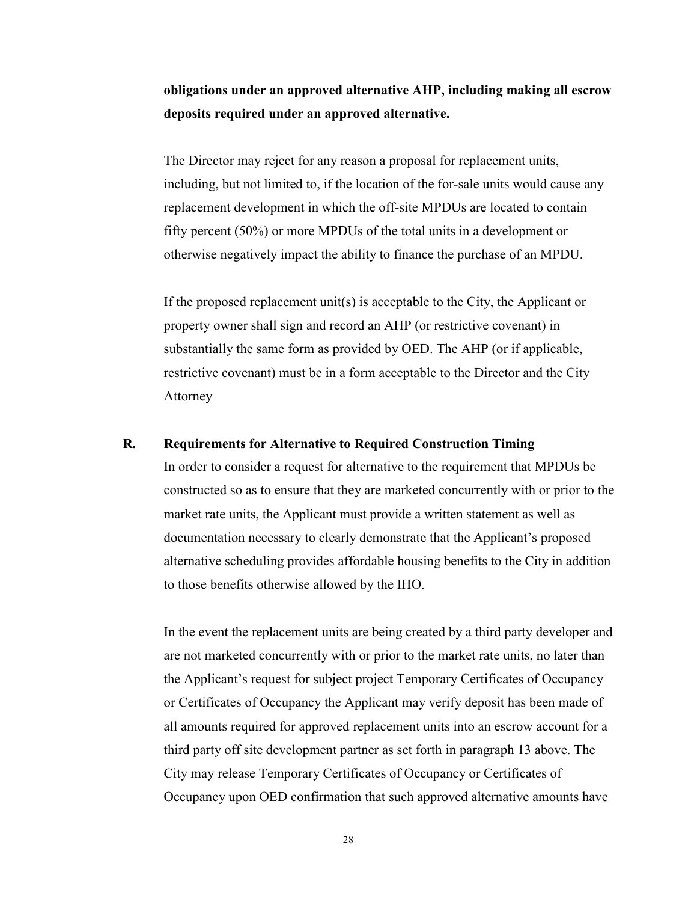**obligations under an approved alternative AHP, including making all escrow deposits required under an approved alternative.**

The Director may reject for any reason a proposal for replacement units, including, but not limited to, if the location of the for-sale units would cause any replacement development in which the off-site MPDUs are located to contain fifty percent (50%) or more MPDUs of the total units in a development or otherwise negatively impact the ability to finance the purchase of an MPDU.

If the proposed replacement unit(s) is acceptable to the City, the Applicant or property owner shall sign and record an AHP (or restrictive covenant) in substantially the same form as provided by OED. The AHP (or if applicable, restrictive covenant) must be in a form acceptable to the Director and the City Attorney

### R. Requirements for Alternative to Required Construction Timing

In order to consider a request for alternative to the requirement that MPDUs be constructed so as to ensure that they are marketed concurrently with or prior to the market rate units, the Applicant must provide a written statement as well as documentation necessary to clearly demonstrate that the Applicant's proposed alternative scheduling provides affordable housing benefits to the City in addition to those benefits otherwise allowed by the IHO.

In the event the replacement units are being created by a third party developer and are not marketed concurrently with or prior to the market rate units, no later than the Applicant's request for subject project Temporary Certificates of Occupancy or Certificates of Occupancy the Applicant may verify deposit has been made of all amounts required for approved replacement units into an escrow account for a third party off site development partner as set forth in paragraph 13 above. The City may release Temporary Certificates of Occupancy or Certificates of Occupancy upon OED confirmation that such approved alternative amounts have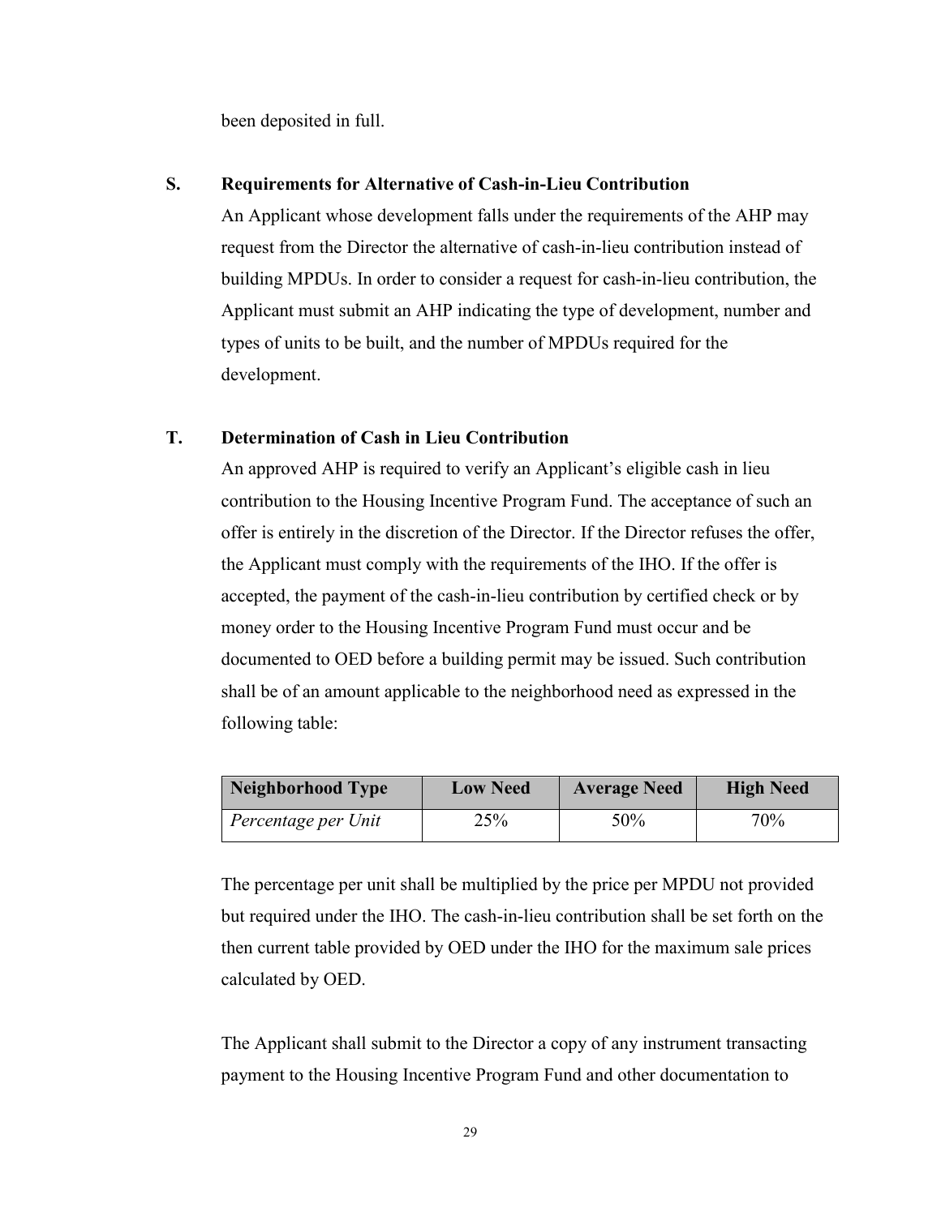been deposited in full.

### S. Requirements for Alternative of Cash-in-Lieu Contribution

An Applicant whose development falls under the requirements of the AHP may request from the Director the alternative of cash-in-lieu contribution instead of building MPDUs. In order to consider a request for cash-in-lieu contribution, the Applicant must submit an AHP indicating the type of development, number and types of units to be built, and the number of MPDUs required for the development.

### T. Determination of Cash in Lieu Contribution

An approved AHP is required to verify an Applicant's eligible cash in lieu contribution to the Housing Incentive Program Fund. The acceptance of such an offer is entirely in the discretion of the Director. If the Director refuses the offer, the Applicant must comply with the requirements of the IHO. If the offer is accepted, the payment of the cash-in-lieu contribution by certified check or by money order to the Housing Incentive Program Fund must occur and be documented to OED before a building permit may be issued. Such contribution shall be of an amount applicable to the neighborhood need as expressed in the following table:

| Neighborhood Type | Low Need | Average Need | High Need |
| --- | --- | --- | --- |
| *Percentage per Unit* | 25% | 50% | 70% |

The percentage per unit shall be multiplied by the price per MPDU not provided but required under the IHO. The cash-in-lieu contribution shall be set forth on the then current table provided by OED under the IHO for the maximum sale prices calculated by OED.

The Applicant shall submit to the Director a copy of any instrument transacting payment to the Housing Incentive Program Fund and other documentation to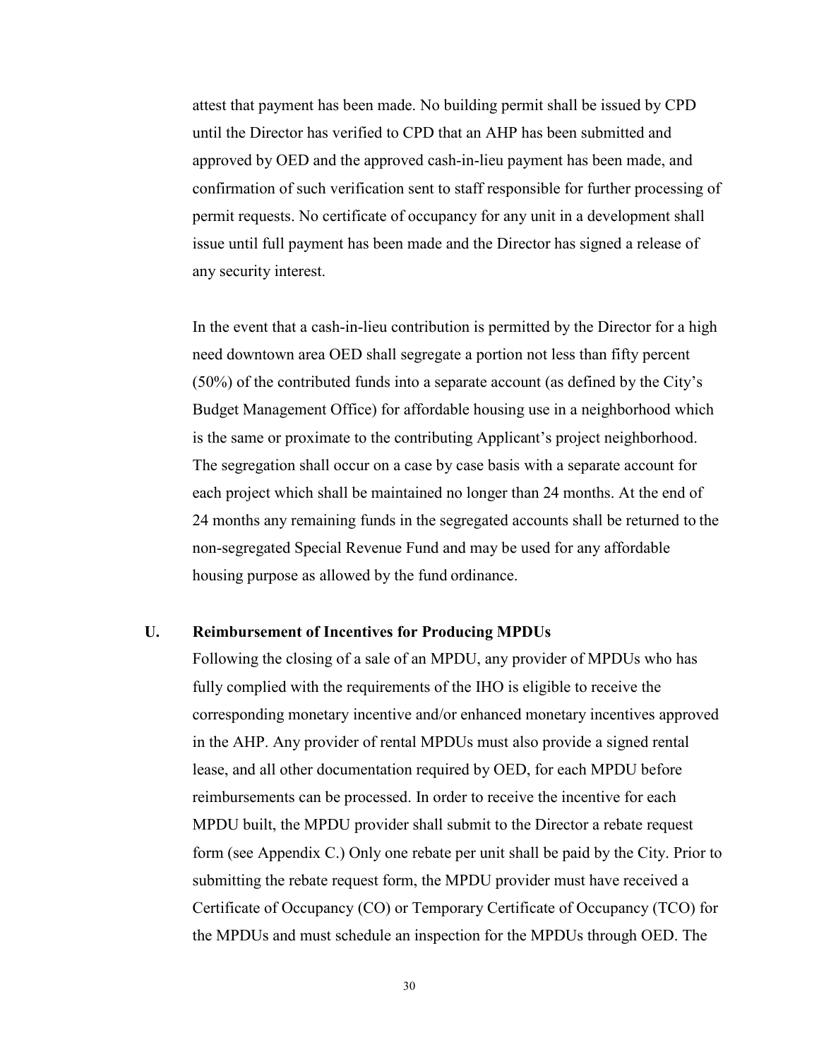attest that payment has been made. No building permit shall be issued by CPD until the Director has verified to CPD that an AHP has been submitted and approved by OED and the approved cash-in-lieu payment has been made, and confirmation of such verification sent to staff responsible for further processing of permit requests. No certificate of occupancy for any unit in a development shall issue until full payment has been made and the Director has signed a release of any security interest.

In the event that a cash-in-lieu contribution is permitted by the Director for a high need downtown area OED shall segregate a portion not less than fifty percent (50%) of the contributed funds into a separate account (as defined by the City's Budget Management Office) for affordable housing use in a neighborhood which is the same or proximate to the contributing Applicant's project neighborhood. The segregation shall occur on a case by case basis with a separate account for each project which shall be maintained no longer than 24 months. At the end of 24 months any remaining funds in the segregated accounts shall be returned to the non-segregated Special Revenue Fund and may be used for any affordable housing purpose as allowed by the fund ordinance.

## U. Reimbursement of Incentives for Producing MPDUs

Following the closing of a sale of an MPDU, any provider of MPDUs who has fully complied with the requirements of the IHO is eligible to receive the corresponding monetary incentive and/or enhanced monetary incentives approved in the AHP. Any provider of rental MPDUs must also provide a signed rental lease, and all other documentation required by OED, for each MPDU before reimbursements can be processed. In order to receive the incentive for each MPDU built, the MPDU provider shall submit to the Director a rebate request form (see Appendix C.) Only one rebate per unit shall be paid by the City. Prior to submitting the rebate request form, the MPDU provider must have received a Certificate of Occupancy (CO) or Temporary Certificate of Occupancy (TCO) for the MPDUs and must schedule an inspection for the MPDUs through OED. The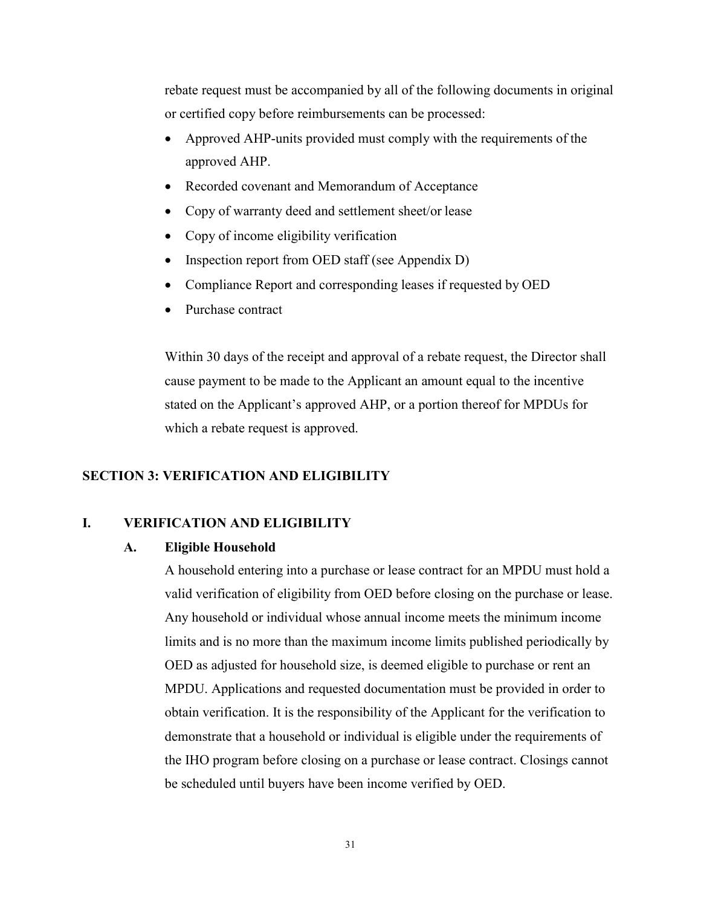rebate request must be accompanied by all of the following documents in original or certified copy before reimbursements can be processed:

- Approved AHP-units provided must comply with the requirements of the approved AHP.
- Recorded covenant and Memorandum of Acceptance
- Copy of warranty deed and settlement sheet/or lease
- Copy of income eligibility verification
- Inspection report from OED staff (see Appendix D)
- Compliance Report and corresponding leases if requested by OED
- Purchase contract

Within 30 days of the receipt and approval of a rebate request, the Director shall cause payment to be made to the Applicant an amount equal to the incentive stated on the Applicant's approved AHP, or a portion thereof for MPDUs for which a rebate request is approved.

## SECTION 3: VERIFICATION AND ELIGIBILITY

### I. VERIFICATION AND ELIGIBILITY

#### A. Eligible Household

A household entering into a purchase or lease contract for an MPDU must hold a valid verification of eligibility from OED before closing on the purchase or lease. Any household or individual whose annual income meets the minimum income limits and is no more than the maximum income limits published periodically by OED as adjusted for household size, is deemed eligible to purchase or rent an MPDU. Applications and requested documentation must be provided in order to obtain verification. It is the responsibility of the Applicant for the verification to demonstrate that a household or individual is eligible under the requirements of the IHO program before closing on a purchase or lease contract. Closings cannot be scheduled until buyers have been income verified by OED.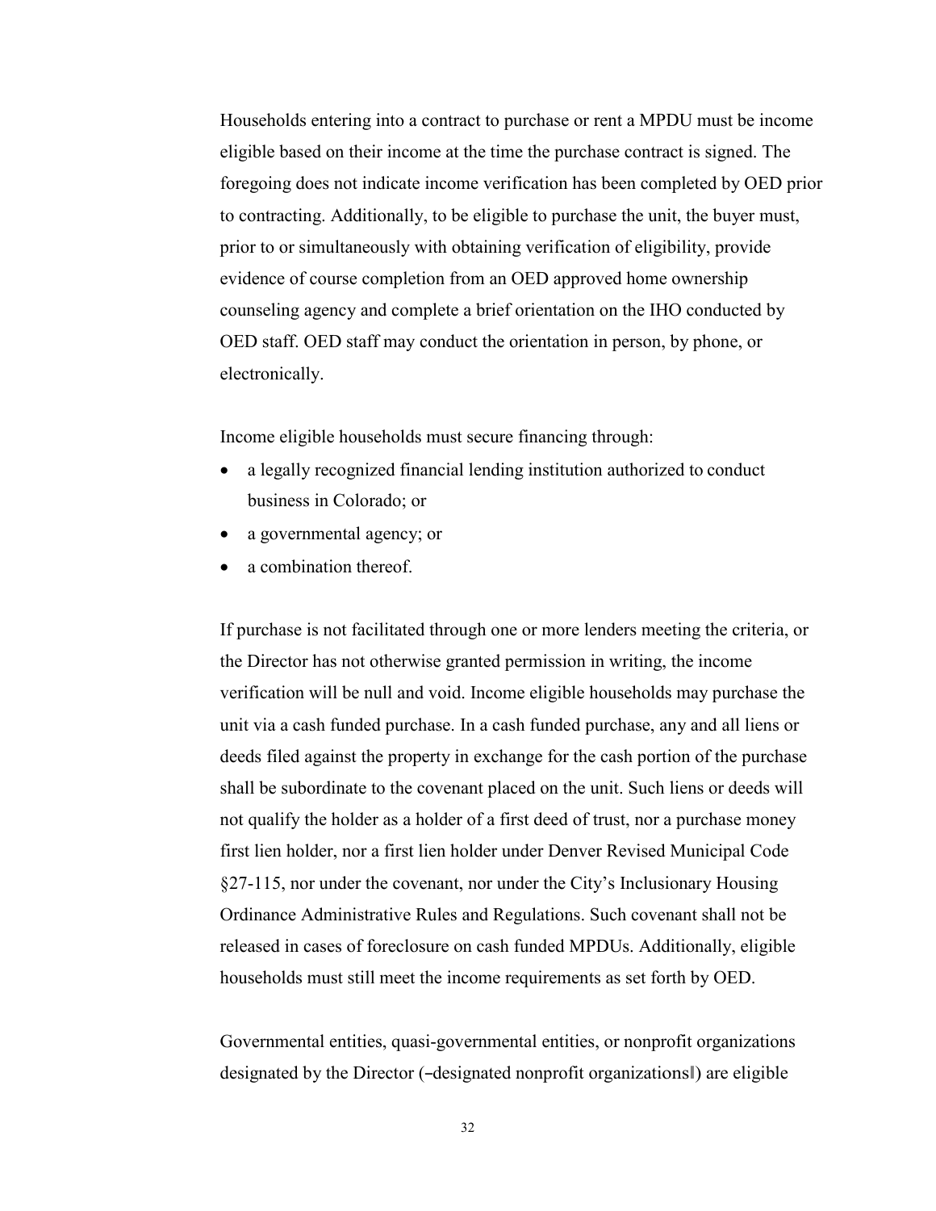Households entering into a contract to purchase or rent a MPDU must be income eligible based on their income at the time the purchase contract is signed. The foregoing does not indicate income verification has been completed by OED prior to contracting. Additionally, to be eligible to purchase the unit, the buyer must, prior to or simultaneously with obtaining verification of eligibility, provide evidence of course completion from an OED approved home ownership counseling agency and complete a brief orientation on the IHO conducted by OED staff. OED staff may conduct the orientation in person, by phone, or electronically.

Income eligible households must secure financing through:

- a legally recognized financial lending institution authorized to conduct business in Colorado; or
- a governmental agency; or
- a combination thereof.

If purchase is not facilitated through one or more lenders meeting the criteria, or the Director has not otherwise granted permission in writing, the income verification will be null and void. Income eligible households may purchase the unit via a cash funded purchase. In a cash funded purchase, any and all liens or deeds filed against the property in exchange for the cash portion of the purchase shall be subordinate to the covenant placed on the unit. Such liens or deeds will not qualify the holder as a holder of a first deed of trust, nor a purchase money first lien holder, nor a first lien holder under Denver Revised Municipal Code §27-115, nor under the covenant, nor under the City's Inclusionary Housing Ordinance Administrative Rules and Regulations. Such covenant shall not be released in cases of foreclosure on cash funded MPDUs. Additionally, eligible households must still meet the income requirements as set forth by OED.

Governmental entities, quasi-governmental entities, or nonprofit organizations designated by the Director (–designated nonprofit organizations‖) are eligible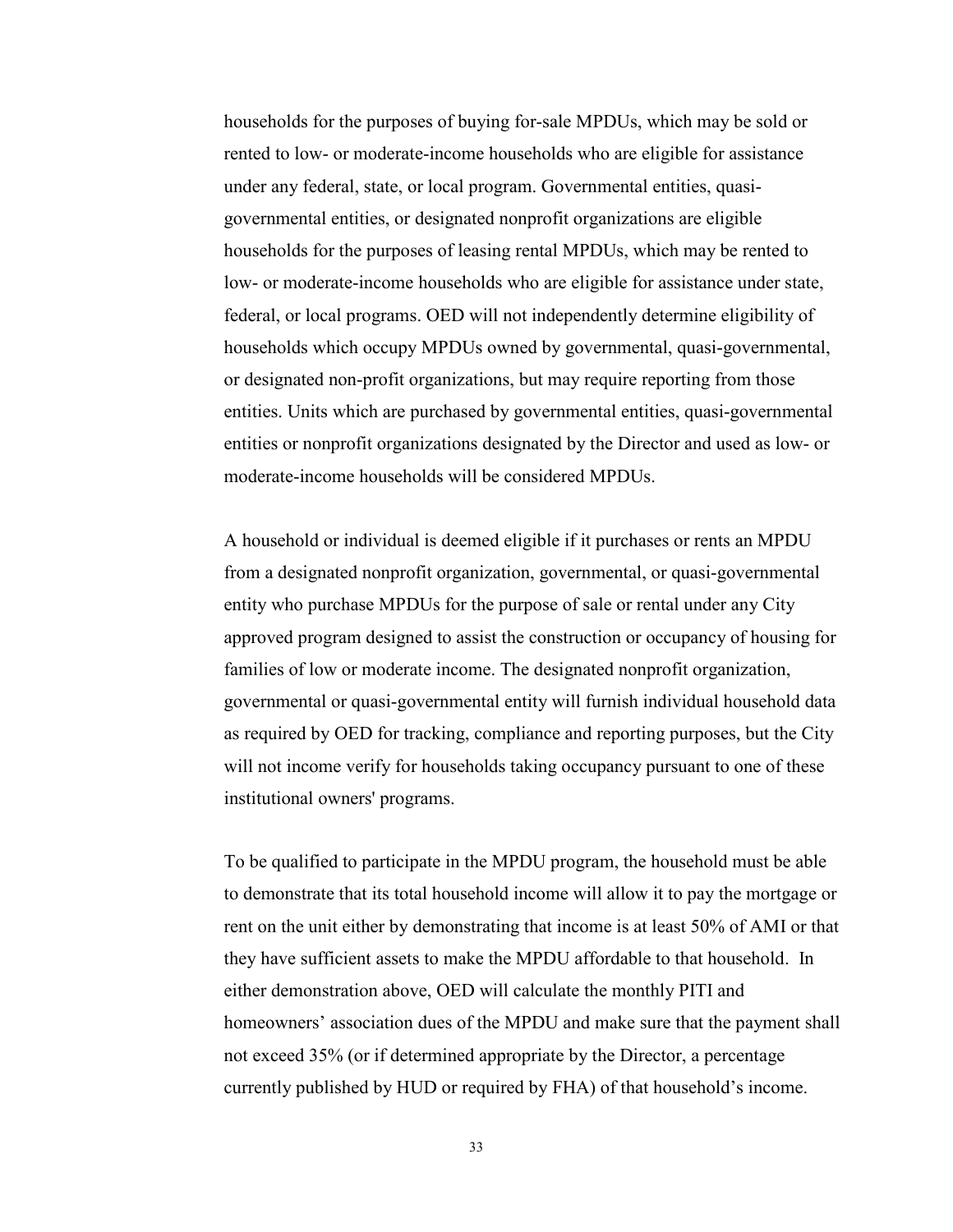households for the purposes of buying for-sale MPDUs, which may be sold or rented to low- or moderate-income households who are eligible for assistance under any federal, state, or local program. Governmental entities, quasi-governmental entities, or designated nonprofit organizations are eligible households for the purposes of leasing rental MPDUs, which may be rented to low- or moderate-income households who are eligible for assistance under state, federal, or local programs. OED will not independently determine eligibility of households which occupy MPDUs owned by governmental, quasi-governmental, or designated non-profit organizations, but may require reporting from those entities. Units which are purchased by governmental entities, quasi-governmental entities or nonprofit organizations designated by the Director and used as low- or moderate-income households will be considered MPDUs.

A household or individual is deemed eligible if it purchases or rents an MPDU from a designated nonprofit organization, governmental, or quasi-governmental entity who purchase MPDUs for the purpose of sale or rental under any City approved program designed to assist the construction or occupancy of housing for families of low or moderate income. The designated nonprofit organization, governmental or quasi-governmental entity will furnish individual household data as required by OED for tracking, compliance and reporting purposes, but the City will not income verify for households taking occupancy pursuant to one of these institutional owners' programs.

To be qualified to participate in the MPDU program, the household must be able to demonstrate that its total household income will allow it to pay the mortgage or rent on the unit either by demonstrating that income is at least 50% of AMI or that they have sufficient assets to make the MPDU affordable to that household. In either demonstration above, OED will calculate the monthly PITI and homeowners' association dues of the MPDU and make sure that the payment shall not exceed 35% (or if determined appropriate by the Director, a percentage currently published by HUD or required by FHA) of that household's income.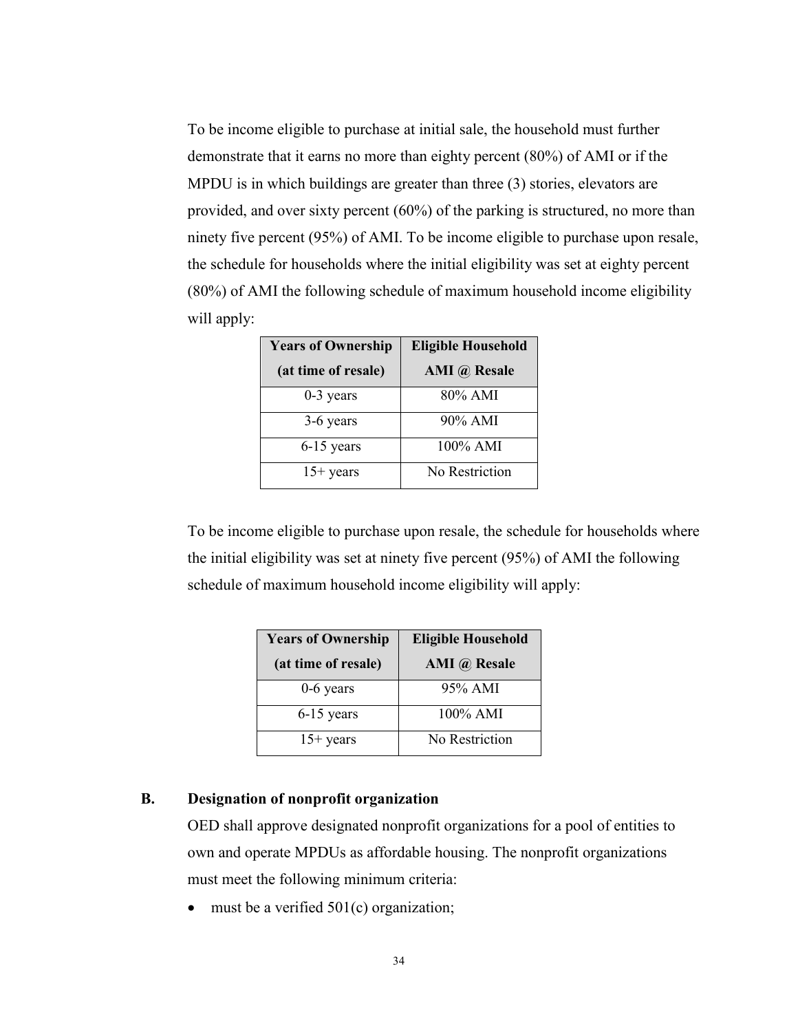To be income eligible to purchase at initial sale, the household must further demonstrate that it earns no more than eighty percent (80%) of AMI or if the MPDU is in which buildings are greater than three (3) stories, elevators are provided, and over sixty percent (60%) of the parking is structured, no more than ninety five percent (95%) of AMI. To be income eligible to purchase upon resale, the schedule for households where the initial eligibility was set at eighty percent (80%) of AMI the following schedule of maximum household income eligibility will apply:

| Years of Ownership (at time of resale) | Eligible Household AMI @ Resale |
|---|---|
| 0-3 years | 80% AMI |
| 3-6 years | 90% AMI |
| 6-15 years | 100% AMI |
| 15+ years | No Restriction |

To be income eligible to purchase upon resale, the schedule for households where the initial eligibility was set at ninety five percent (95%) of AMI the following schedule of maximum household income eligibility will apply:

| Years of Ownership (at time of resale) | Eligible Household AMI @ Resale |
|---|---|
| 0-6 years | 95% AMI |
| 6-15 years | 100% AMI |
| 15+ years | No Restriction |

## B. Designation of nonprofit organization

OED shall approve designated nonprofit organizations for a pool of entities to own and operate MPDUs as affordable housing. The nonprofit organizations must meet the following minimum criteria:

- must be a verified 501(c) organization;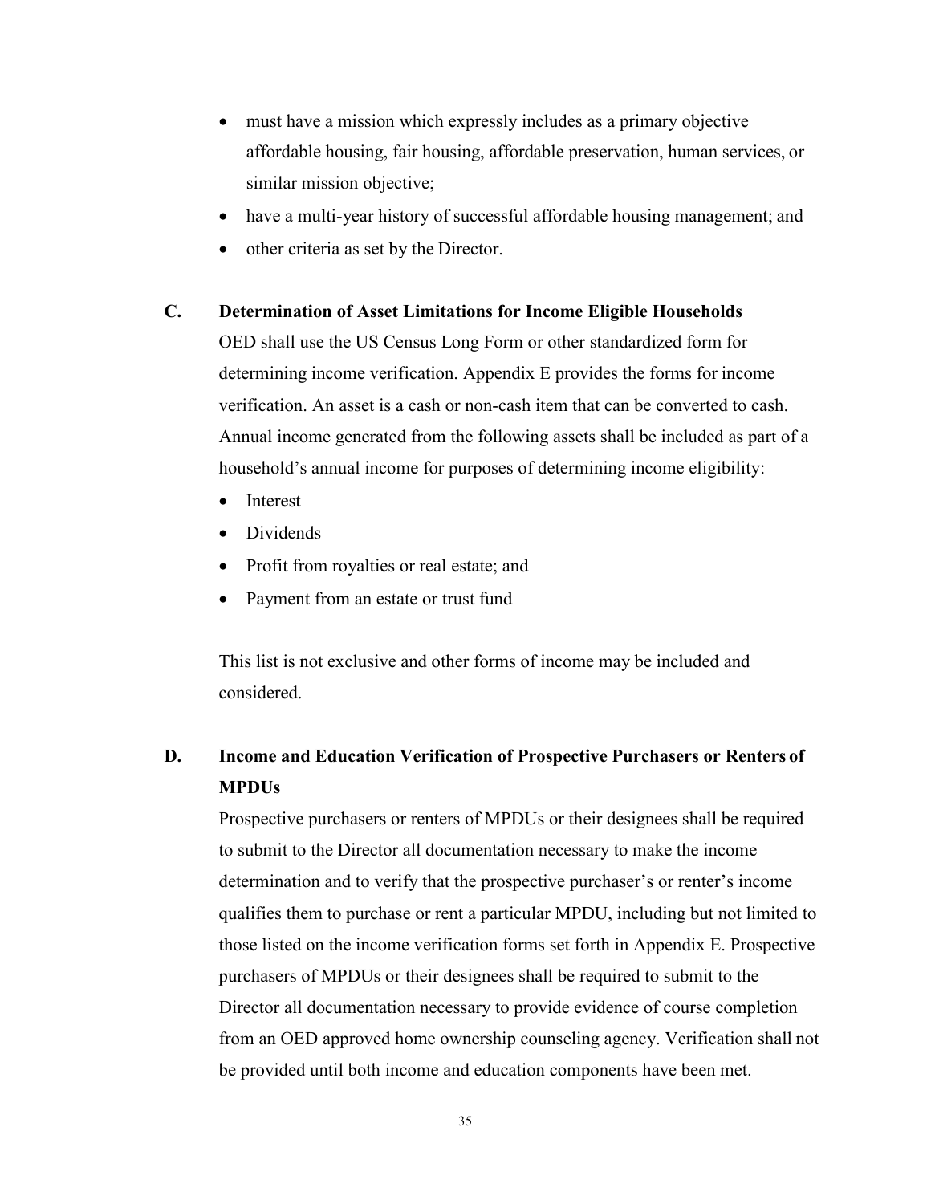- must have a mission which expressly includes as a primary objective affordable housing, fair housing, affordable preservation, human services, or similar mission objective;
- have a multi-year history of successful affordable housing management; and
- other criteria as set by the Director.

### C. Determination of Asset Limitations for Income Eligible Households

OED shall use the US Census Long Form or other standardized form for determining income verification. Appendix E provides the forms for income verification. An asset is a cash or non-cash item that can be converted to cash. Annual income generated from the following assets shall be included as part of a household's annual income for purposes of determining income eligibility:

- Interest
- Dividends
- Profit from royalties or real estate; and
- Payment from an estate or trust fund

This list is not exclusive and other forms of income may be included and considered.

### D. Income and Education Verification of Prospective Purchasers or Renters of MPDUs

Prospective purchasers or renters of MPDUs or their designees shall be required to submit to the Director all documentation necessary to make the income determination and to verify that the prospective purchaser's or renter's income qualifies them to purchase or rent a particular MPDU, including but not limited to those listed on the income verification forms set forth in Appendix E. Prospective purchasers of MPDUs or their designees shall be required to submit to the Director all documentation necessary to provide evidence of course completion from an OED approved home ownership counseling agency. Verification shall not be provided until both income and education components have been met.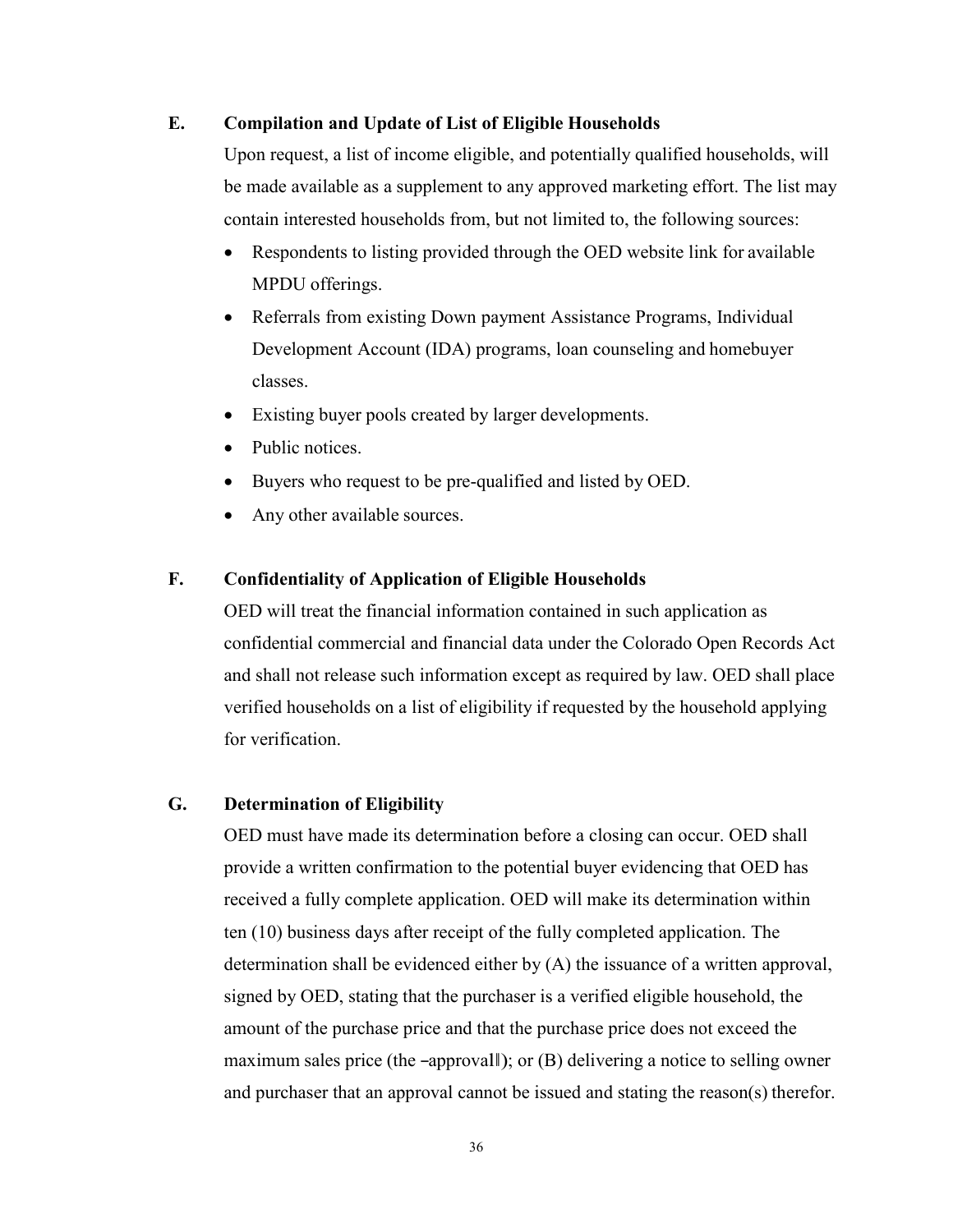### E. Compilation and Update of List of Eligible Households

Upon request, a list of income eligible, and potentially qualified households, will be made available as a supplement to any approved marketing effort. The list may contain interested households from, but not limited to, the following sources:

- Respondents to listing provided through the OED website link for available MPDU offerings.
- Referrals from existing Down payment Assistance Programs, Individual Development Account (IDA) programs, loan counseling and homebuyer classes.
- Existing buyer pools created by larger developments.
- Public notices.
- Buyers who request to be pre-qualified and listed by OED.
- Any other available sources.

### F. Confidentiality of Application of Eligible Households

OED will treat the financial information contained in such application as confidential commercial and financial data under the Colorado Open Records Act and shall not release such information except as required by law. OED shall place verified households on a list of eligibility if requested by the household applying for verification.

### G. Determination of Eligibility

OED must have made its determination before a closing can occur. OED shall provide a written confirmation to the potential buyer evidencing that OED has received a fully complete application. OED will make its determination within ten (10) business days after receipt of the fully completed application. The determination shall be evidenced either by (A) the issuance of a written approval, signed by OED, stating that the purchaser is a verified eligible household, the amount of the purchase price and that the purchase price does not exceed the maximum sales price (the ―approval‖); or (B) delivering a notice to selling owner and purchaser that an approval cannot be issued and stating the reason(s) therefor.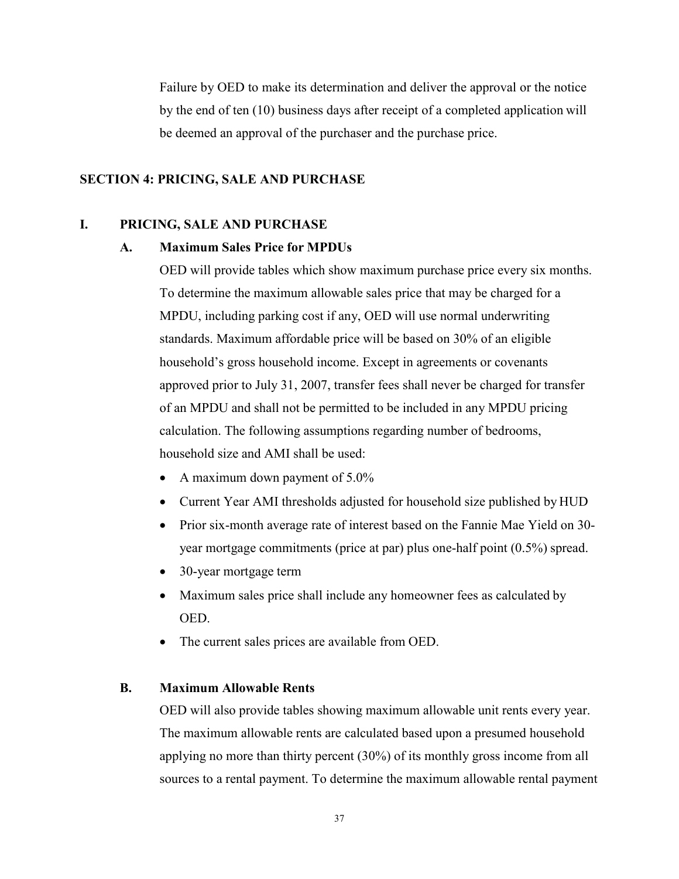Failure by OED to make its determination and deliver the approval or the notice by the end of ten (10) business days after receipt of a completed application will be deemed an approval of the purchaser and the purchase price.

## SECTION 4: PRICING, SALE AND PURCHASE

### I. PRICING, SALE AND PURCHASE

#### A. Maximum Sales Price for MPDUs

OED will provide tables which show maximum purchase price every six months. To determine the maximum allowable sales price that may be charged for a MPDU, including parking cost if any, OED will use normal underwriting standards. Maximum affordable price will be based on 30% of an eligible household's gross household income. Except in agreements or covenants approved prior to July 31, 2007, transfer fees shall never be charged for transfer of an MPDU and shall not be permitted to be included in any MPDU pricing calculation. The following assumptions regarding number of bedrooms, household size and AMI shall be used:

- A maximum down payment of 5.0%
- Current Year AMI thresholds adjusted for household size published by HUD
- Prior six-month average rate of interest based on the Fannie Mae Yield on 30-year mortgage commitments (price at par) plus one-half point (0.5%) spread.
- 30-year mortgage term
- Maximum sales price shall include any homeowner fees as calculated by OED.
- The current sales prices are available from OED.

#### B. Maximum Allowable Rents

OED will also provide tables showing maximum allowable unit rents every year. The maximum allowable rents are calculated based upon a presumed household applying no more than thirty percent (30%) of its monthly gross income from all sources to a rental payment. To determine the maximum allowable rental payment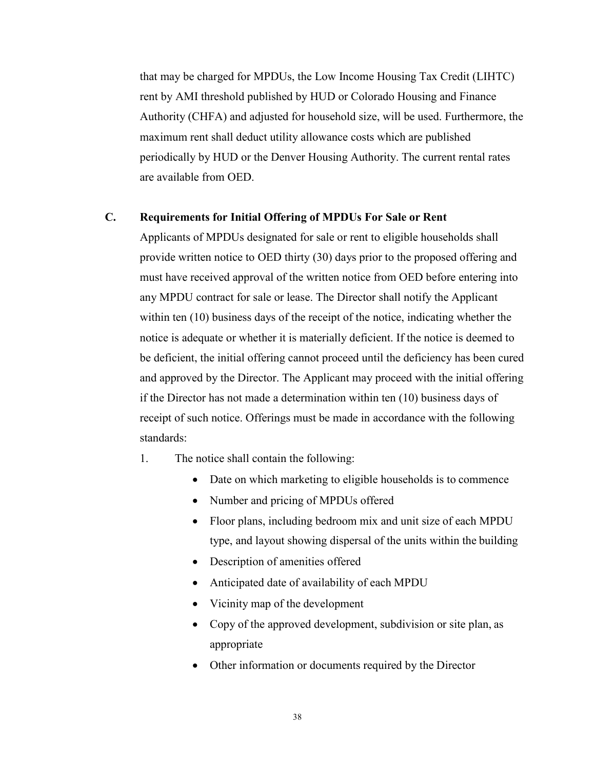that may be charged for MPDUs, the Low Income Housing Tax Credit (LIHTC) rent by AMI threshold published by HUD or Colorado Housing and Finance Authority (CHFA) and adjusted for household size, will be used. Furthermore, the maximum rent shall deduct utility allowance costs which are published periodically by HUD or the Denver Housing Authority. The current rental rates are available from OED.

## C. Requirements for Initial Offering of MPDUs For Sale or Rent

Applicants of MPDUs designated for sale or rent to eligible households shall provide written notice to OED thirty (30) days prior to the proposed offering and must have received approval of the written notice from OED before entering into any MPDU contract for sale or lease. The Director shall notify the Applicant within ten (10) business days of the receipt of the notice, indicating whether the notice is adequate or whether it is materially deficient. If the notice is deemed to be deficient, the initial offering cannot proceed until the deficiency has been cured and approved by the Director. The Applicant may proceed with the initial offering if the Director has not made a determination within ten (10) business days of receipt of such notice. Offerings must be made in accordance with the following standards:

1. The notice shall contain the following:
   - Date on which marketing to eligible households is to commence
   - Number and pricing of MPDUs offered
   - Floor plans, including bedroom mix and unit size of each MPDU type, and layout showing dispersal of the units within the building
   - Description of amenities offered
   - Anticipated date of availability of each MPDU
   - Vicinity map of the development
   - Copy of the approved development, subdivision or site plan, as appropriate
   - Other information or documents required by the Director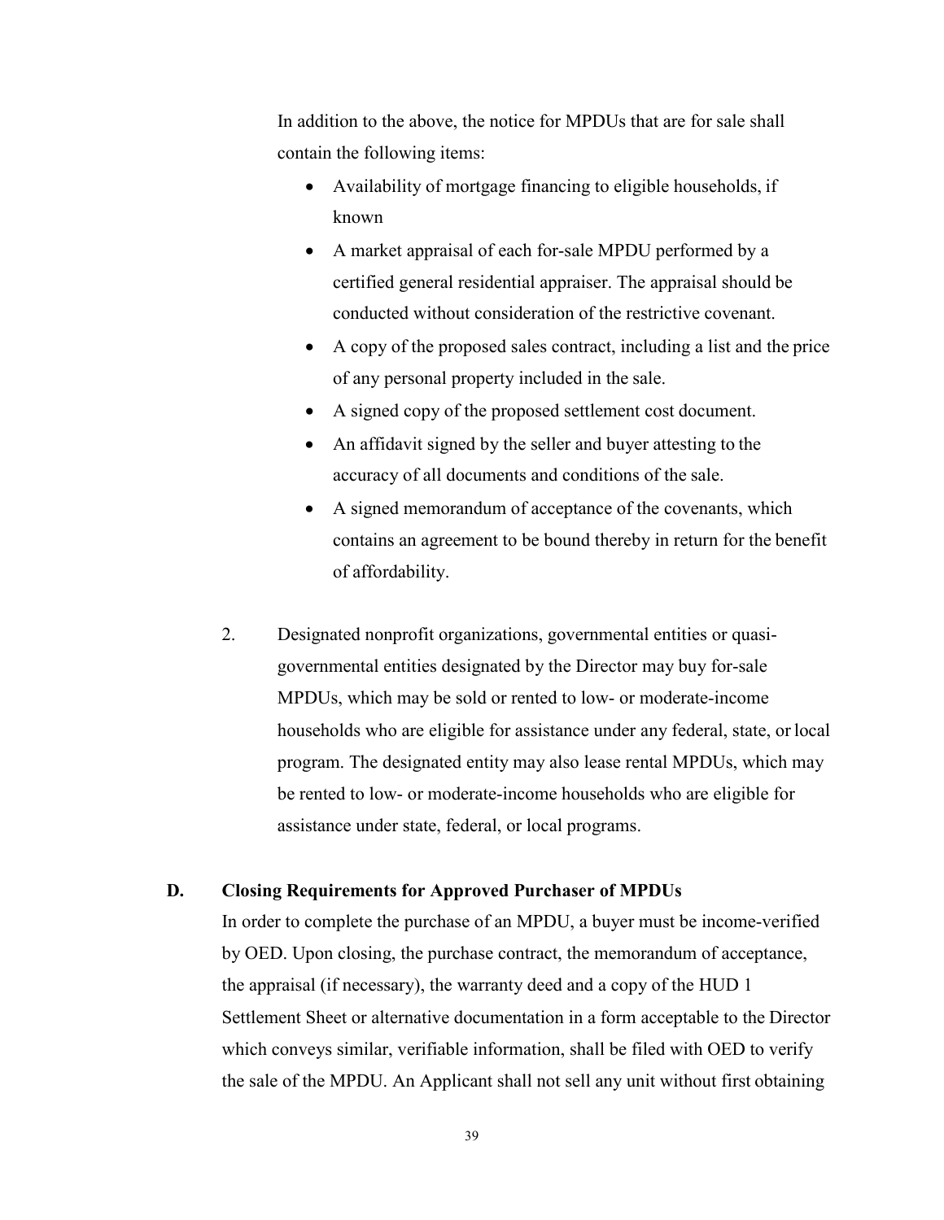In addition to the above, the notice for MPDUs that are for sale shall contain the following items:

- Availability of mortgage financing to eligible households, if known
- A market appraisal of each for-sale MPDU performed by a certified general residential appraiser. The appraisal should be conducted without consideration of the restrictive covenant.
- A copy of the proposed sales contract, including a list and the price of any personal property included in the sale.
- A signed copy of the proposed settlement cost document.
- An affidavit signed by the seller and buyer attesting to the accuracy of all documents and conditions of the sale.
- A signed memorandum of acceptance of the covenants, which contains an agreement to be bound thereby in return for the benefit of affordability.

2. Designated nonprofit organizations, governmental entities or quasi-governmental entities designated by the Director may buy for-sale MPDUs, which may be sold or rented to low- or moderate-income households who are eligible for assistance under any federal, state, or local program. The designated entity may also lease rental MPDUs, which may be rented to low- or moderate-income households who are eligible for assistance under state, federal, or local programs.

## D. Closing Requirements for Approved Purchaser of MPDUs

In order to complete the purchase of an MPDU, a buyer must be income-verified by OED. Upon closing, the purchase contract, the memorandum of acceptance, the appraisal (if necessary), the warranty deed and a copy of the HUD 1 Settlement Sheet or alternative documentation in a form acceptable to the Director which conveys similar, verifiable information, shall be filed with OED to verify the sale of the MPDU. An Applicant shall not sell any unit without first obtaining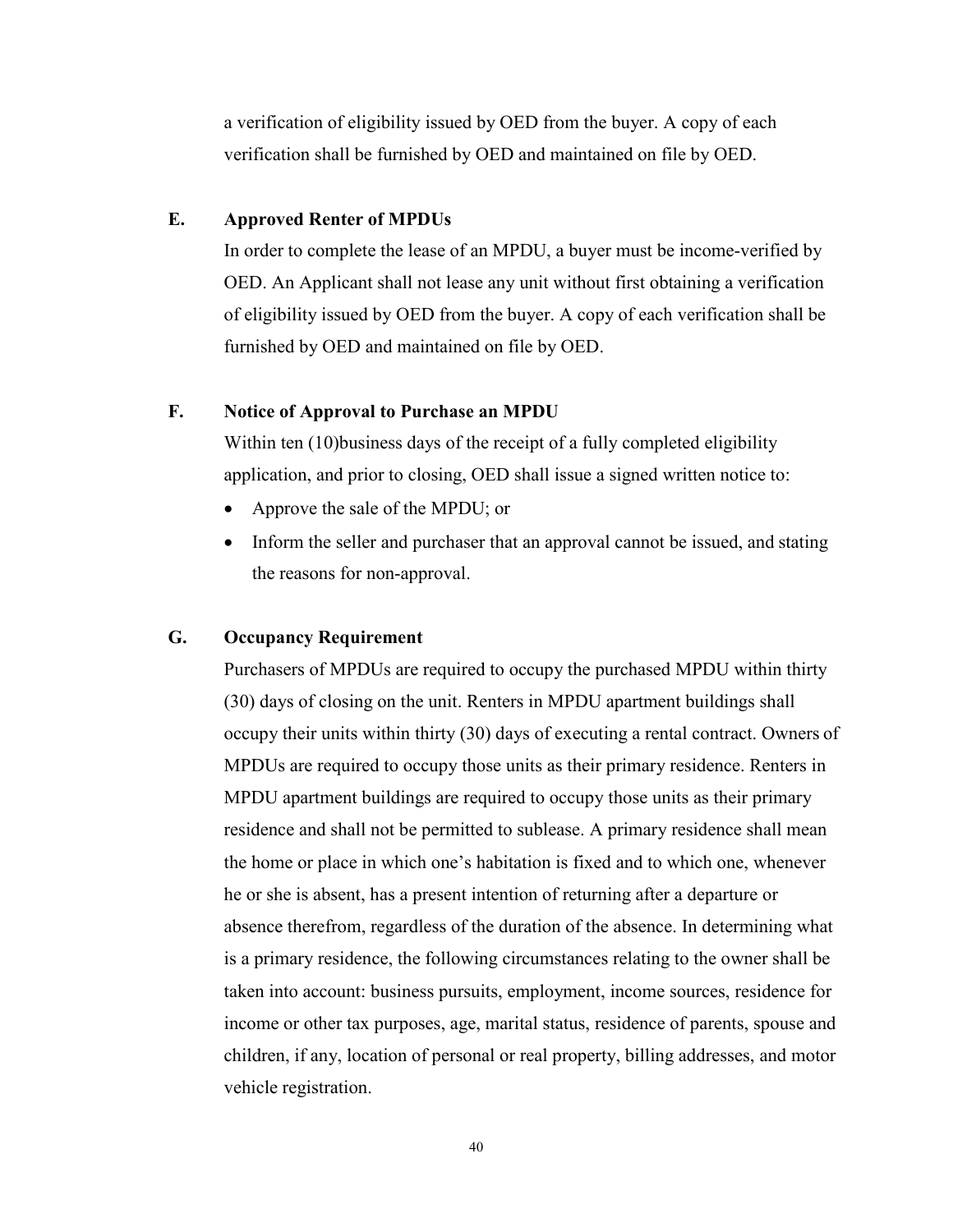a verification of eligibility issued by OED from the buyer. A copy of each verification shall be furnished by OED and maintained on file by OED.

### E. Approved Renter of MPDUs

In order to complete the lease of an MPDU, a buyer must be income-verified by OED. An Applicant shall not lease any unit without first obtaining a verification of eligibility issued by OED from the buyer. A copy of each verification shall be furnished by OED and maintained on file by OED.

### F. Notice of Approval to Purchase an MPDU

Within ten (10)business days of the receipt of a fully completed eligibility application, and prior to closing, OED shall issue a signed written notice to:

- Approve the sale of the MPDU; or
- Inform the seller and purchaser that an approval cannot be issued, and stating the reasons for non-approval.

### G. Occupancy Requirement

Purchasers of MPDUs are required to occupy the purchased MPDU within thirty (30) days of closing on the unit. Renters in MPDU apartment buildings shall occupy their units within thirty (30) days of executing a rental contract. Owners of MPDUs are required to occupy those units as their primary residence. Renters in MPDU apartment buildings are required to occupy those units as their primary residence and shall not be permitted to sublease. A primary residence shall mean the home or place in which one's habitation is fixed and to which one, whenever he or she is absent, has a present intention of returning after a departure or absence therefrom, regardless of the duration of the absence. In determining what is a primary residence, the following circumstances relating to the owner shall be taken into account: business pursuits, employment, income sources, residence for income or other tax purposes, age, marital status, residence of parents, spouse and children, if any, location of personal or real property, billing addresses, and motor vehicle registration.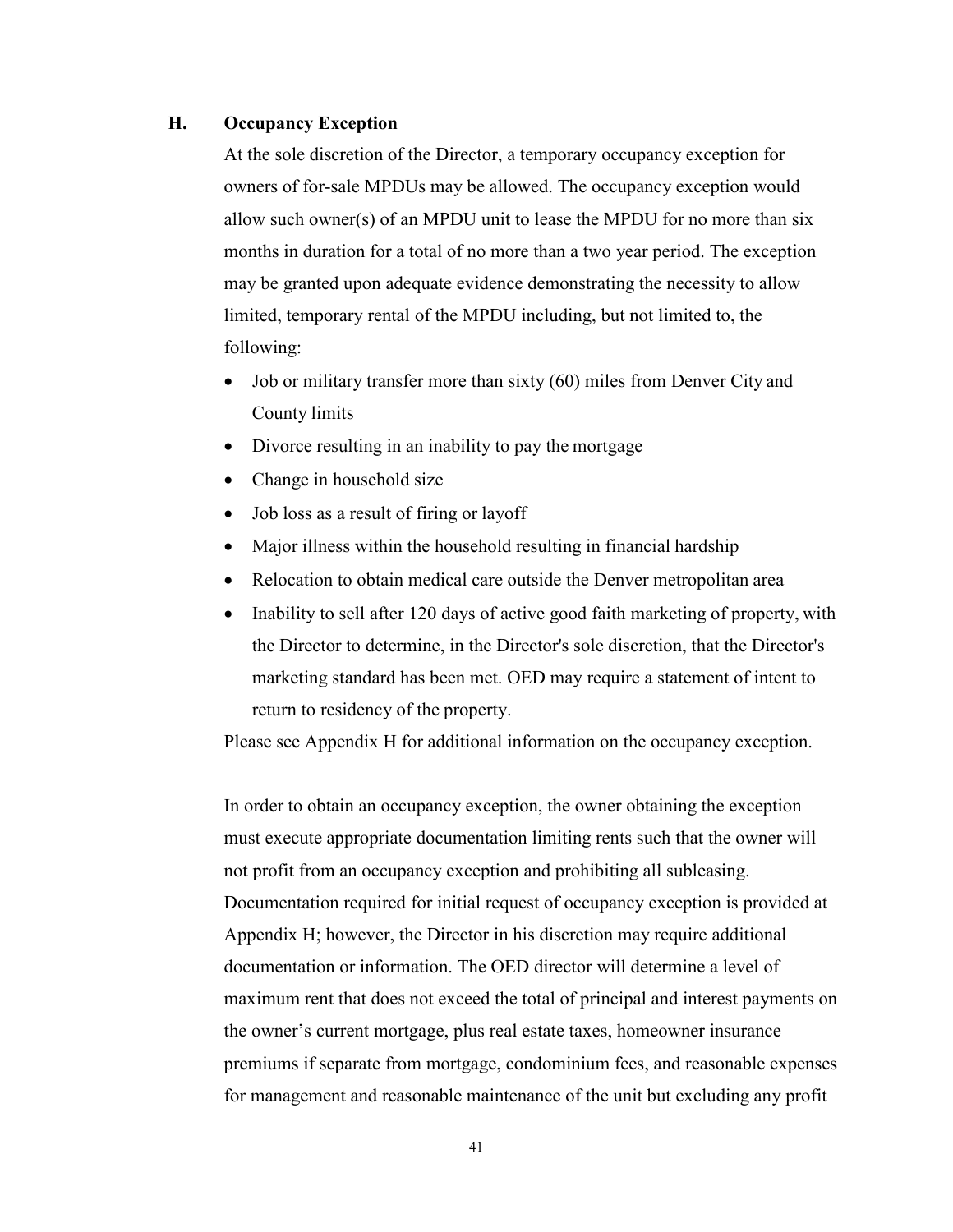## H. Occupancy Exception

At the sole discretion of the Director, a temporary occupancy exception for owners of for-sale MPDUs may be allowed. The occupancy exception would allow such owner(s) of an MPDU unit to lease the MPDU for no more than six months in duration for a total of no more than a two year period. The exception may be granted upon adequate evidence demonstrating the necessity to allow limited, temporary rental of the MPDU including, but not limited to, the following:

- Job or military transfer more than sixty (60) miles from Denver City and County limits
- Divorce resulting in an inability to pay the mortgage
- Change in household size
- Job loss as a result of firing or layoff
- Major illness within the household resulting in financial hardship
- Relocation to obtain medical care outside the Denver metropolitan area
- Inability to sell after 120 days of active good faith marketing of property, with the Director to determine, in the Director's sole discretion, that the Director's marketing standard has been met. OED may require a statement of intent to return to residency of the property.

Please see Appendix H for additional information on the occupancy exception.

In order to obtain an occupancy exception, the owner obtaining the exception must execute appropriate documentation limiting rents such that the owner will not profit from an occupancy exception and prohibiting all subleasing. Documentation required for initial request of occupancy exception is provided at Appendix H; however, the Director in his discretion may require additional documentation or information. The OED director will determine a level of maximum rent that does not exceed the total of principal and interest payments on the owner's current mortgage, plus real estate taxes, homeowner insurance premiums if separate from mortgage, condominium fees, and reasonable expenses for management and reasonable maintenance of the unit but excluding any profit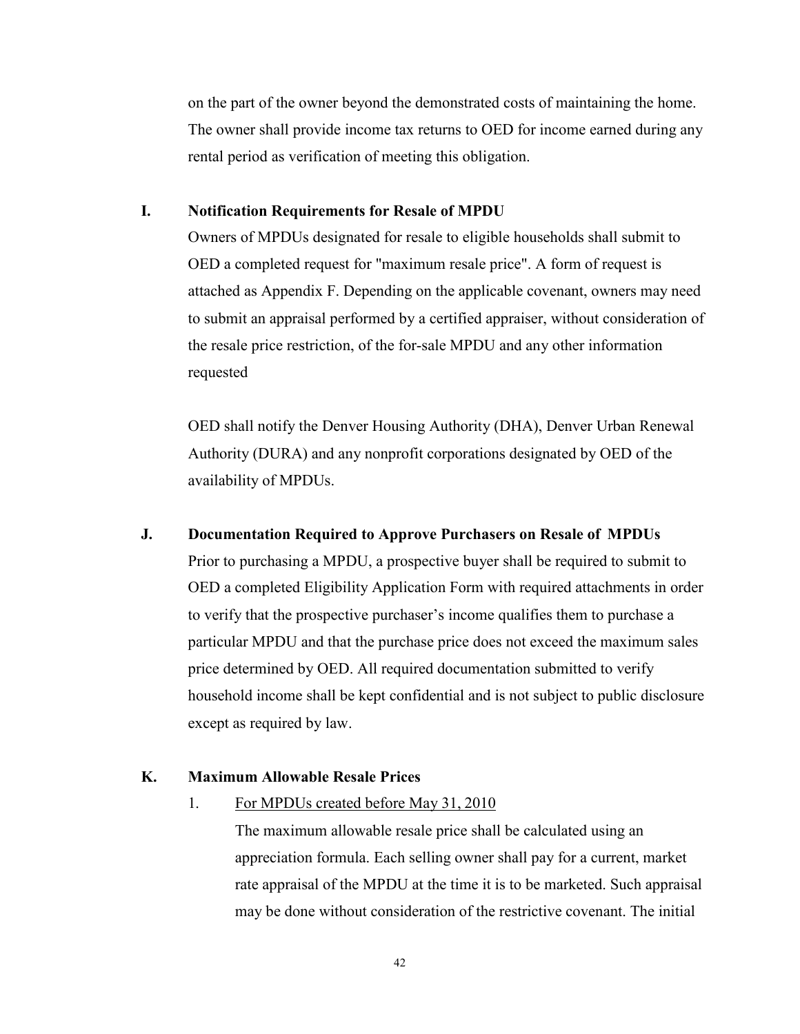on the part of the owner beyond the demonstrated costs of maintaining the home. The owner shall provide income tax returns to OED for income earned during any rental period as verification of meeting this obligation.

**I. Notification Requirements for Resale of MPDU**

Owners of MPDUs designated for resale to eligible households shall submit to OED a completed request for "maximum resale price". A form of request is attached as Appendix F. Depending on the applicable covenant, owners may need to submit an appraisal performed by a certified appraiser, without consideration of the resale price restriction, of the for-sale MPDU and any other information requested

OED shall notify the Denver Housing Authority (DHA), Denver Urban Renewal Authority (DURA) and any nonprofit corporations designated by OED of the availability of MPDUs.

**J. Documentation Required to Approve Purchasers on Resale of MPDUs**

Prior to purchasing a MPDU, a prospective buyer shall be required to submit to OED a completed Eligibility Application Form with required attachments in order to verify that the prospective purchaser's income qualifies them to purchase a particular MPDU and that the purchase price does not exceed the maximum sales price determined by OED. All required documentation submitted to verify household income shall be kept confidential and is not subject to public disclosure except as required by law.

**K. Maximum Allowable Resale Prices**

1. <u>For MPDUs created before May 31, 2010</u>

   The maximum allowable resale price shall be calculated using an appreciation formula. Each selling owner shall pay for a current, market rate appraisal of the MPDU at the time it is to be marketed. Such appraisal may be done without consideration of the restrictive covenant. The initial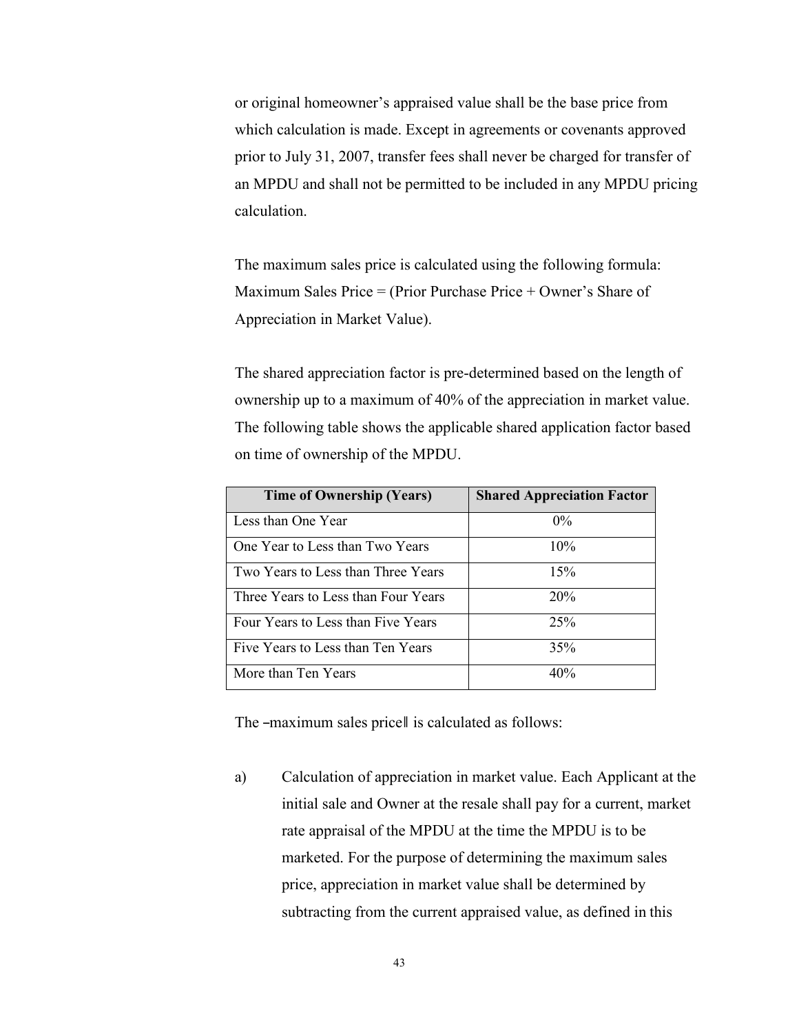or original homeowner's appraised value shall be the base price from which calculation is made. Except in agreements or covenants approved prior to July 31, 2007, transfer fees shall never be charged for transfer of an MPDU and shall not be permitted to be included in any MPDU pricing calculation.

The maximum sales price is calculated using the following formula: Maximum Sales Price = (Prior Purchase Price + Owner's Share of Appreciation in Market Value).

The shared appreciation factor is pre-determined based on the length of ownership up to a maximum of 40% of the appreciation in market value. The following table shows the applicable shared application factor based on time of ownership of the MPDU.

| Time of Ownership (Years) | Shared Appreciation Factor |
|---|---|
| Less than One Year | 0% |
| One Year to Less than Two Years | 10% |
| Two Years to Less than Three Years | 15% |
| Three Years to Less than Four Years | 20% |
| Four Years to Less than Five Years | 25% |
| Five Years to Less than Ten Years | 35% |
| More than Ten Years | 40% |

The ‒maximum sales price‖ is calculated as follows:

a) Calculation of appreciation in market value. Each Applicant at the initial sale and Owner at the resale shall pay for a current, market rate appraisal of the MPDU at the time the MPDU is to be marketed. For the purpose of determining the maximum sales price, appreciation in market value shall be determined by subtracting from the current appraised value, as defined in this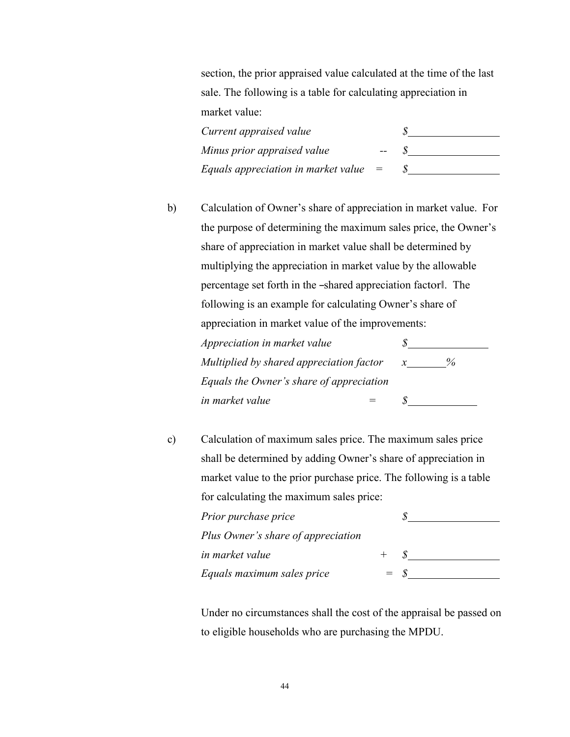section, the prior appraised value calculated at the time of the last sale. The following is a table for calculating appreciation in market value:

| | | |
|---|---|---|
| *Current appraised value* | | $________________ |
| *Minus prior appraised value* | -- | $________________ |
| *Equals appreciation in market value* | = | $________________ |

b) Calculation of Owner's share of appreciation in market value. For the purpose of determining the maximum sales price, the Owner's share of appreciation in market value shall be determined by multiplying the appreciation in market value by the allowable percentage set forth in the ―shared appreciation factor‖. The following is an example for calculating Owner's share of appreciation in market value of the improvements:

| | | |
|---|---|---|
| *Appreciation in market value* | | $_______________ |
| *Multiplied by shared appreciation factor* | | *x*_______% |
| *Equals the Owner's share of appreciation in market value* | = | $_____________ |

c) Calculation of maximum sales price. The maximum sales price shall be determined by adding Owner's share of appreciation in market value to the prior purchase price. The following is a table for calculating the maximum sales price:

| | | |
|---|---|---|
| *Prior purchase price* | | $________________ |
| *Plus Owner's share of appreciation in market value* | + | $________________ |
| *Equals maximum sales price* | = | $________________ |

Under no circumstances shall the cost of the appraisal be passed on to eligible households who are purchasing the MPDU.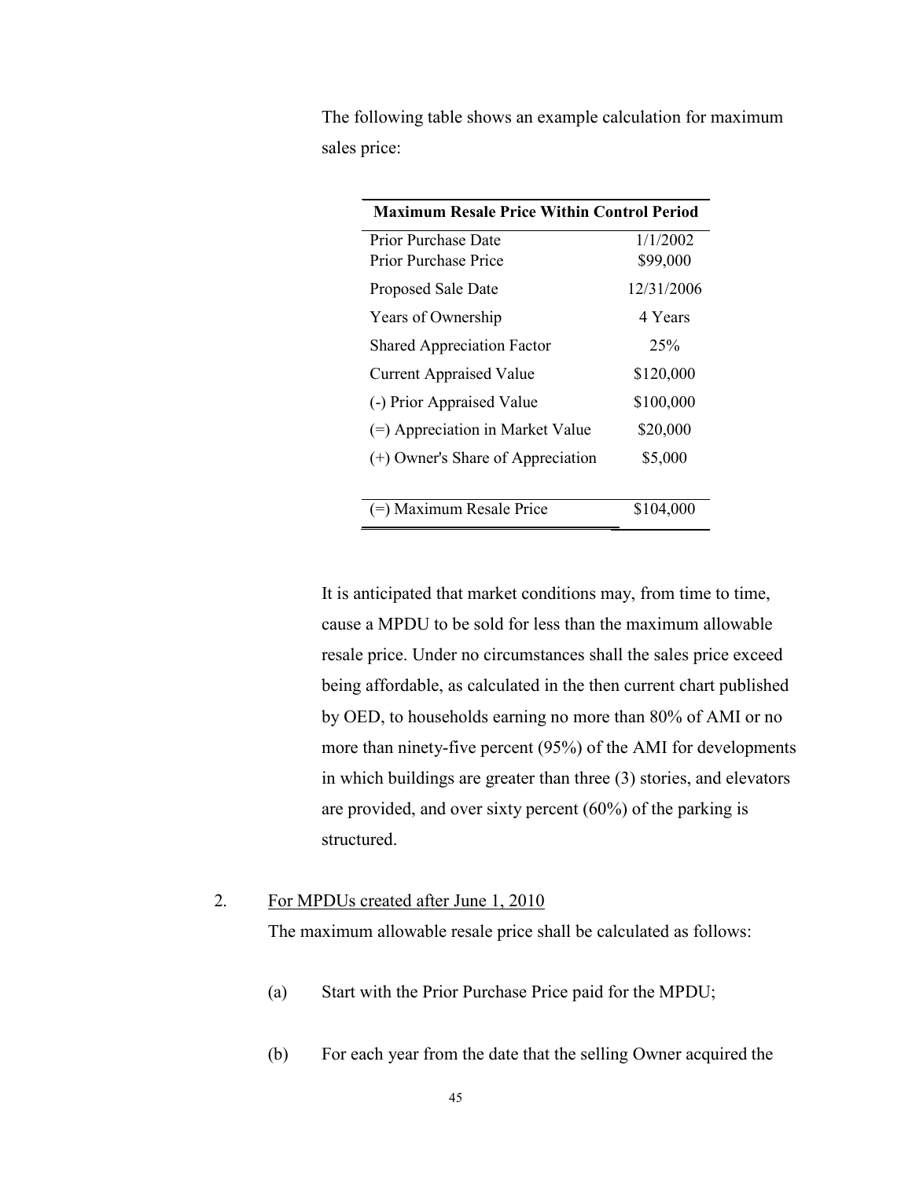The following table shows an example calculation for maximum sales price:

| Maximum Resale Price Within Control Period | |
|---|---|
| Prior Purchase Date | 1/1/2002 |
| Prior Purchase Price | $99,000 |
| Proposed Sale Date | 12/31/2006 |
| Years of Ownership | 4 Years |
| Shared Appreciation Factor | 25% |
| Current Appraised Value | $120,000 |
| (-) Prior Appraised Value | $100,000 |
| (=) Appreciation in Market Value | $20,000 |
| (+) Owner's Share of Appreciation | $5,000 |
| (=) Maximum Resale Price | $104,000 |

It is anticipated that market conditions may, from time to time, cause a MPDU to be sold for less than the maximum allowable resale price. Under no circumstances shall the sales price exceed being affordable, as calculated in the then current chart published by OED, to households earning no more than 80% of AMI or no more than ninety-five percent (95%) of the AMI for developments in which buildings are greater than three (3) stories, and elevators are provided, and over sixty percent (60%) of the parking is structured.

2. <u>For MPDUs created after June 1, 2010</u>

   The maximum allowable resale price shall be calculated as follows:

   (a) Start with the Prior Purchase Price paid for the MPDU;

   (b) For each year from the date that the selling Owner acquired the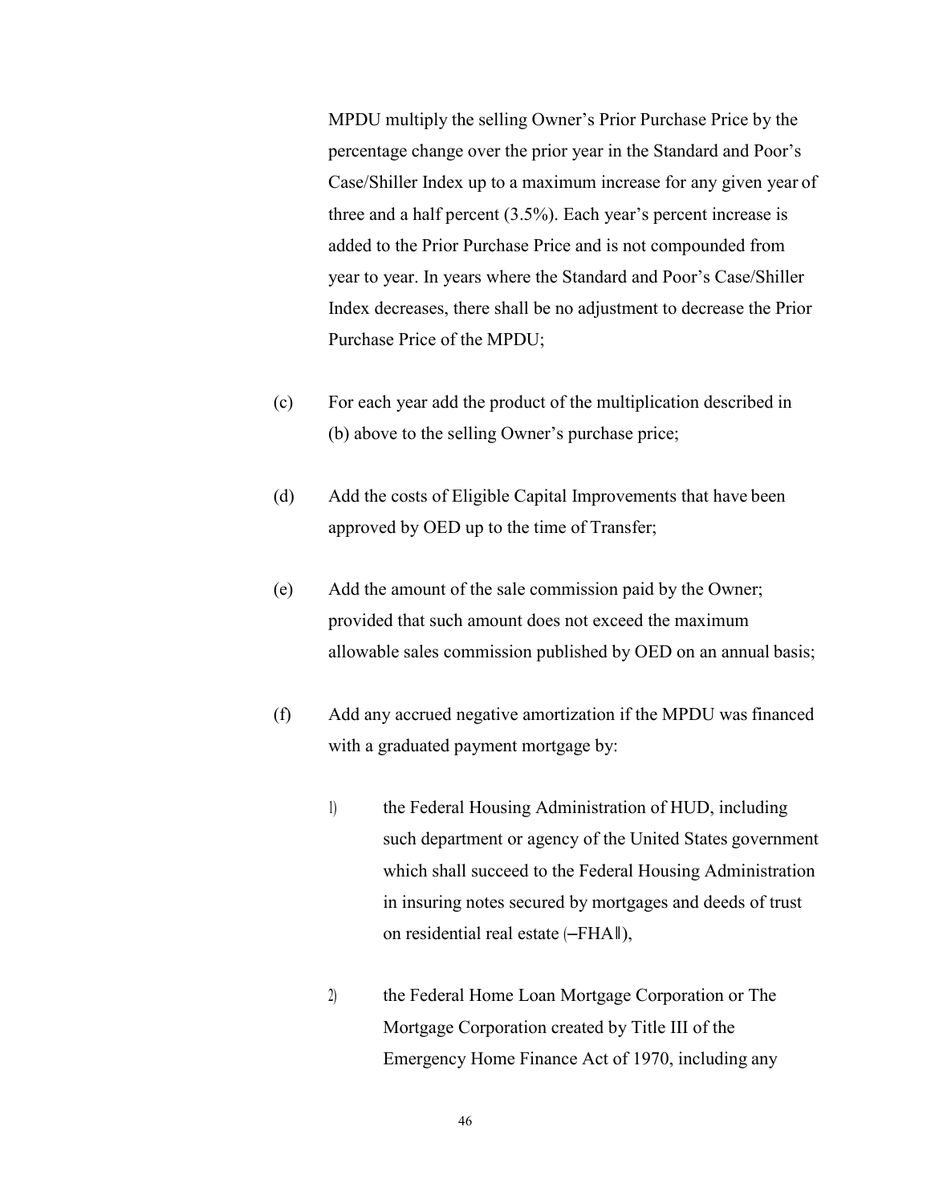MPDU multiply the selling Owner's Prior Purchase Price by the percentage change over the prior year in the Standard and Poor's Case/Shiller Index up to a maximum increase for any given year of three and a half percent (3.5%). Each year's percent increase is added to the Prior Purchase Price and is not compounded from year to year. In years where the Standard and Poor's Case/Shiller Index decreases, there shall be no adjustment to decrease the Prior Purchase Price of the MPDU;

(c) For each year add the product of the multiplication described in (b) above to the selling Owner's purchase price;

(d) Add the costs of Eligible Capital Improvements that have been approved by OED up to the time of Transfer;

(e) Add the amount of the sale commission paid by the Owner; provided that such amount does not exceed the maximum allowable sales commission published by OED on an annual basis;

(f) Add any accrued negative amortization if the MPDU was financed with a graduated payment mortgage by:

1) the Federal Housing Administration of HUD, including such department or agency of the United States government which shall succeed to the Federal Housing Administration in insuring notes secured by mortgages and deeds of trust on residential real estate (–FHA‖),

2) the Federal Home Loan Mortgage Corporation or The Mortgage Corporation created by Title III of the Emergency Home Finance Act of 1970, including any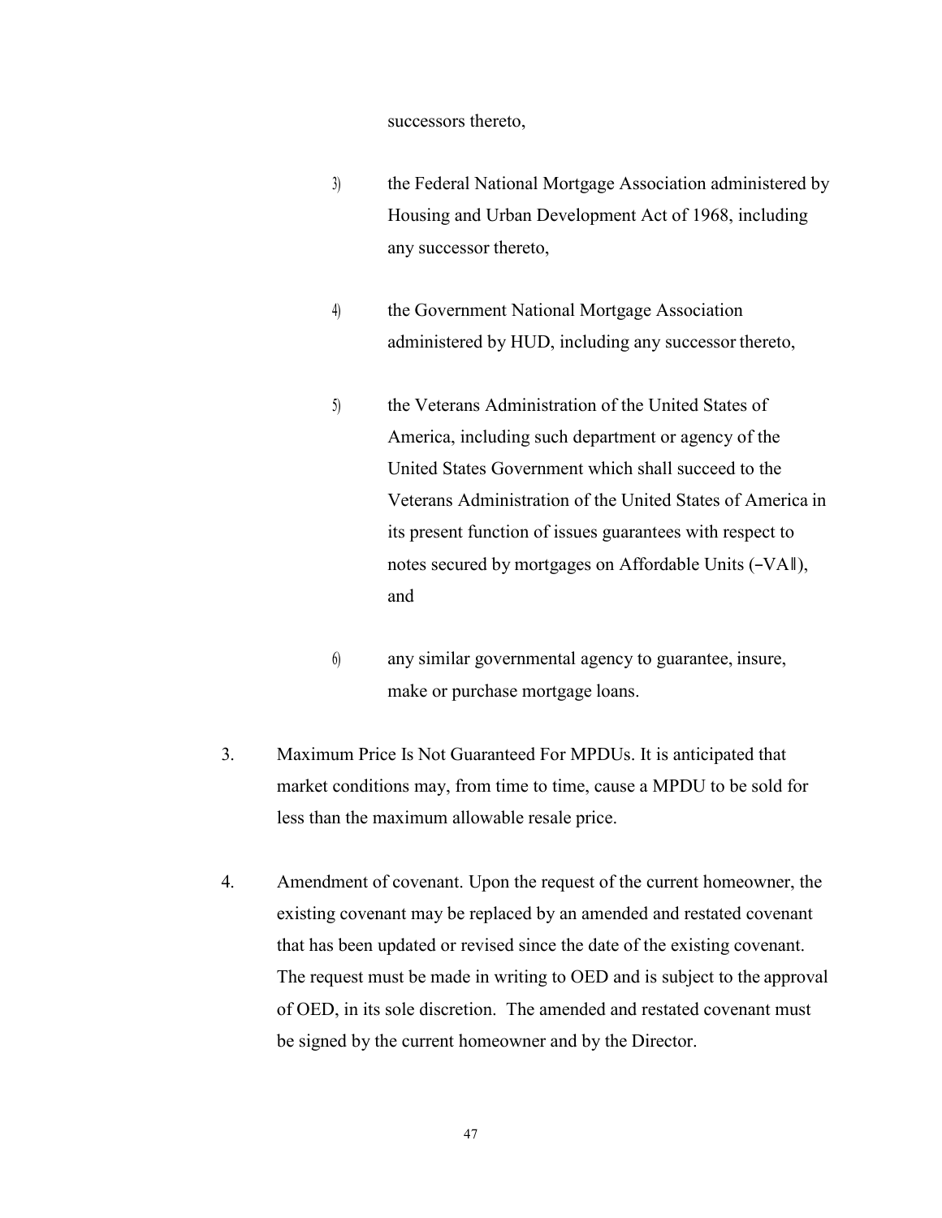successors thereto,

3) the Federal National Mortgage Association administered by Housing and Urban Development Act of 1968, including any successor thereto,

4) the Government National Mortgage Association administered by HUD, including any successor thereto,

5) the Veterans Administration of the United States of America, including such department or agency of the United States Government which shall succeed to the Veterans Administration of the United States of America in its present function of issues guarantees with respect to notes secured by mortgages on Affordable Units (―VA‖), and

6) any similar governmental agency to guarantee, insure, make or purchase mortgage loans.

3. Maximum Price Is Not Guaranteed For MPDUs. It is anticipated that market conditions may, from time to time, cause a MPDU to be sold for less than the maximum allowable resale price.

4. Amendment of covenant. Upon the request of the current homeowner, the existing covenant may be replaced by an amended and restated covenant that has been updated or revised since the date of the existing covenant. The request must be made in writing to OED and is subject to the approval of OED, in its sole discretion. The amended and restated covenant must be signed by the current homeowner and by the Director.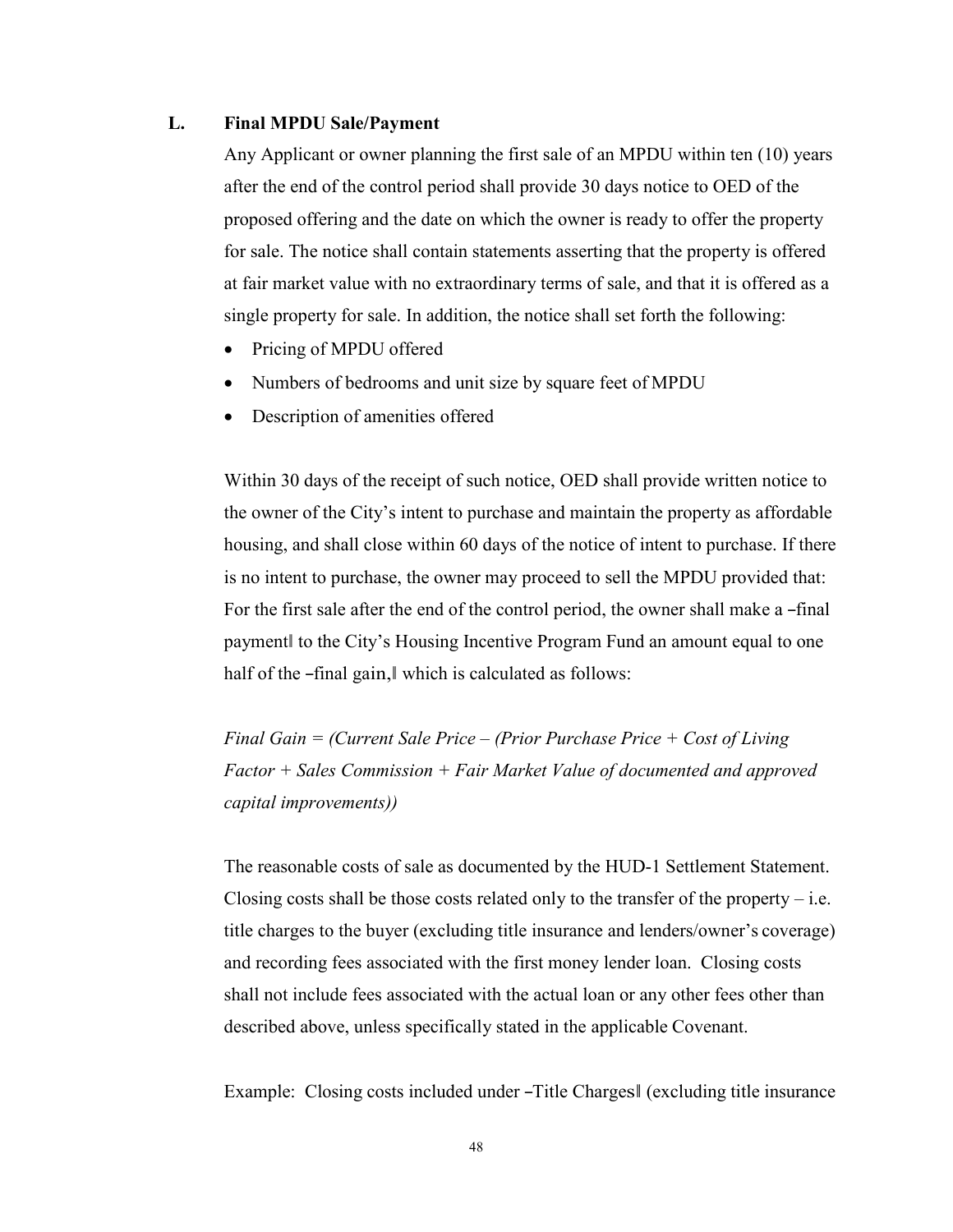## L. Final MPDU Sale/Payment

Any Applicant or owner planning the first sale of an MPDU within ten (10) years after the end of the control period shall provide 30 days notice to OED of the proposed offering and the date on which the owner is ready to offer the property for sale. The notice shall contain statements asserting that the property is offered at fair market value with no extraordinary terms of sale, and that it is offered as a single property for sale. In addition, the notice shall set forth the following:

- Pricing of MPDU offered
- Numbers of bedrooms and unit size by square feet of MPDU
- Description of amenities offered

Within 30 days of the receipt of such notice, OED shall provide written notice to the owner of the City's intent to purchase and maintain the property as affordable housing, and shall close within 60 days of the notice of intent to purchase. If there is no intent to purchase, the owner may proceed to sell the MPDU provided that: For the first sale after the end of the control period, the owner shall make a ―final payment‖ to the City's Housing Incentive Program Fund an amount equal to one half of the ―final gain,‖ which is calculated as follows:

*Final Gain = (Current Sale Price – (Prior Purchase Price + Cost of Living Factor + Sales Commission + Fair Market Value of documented and approved capital improvements))*

The reasonable costs of sale as documented by the HUD-1 Settlement Statement. Closing costs shall be those costs related only to the transfer of the property – i.e. title charges to the buyer (excluding title insurance and lenders/owner's coverage) and recording fees associated with the first money lender loan. Closing costs shall not include fees associated with the actual loan or any other fees other than described above, unless specifically stated in the applicable Covenant.

Example: Closing costs included under ―Title Charges‖ (excluding title insurance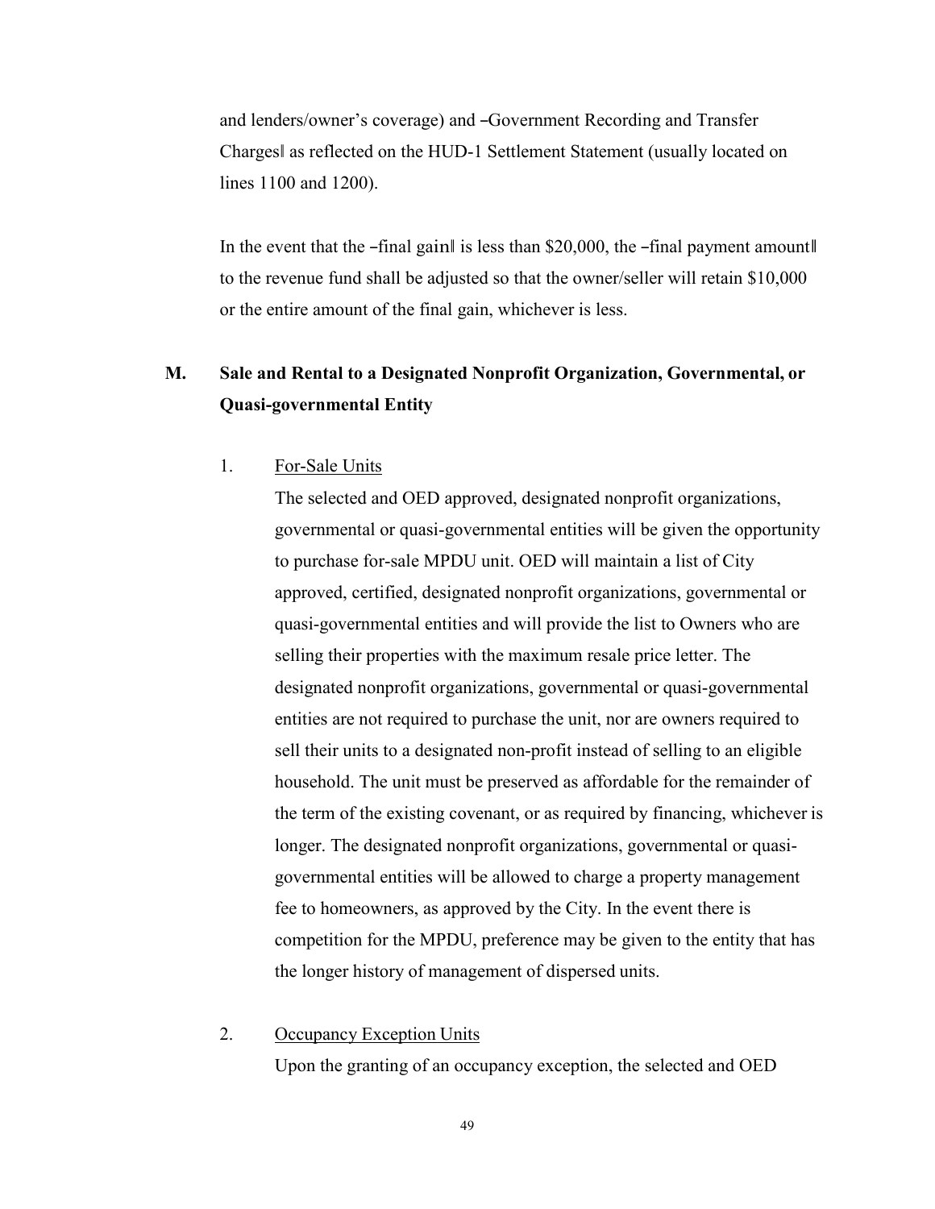and lenders/owner's coverage) and –Government Recording and Transfer Charges‖ as reflected on the HUD-1 Settlement Statement (usually located on lines 1100 and 1200).

In the event that the –final gain‖ is less than $20,000, the –final payment amount‖ to the revenue fund shall be adjusted so that the owner/seller will retain $10,000 or the entire amount of the final gain, whichever is less.

## M. Sale and Rental to a Designated Nonprofit Organization, Governmental, or Quasi-governmental Entity

1. For-Sale Units

   The selected and OED approved, designated nonprofit organizations, governmental or quasi-governmental entities will be given the opportunity to purchase for-sale MPDU unit. OED will maintain a list of City approved, certified, designated nonprofit organizations, governmental or quasi-governmental entities and will provide the list to Owners who are selling their properties with the maximum resale price letter. The designated nonprofit organizations, governmental or quasi-governmental entities are not required to purchase the unit, nor are owners required to sell their units to a designated non-profit instead of selling to an eligible household. The unit must be preserved as affordable for the remainder of the term of the existing covenant, or as required by financing, whichever is longer. The designated nonprofit organizations, governmental or quasi-governmental entities will be allowed to charge a property management fee to homeowners, as approved by the City. In the event there is competition for the MPDU, preference may be given to the entity that has the longer history of management of dispersed units.

2. Occupancy Exception Units

   Upon the granting of an occupancy exception, the selected and OED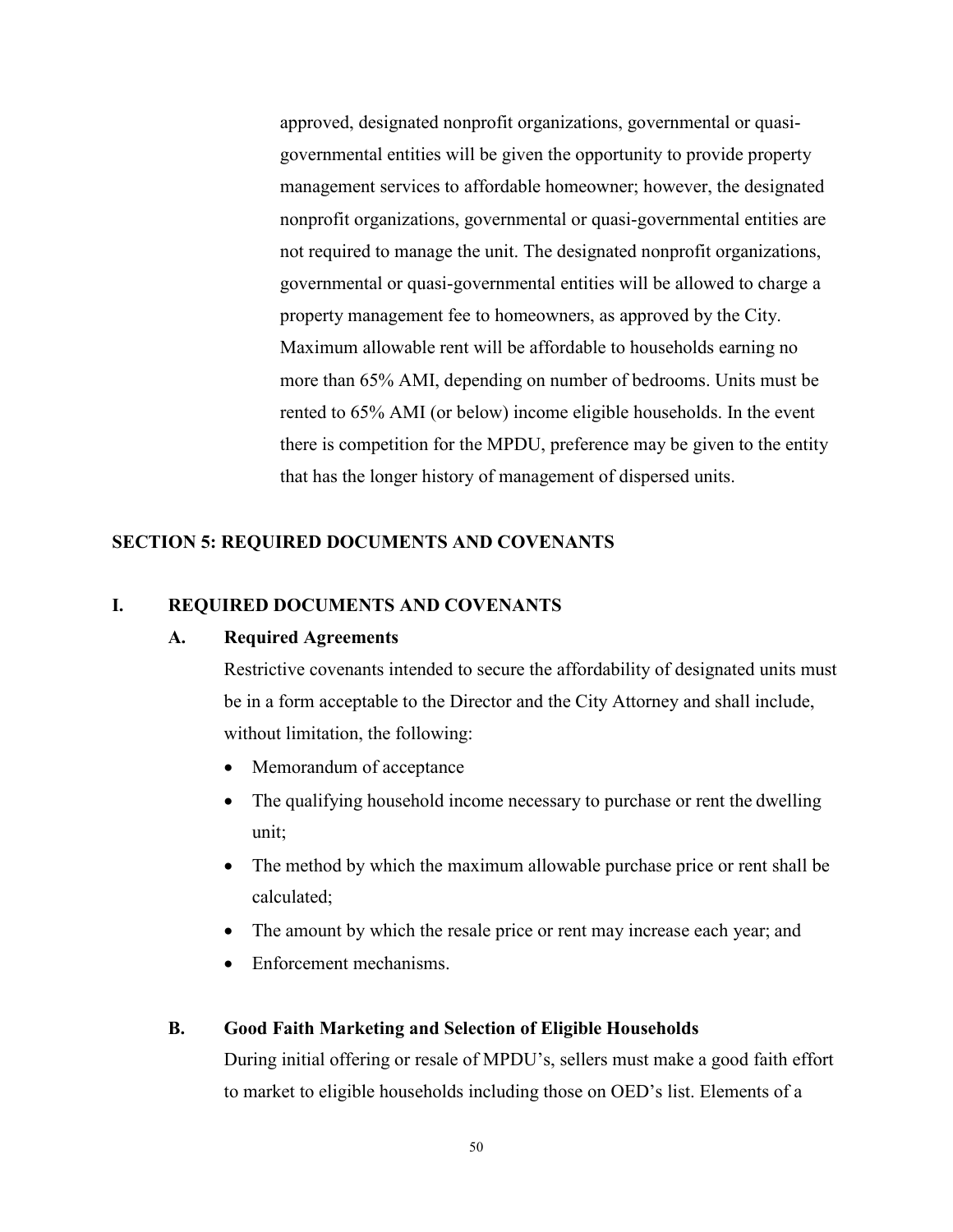approved, designated nonprofit organizations, governmental or quasi-governmental entities will be given the opportunity to provide property management services to affordable homeowner; however, the designated nonprofit organizations, governmental or quasi-governmental entities are not required to manage the unit. The designated nonprofit organizations, governmental or quasi-governmental entities will be allowed to charge a property management fee to homeowners, as approved by the City. Maximum allowable rent will be affordable to households earning no more than 65% AMI, depending on number of bedrooms. Units must be rented to 65% AMI (or below) income eligible households. In the event there is competition for the MPDU, preference may be given to the entity that has the longer history of management of dispersed units.

## SECTION 5: REQUIRED DOCUMENTS AND COVENANTS

### I. REQUIRED DOCUMENTS AND COVENANTS

#### A. Required Agreements

Restrictive covenants intended to secure the affordability of designated units must be in a form acceptable to the Director and the City Attorney and shall include, without limitation, the following:

- Memorandum of acceptance
- The qualifying household income necessary to purchase or rent the dwelling unit;
- The method by which the maximum allowable purchase price or rent shall be calculated;
- The amount by which the resale price or rent may increase each year; and
- Enforcement mechanisms.

#### B. Good Faith Marketing and Selection of Eligible Households

During initial offering or resale of MPDU's, sellers must make a good faith effort to market to eligible households including those on OED's list. Elements of a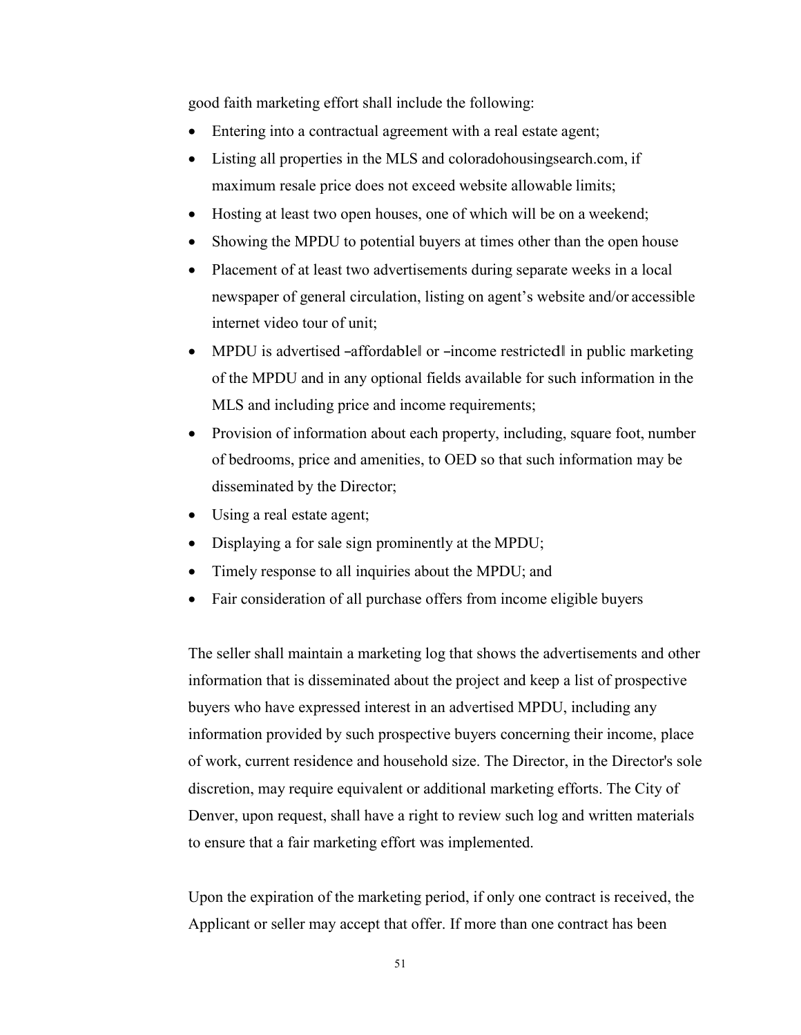good faith marketing effort shall include the following:

- Entering into a contractual agreement with a real estate agent;
- Listing all properties in the MLS and coloradohousingsearch.com, if maximum resale price does not exceed website allowable limits;
- Hosting at least two open houses, one of which will be on a weekend;
- Showing the MPDU to potential buyers at times other than the open house
- Placement of at least two advertisements during separate weeks in a local newspaper of general circulation, listing on agent's website and/or accessible internet video tour of unit;
- MPDU is advertised –affordable‖ or –income restricted‖ in public marketing of the MPDU and in any optional fields available for such information in the MLS and including price and income requirements;
- Provision of information about each property, including, square foot, number of bedrooms, price and amenities, to OED so that such information may be disseminated by the Director;
- Using a real estate agent;
- Displaying a for sale sign prominently at the MPDU;
- Timely response to all inquiries about the MPDU; and
- Fair consideration of all purchase offers from income eligible buyers

The seller shall maintain a marketing log that shows the advertisements and other information that is disseminated about the project and keep a list of prospective buyers who have expressed interest in an advertised MPDU, including any information provided by such prospective buyers concerning their income, place of work, current residence and household size. The Director, in the Director's sole discretion, may require equivalent or additional marketing efforts. The City of Denver, upon request, shall have a right to review such log and written materials to ensure that a fair marketing effort was implemented.

Upon the expiration of the marketing period, if only one contract is received, the Applicant or seller may accept that offer. If more than one contract has been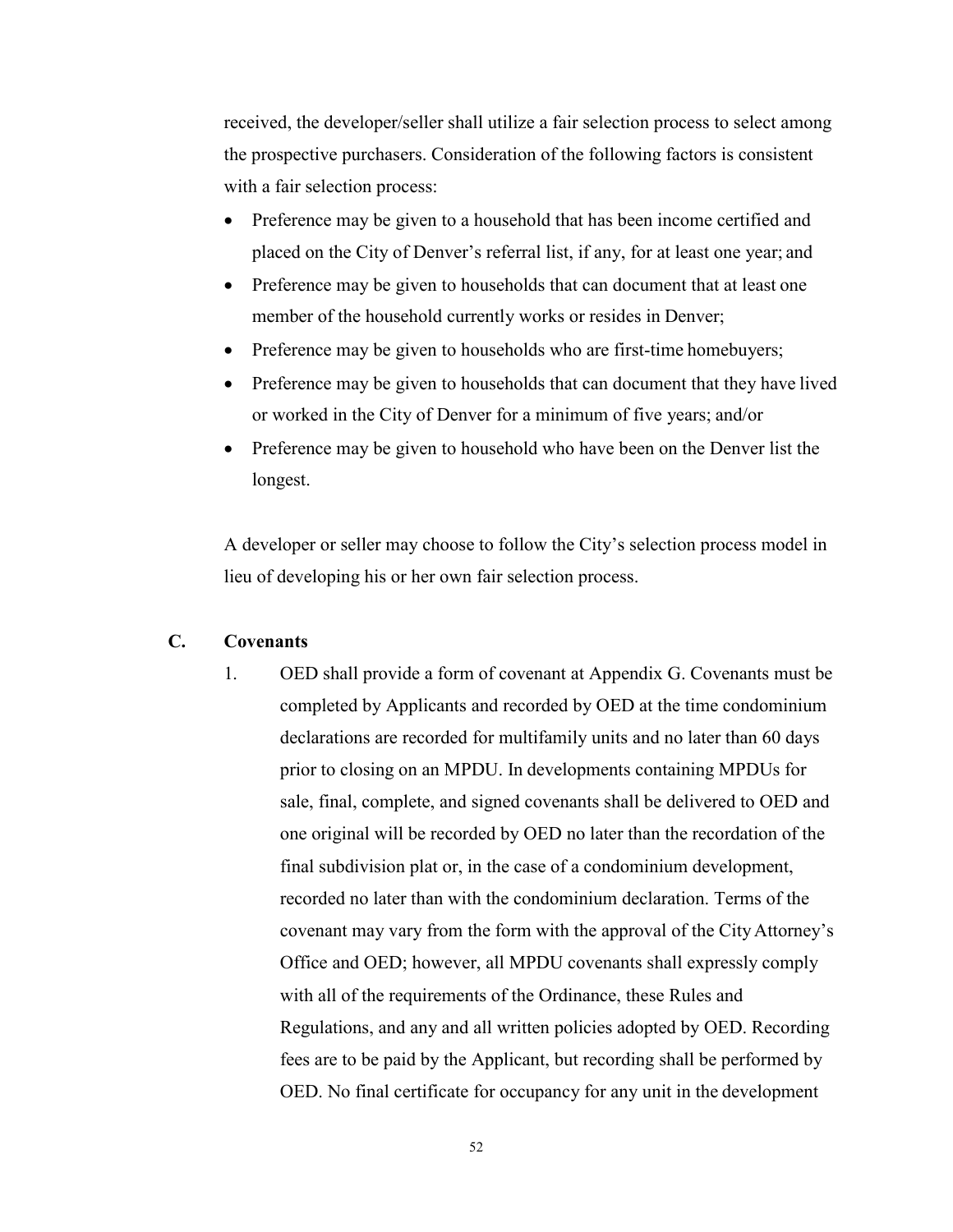received, the developer/seller shall utilize a fair selection process to select among the prospective purchasers. Consideration of the following factors is consistent with a fair selection process:

- Preference may be given to a household that has been income certified and placed on the City of Denver's referral list, if any, for at least one year; and
- Preference may be given to households that can document that at least one member of the household currently works or resides in Denver;
- Preference may be given to households who are first-time homebuyers;
- Preference may be given to households that can document that they have lived or worked in the City of Denver for a minimum of five years; and/or
- Preference may be given to household who have been on the Denver list the longest.

A developer or seller may choose to follow the City's selection process model in lieu of developing his or her own fair selection process.

### C. Covenants

1. OED shall provide a form of covenant at Appendix G. Covenants must be completed by Applicants and recorded by OED at the time condominium declarations are recorded for multifamily units and no later than 60 days prior to closing on an MPDU. In developments containing MPDUs for sale, final, complete, and signed covenants shall be delivered to OED and one original will be recorded by OED no later than the recordation of the final subdivision plat or, in the case of a condominium development, recorded no later than with the condominium declaration. Terms of the covenant may vary from the form with the approval of the City Attorney's Office and OED; however, all MPDU covenants shall expressly comply with all of the requirements of the Ordinance, these Rules and Regulations, and any and all written policies adopted by OED. Recording fees are to be paid by the Applicant, but recording shall be performed by OED. No final certificate for occupancy for any unit in the development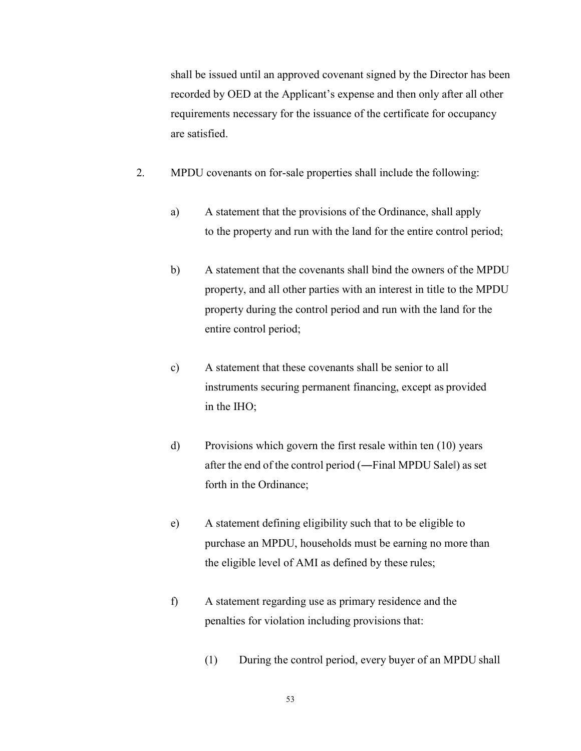shall be issued until an approved covenant signed by the Director has been recorded by OED at the Applicant's expense and then only after all other requirements necessary for the issuance of the certificate for occupancy are satisfied.

2. MPDU covenants on for-sale properties shall include the following:

   a) A statement that the provisions of the Ordinance, shall apply to the property and run with the land for the entire control period;

   b) A statement that the covenants shall bind the owners of the MPDU property, and all other parties with an interest in title to the MPDU property during the control period and run with the land for the entire control period;

   c) A statement that these covenants shall be senior to all instruments securing permanent financing, except as provided in the IHO;

   d) Provisions which govern the first resale within ten (10) years after the end of the control period (―Final MPDU Sale‖) as set forth in the Ordinance;

   e) A statement defining eligibility such that to be eligible to purchase an MPDU, households must be earning no more than the eligible level of AMI as defined by these rules;

   f) A statement regarding use as primary residence and the penalties for violation including provisions that:

      (1) During the control period, every buyer of an MPDU shall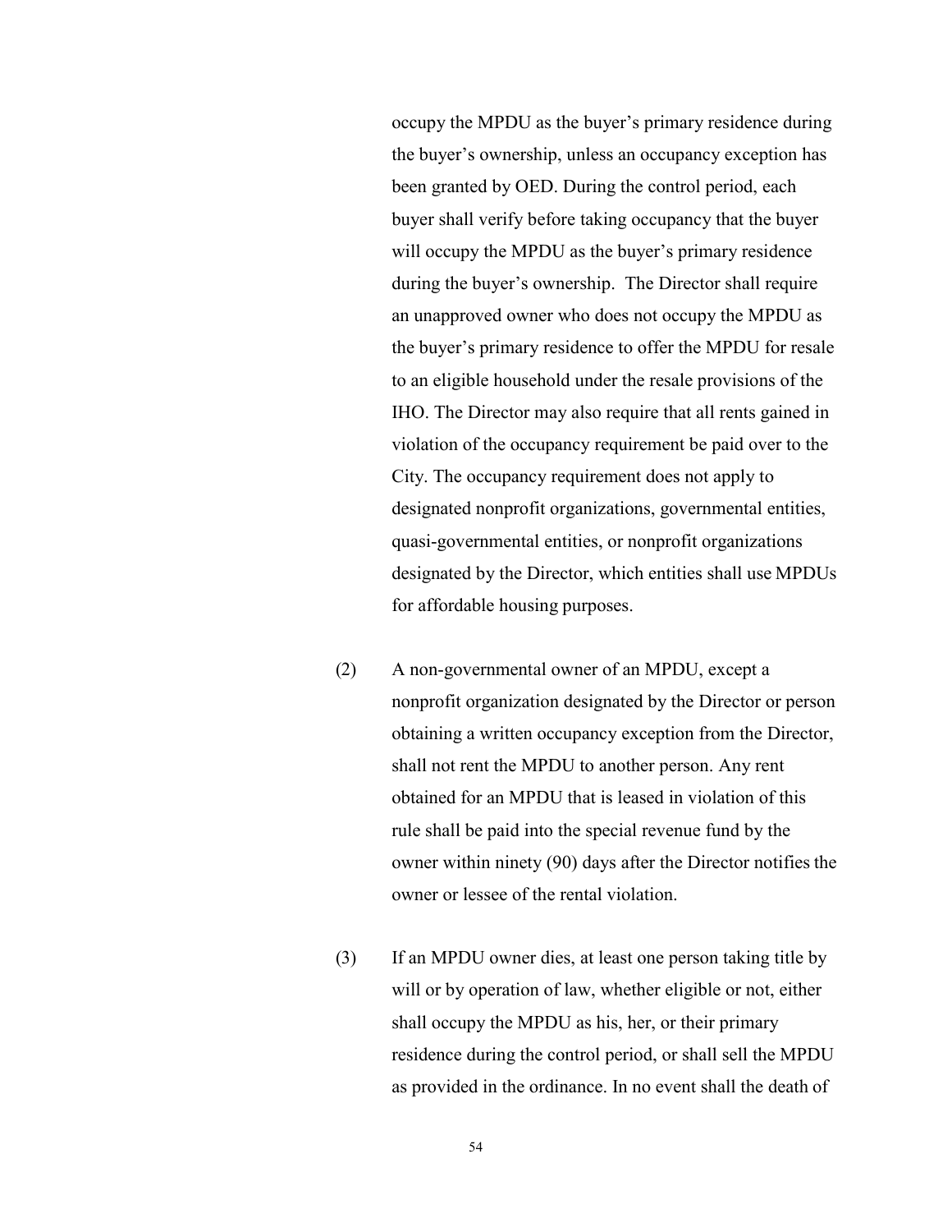occupy the MPDU as the buyer's primary residence during the buyer's ownership, unless an occupancy exception has been granted by OED. During the control period, each buyer shall verify before taking occupancy that the buyer will occupy the MPDU as the buyer's primary residence during the buyer's ownership. The Director shall require an unapproved owner who does not occupy the MPDU as the buyer's primary residence to offer the MPDU for resale to an eligible household under the resale provisions of the IHO. The Director may also require that all rents gained in violation of the occupancy requirement be paid over to the City. The occupancy requirement does not apply to designated nonprofit organizations, governmental entities, quasi-governmental entities, or nonprofit organizations designated by the Director, which entities shall use MPDUs for affordable housing purposes.

(2) A non-governmental owner of an MPDU, except a nonprofit organization designated by the Director or person obtaining a written occupancy exception from the Director, shall not rent the MPDU to another person. Any rent obtained for an MPDU that is leased in violation of this rule shall be paid into the special revenue fund by the owner within ninety (90) days after the Director notifies the owner or lessee of the rental violation.

(3) If an MPDU owner dies, at least one person taking title by will or by operation of law, whether eligible or not, either shall occupy the MPDU as his, her, or their primary residence during the control period, or shall sell the MPDU as provided in the ordinance. In no event shall the death of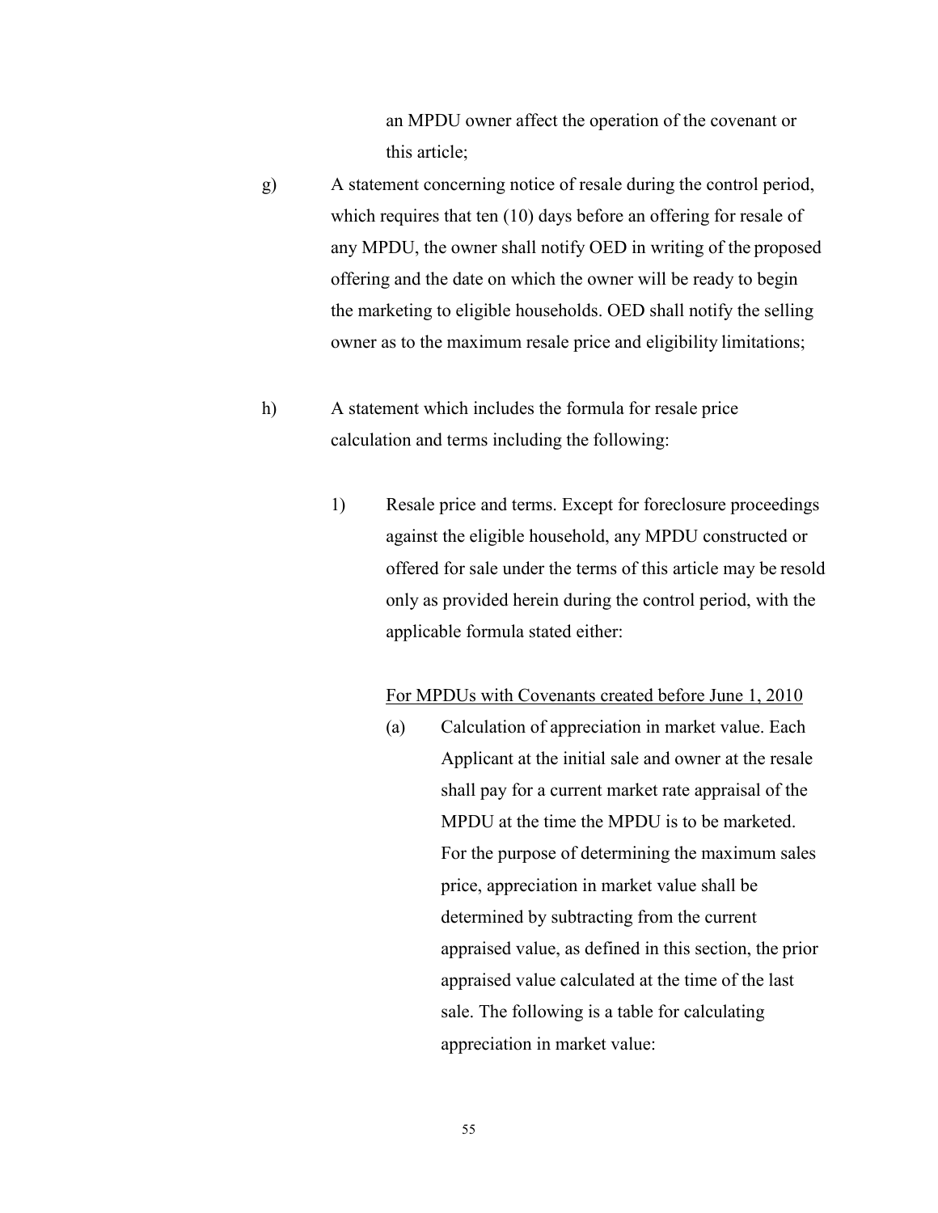an MPDU owner affect the operation of the covenant or this article;

g) A statement concerning notice of resale during the control period, which requires that ten (10) days before an offering for resale of any MPDU, the owner shall notify OED in writing of the proposed offering and the date on which the owner will be ready to begin the marketing to eligible households. OED shall notify the selling owner as to the maximum resale price and eligibility limitations;

h) A statement which includes the formula for resale price calculation and terms including the following:

1) Resale price and terms. Except for foreclosure proceedings against the eligible household, any MPDU constructed or offered for sale under the terms of this article may be resold only as provided herein during the control period, with the applicable formula stated either:

<u>For MPDUs with Covenants created before June 1, 2010</u>

(a) Calculation of appreciation in market value. Each Applicant at the initial sale and owner at the resale shall pay for a current market rate appraisal of the MPDU at the time the MPDU is to be marketed. For the purpose of determining the maximum sales price, appreciation in market value shall be determined by subtracting from the current appraised value, as defined in this section, the prior appraised value calculated at the time of the last sale. The following is a table for calculating appreciation in market value: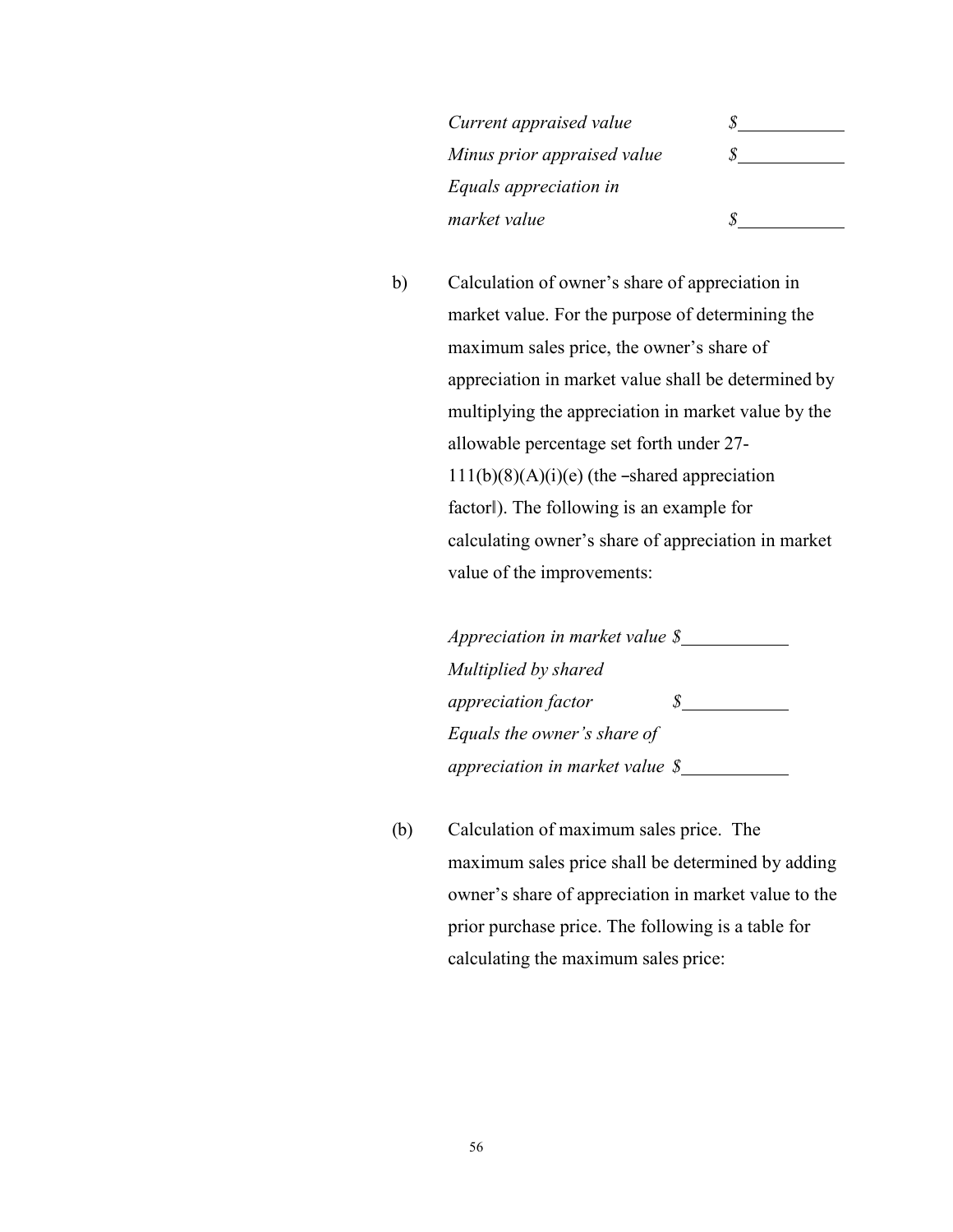| | |
|---|---|
| *Current appraised value* | $\_\_\_\_\_\_\_\_\_\_\_ |
| *Minus prior appraised value* | $\_\_\_\_\_\_\_\_\_\_\_ |
| *Equals appreciation in market value* | $\_\_\_\_\_\_\_\_\_\_\_ |

b) Calculation of owner's share of appreciation in market value. For the purpose of determining the maximum sales price, the owner's share of appreciation in market value shall be determined by multiplying the appreciation in market value by the allowable percentage set forth under 27-111(b)(8)(A)(i)(e) (the ‒shared appreciation factor‖). The following is an example for calculating owner's share of appreciation in market value of the improvements:

| | |
|---|---|
| *Appreciation in market value* | $\_\_\_\_\_\_\_\_\_\_\_ |
| *Multiplied by shared appreciation factor* | $\_\_\_\_\_\_\_\_\_\_\_ |
| *Equals the owner's share of appreciation in market value* | $\_\_\_\_\_\_\_\_\_\_\_ |

(b) Calculation of maximum sales price. The maximum sales price shall be determined by adding owner's share of appreciation in market value to the prior purchase price. The following is a table for calculating the maximum sales price: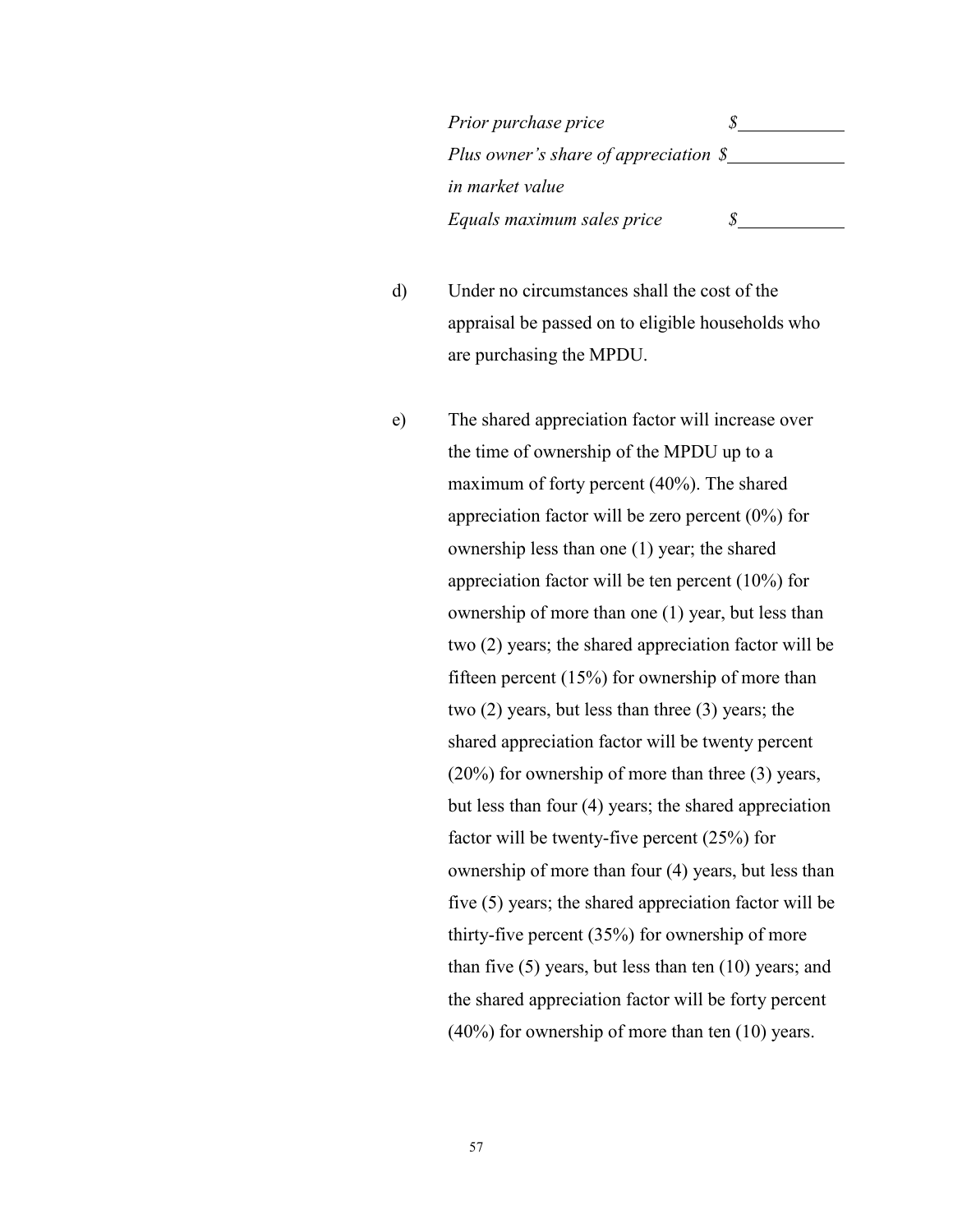| | |
|---|---|
| *Prior purchase price* | $\_\_\_\_\_\_\_\_\_\_ |
| *Plus owner's share of appreciation in market value* | $\_\_\_\_\_\_\_\_\_\_ |
| *Equals maximum sales price* | $\_\_\_\_\_\_\_\_\_\_ |

d) Under no circumstances shall the cost of the appraisal be passed on to eligible households who are purchasing the MPDU.

e) The shared appreciation factor will increase over the time of ownership of the MPDU up to a maximum of forty percent (40%). The shared appreciation factor will be zero percent (0%) for ownership less than one (1) year; the shared appreciation factor will be ten percent (10%) for ownership of more than one (1) year, but less than two (2) years; the shared appreciation factor will be fifteen percent (15%) for ownership of more than two (2) years, but less than three (3) years; the shared appreciation factor will be twenty percent (20%) for ownership of more than three (3) years, but less than four (4) years; the shared appreciation factor will be twenty-five percent (25%) for ownership of more than four (4) years, but less than five (5) years; the shared appreciation factor will be thirty-five percent (35%) for ownership of more than five (5) years, but less than ten (10) years; and the shared appreciation factor will be forty percent (40%) for ownership of more than ten (10) years.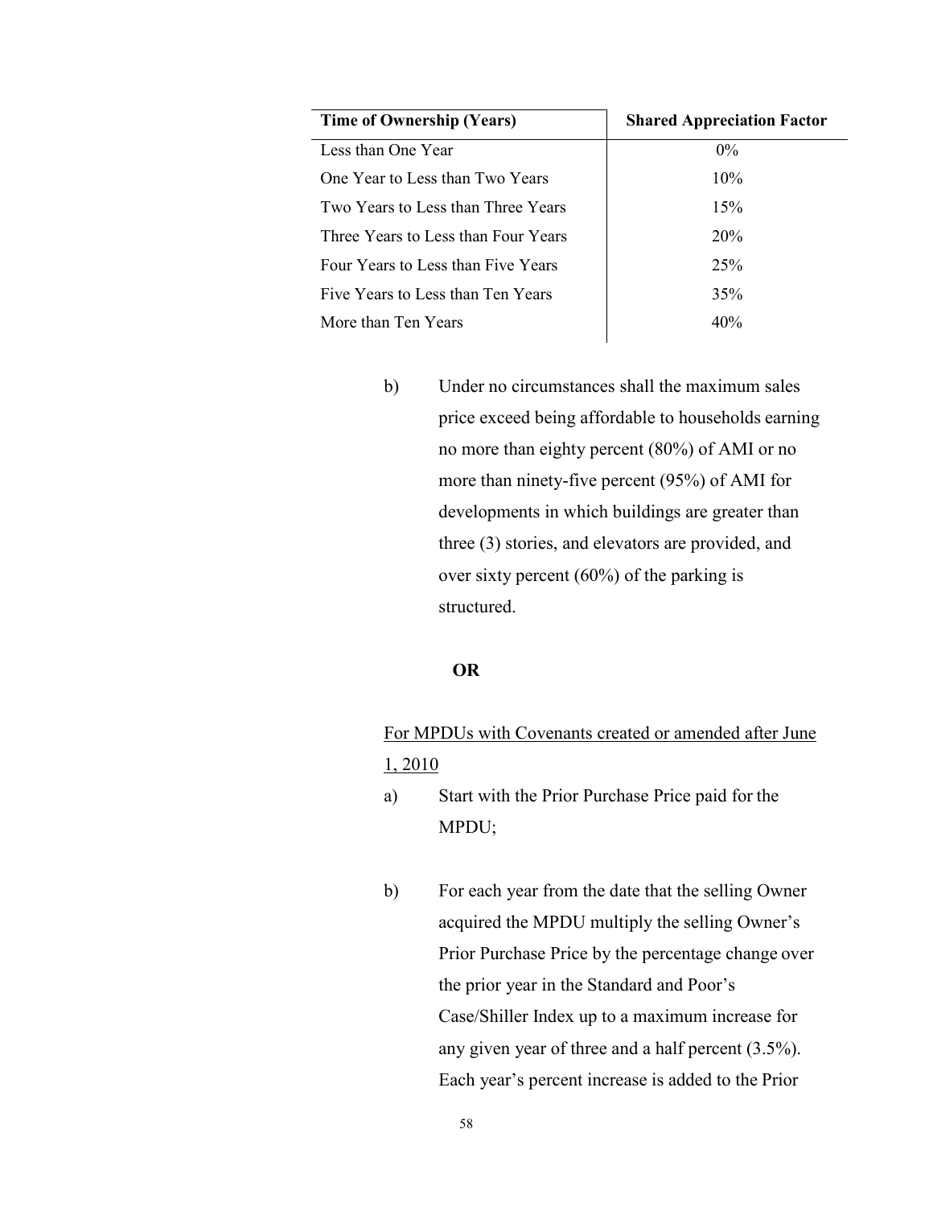| Time of Ownership (Years) | Shared Appreciation Factor |
|---|---|
| Less than One Year | 0% |
| One Year to Less than Two Years | 10% |
| Two Years to Less than Three Years | 15% |
| Three Years to Less than Four Years | 20% |
| Four Years to Less than Five Years | 25% |
| Five Years to Less than Ten Years | 35% |
| More than Ten Years | 40% |

b) Under no circumstances shall the maximum sales price exceed being affordable to households earning no more than eighty percent (80%) of AMI or no more than ninety-five percent (95%) of AMI for developments in which buildings are greater than three (3) stories, and elevators are provided, and over sixty percent (60%) of the parking is structured.

**OR**

<u>For MPDUs with Covenants created or amended after June 1, 2010</u>

a) Start with the Prior Purchase Price paid for the MPDU;

b) For each year from the date that the selling Owner acquired the MPDU multiply the selling Owner's Prior Purchase Price by the percentage change over the prior year in the Standard and Poor's Case/Shiller Index up to a maximum increase for any given year of three and a half percent (3.5%). Each year's percent increase is added to the Prior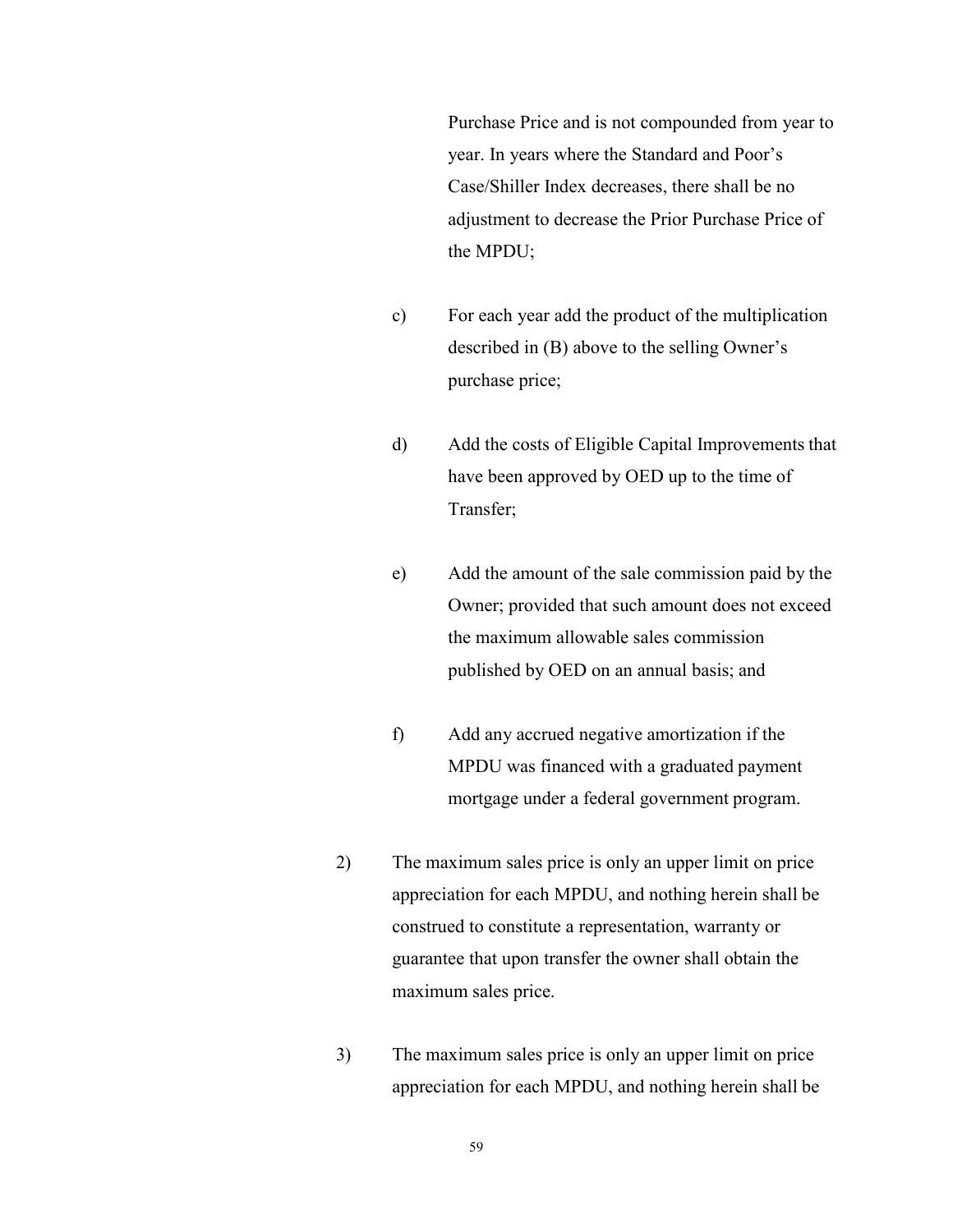Purchase Price and is not compounded from year to year. In years where the Standard and Poor's Case/Shiller Index decreases, there shall be no adjustment to decrease the Prior Purchase Price of the MPDU;

c) For each year add the product of the multiplication described in (B) above to the selling Owner's purchase price;

d) Add the costs of Eligible Capital Improvements that have been approved by OED up to the time of Transfer;

e) Add the amount of the sale commission paid by the Owner; provided that such amount does not exceed the maximum allowable sales commission published by OED on an annual basis; and

f) Add any accrued negative amortization if the MPDU was financed with a graduated payment mortgage under a federal government program.

2) The maximum sales price is only an upper limit on price appreciation for each MPDU, and nothing herein shall be construed to constitute a representation, warranty or guarantee that upon transfer the owner shall obtain the maximum sales price.

3) The maximum sales price is only an upper limit on price appreciation for each MPDU, and nothing herein shall be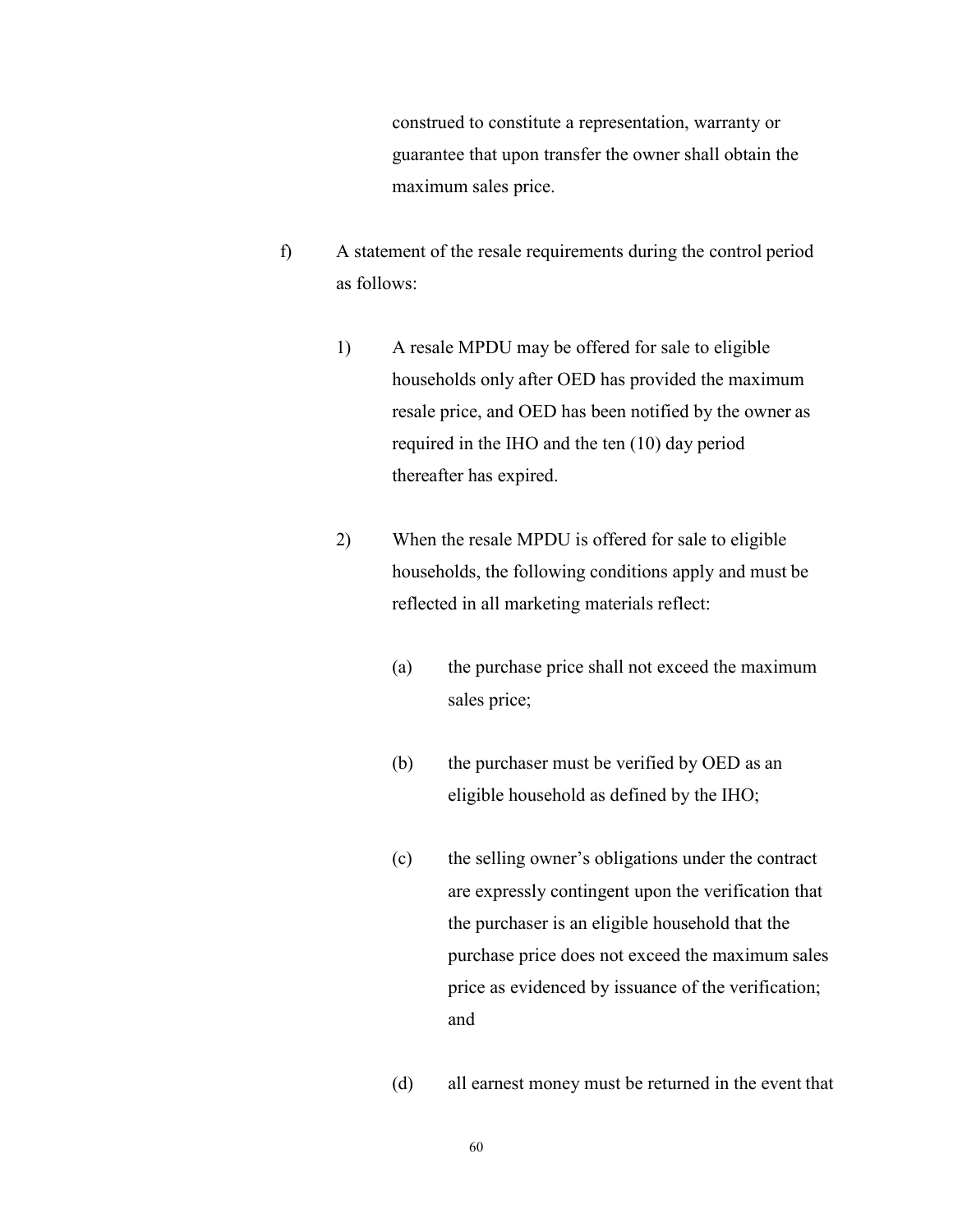construed to constitute a representation, warranty or guarantee that upon transfer the owner shall obtain the maximum sales price.

f) A statement of the resale requirements during the control period as follows:

1) A resale MPDU may be offered for sale to eligible households only after OED has provided the maximum resale price, and OED has been notified by the owner as required in the IHO and the ten (10) day period thereafter has expired.

2) When the resale MPDU is offered for sale to eligible households, the following conditions apply and must be reflected in all marketing materials reflect:

(a) the purchase price shall not exceed the maximum sales price;

(b) the purchaser must be verified by OED as an eligible household as defined by the IHO;

(c) the selling owner's obligations under the contract are expressly contingent upon the verification that the purchaser is an eligible household that the purchase price does not exceed the maximum sales price as evidenced by issuance of the verification; and

(d) all earnest money must be returned in the event that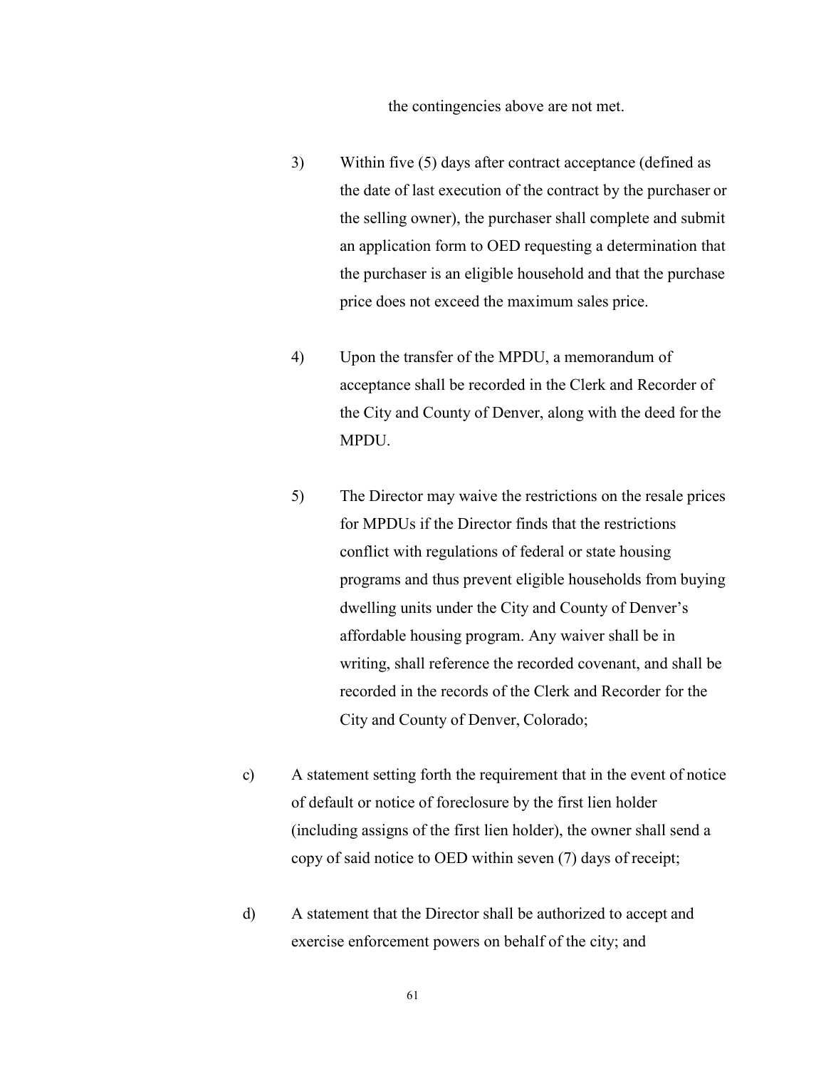the contingencies above are not met.

3) Within five (5) days after contract acceptance (defined as the date of last execution of the contract by the purchaser or the selling owner), the purchaser shall complete and submit an application form to OED requesting a determination that the purchaser is an eligible household and that the purchase price does not exceed the maximum sales price.

4) Upon the transfer of the MPDU, a memorandum of acceptance shall be recorded in the Clerk and Recorder of the City and County of Denver, along with the deed for the MPDU.

5) The Director may waive the restrictions on the resale prices for MPDUs if the Director finds that the restrictions conflict with regulations of federal or state housing programs and thus prevent eligible households from buying dwelling units under the City and County of Denver's affordable housing program. Any waiver shall be in writing, shall reference the recorded covenant, and shall be recorded in the records of the Clerk and Recorder for the City and County of Denver, Colorado;

c) A statement setting forth the requirement that in the event of notice of default or notice of foreclosure by the first lien holder (including assigns of the first lien holder), the owner shall send a copy of said notice to OED within seven (7) days of receipt;

d) A statement that the Director shall be authorized to accept and exercise enforcement powers on behalf of the city; and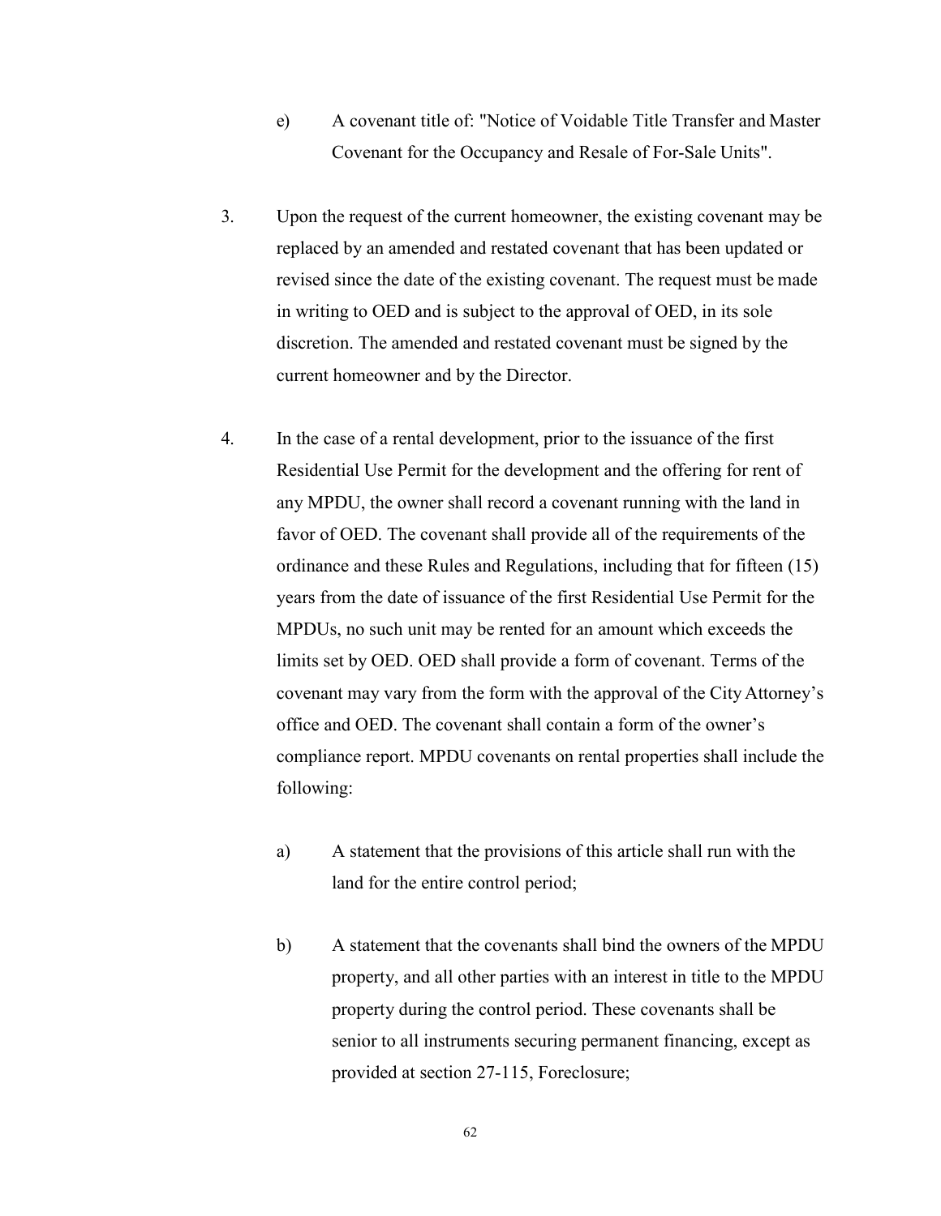e) A covenant title of: "Notice of Voidable Title Transfer and Master Covenant for the Occupancy and Resale of For-Sale Units".

3. Upon the request of the current homeowner, the existing covenant may be replaced by an amended and restated covenant that has been updated or revised since the date of the existing covenant. The request must be made in writing to OED and is subject to the approval of OED, in its sole discretion. The amended and restated covenant must be signed by the current homeowner and by the Director.

4. In the case of a rental development, prior to the issuance of the first Residential Use Permit for the development and the offering for rent of any MPDU, the owner shall record a covenant running with the land in favor of OED. The covenant shall provide all of the requirements of the ordinance and these Rules and Regulations, including that for fifteen (15) years from the date of issuance of the first Residential Use Permit for the MPDUs, no such unit may be rented for an amount which exceeds the limits set by OED. OED shall provide a form of covenant. Terms of the covenant may vary from the form with the approval of the City Attorney's office and OED. The covenant shall contain a form of the owner's compliance report. MPDU covenants on rental properties shall include the following:

   a) A statement that the provisions of this article shall run with the land for the entire control period;

   b) A statement that the covenants shall bind the owners of the MPDU property, and all other parties with an interest in title to the MPDU property during the control period. These covenants shall be senior to all instruments securing permanent financing, except as provided at section 27-115, Foreclosure;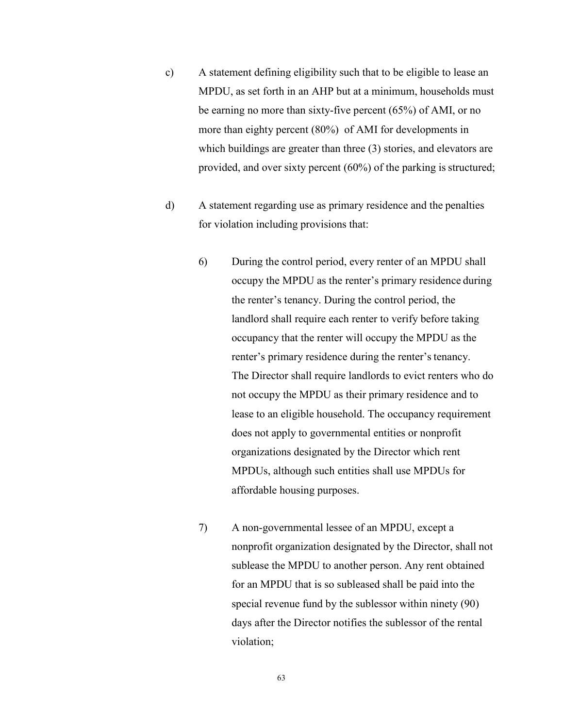c) A statement defining eligibility such that to be eligible to lease an MPDU, as set forth in an AHP but at a minimum, households must be earning no more than sixty-five percent (65%) of AMI, or no more than eighty percent (80%) of AMI for developments in which buildings are greater than three (3) stories, and elevators are provided, and over sixty percent (60%) of the parking is structured;

d) A statement regarding use as primary residence and the penalties for violation including provisions that:

   6) During the control period, every renter of an MPDU shall occupy the MPDU as the renter's primary residence during the renter's tenancy. During the control period, the landlord shall require each renter to verify before taking occupancy that the renter will occupy the MPDU as the renter's primary residence during the renter's tenancy. The Director shall require landlords to evict renters who do not occupy the MPDU as their primary residence and to lease to an eligible household. The occupancy requirement does not apply to governmental entities or nonprofit organizations designated by the Director which rent MPDUs, although such entities shall use MPDUs for affordable housing purposes.

   7) A non-governmental lessee of an MPDU, except a nonprofit organization designated by the Director, shall not sublease the MPDU to another person. Any rent obtained for an MPDU that is so subleased shall be paid into the special revenue fund by the sublessor within ninety (90) days after the Director notifies the sublessor of the rental violation;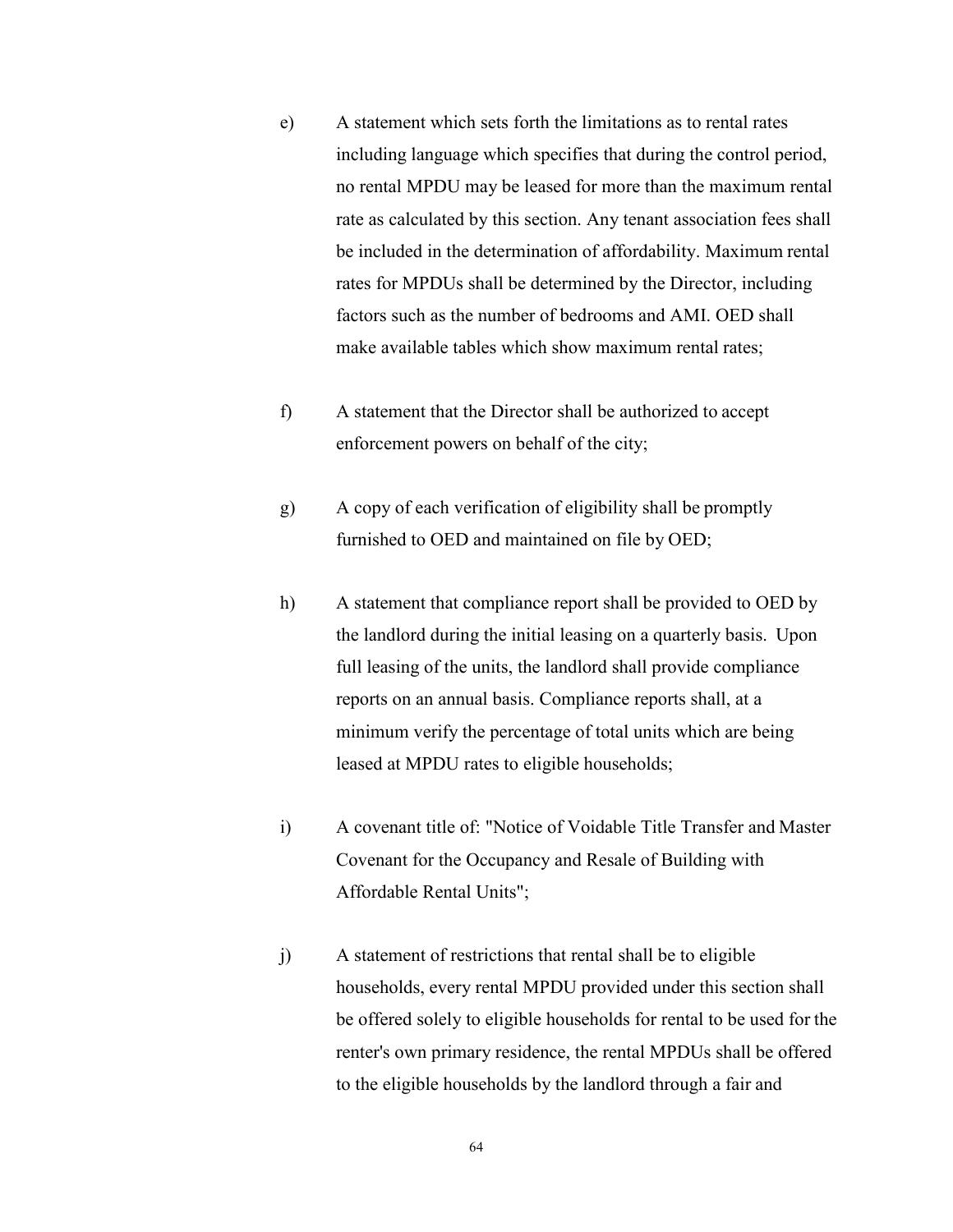e) A statement which sets forth the limitations as to rental rates including language which specifies that during the control period, no rental MPDU may be leased for more than the maximum rental rate as calculated by this section. Any tenant association fees shall be included in the determination of affordability. Maximum rental rates for MPDUs shall be determined by the Director, including factors such as the number of bedrooms and AMI. OED shall make available tables which show maximum rental rates;

f) A statement that the Director shall be authorized to accept enforcement powers on behalf of the city;

g) A copy of each verification of eligibility shall be promptly furnished to OED and maintained on file by OED;

h) A statement that compliance report shall be provided to OED by the landlord during the initial leasing on a quarterly basis. Upon full leasing of the units, the landlord shall provide compliance reports on an annual basis. Compliance reports shall, at a minimum verify the percentage of total units which are being leased at MPDU rates to eligible households;

i) A covenant title of: "Notice of Voidable Title Transfer and Master Covenant for the Occupancy and Resale of Building with Affordable Rental Units";

j) A statement of restrictions that rental shall be to eligible households, every rental MPDU provided under this section shall be offered solely to eligible households for rental to be used for the renter's own primary residence, the rental MPDUs shall be offered to the eligible households by the landlord through a fair and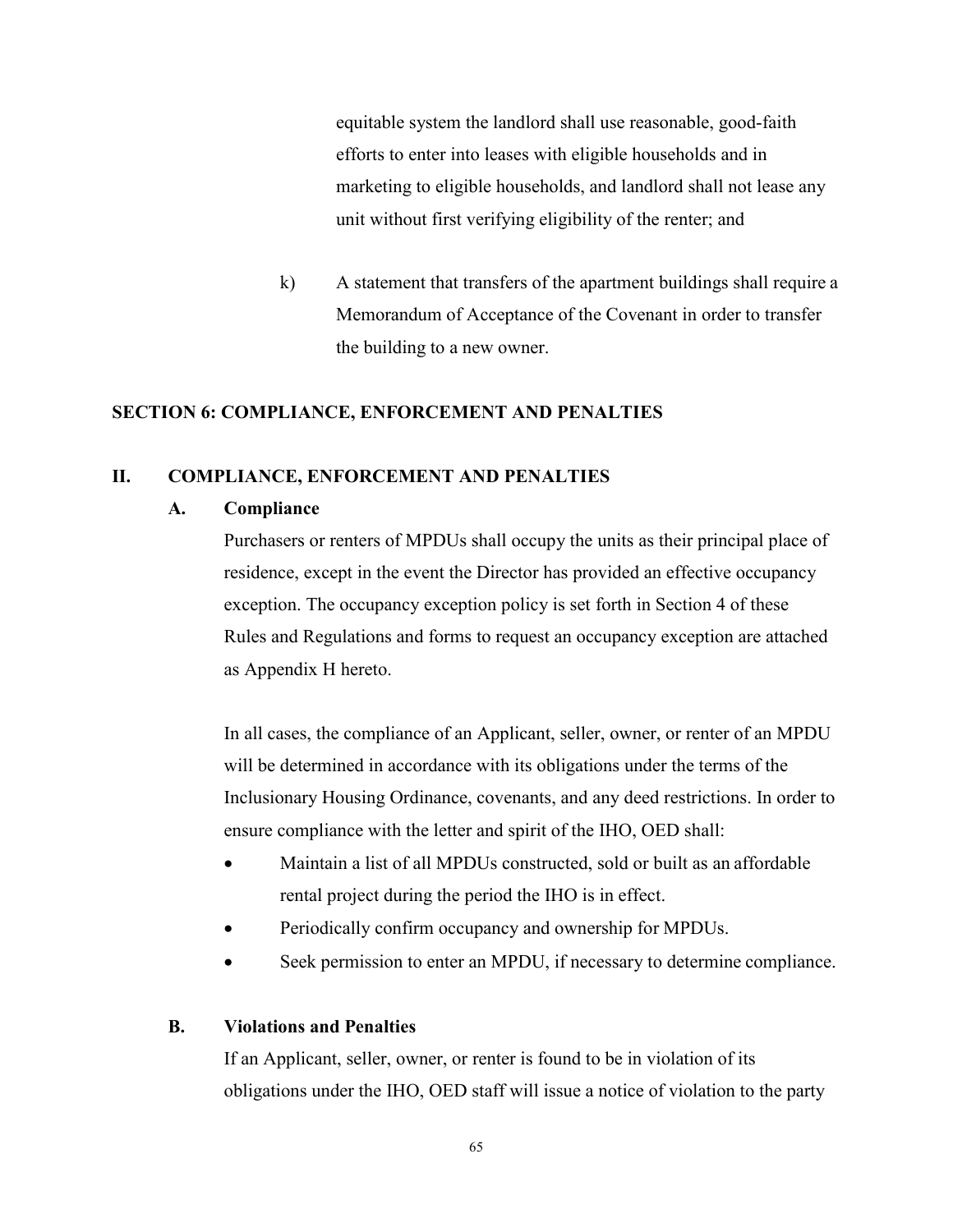equitable system the landlord shall use reasonable, good-faith efforts to enter into leases with eligible households and in marketing to eligible households, and landlord shall not lease any unit without first verifying eligibility of the renter; and

k) A statement that transfers of the apartment buildings shall require a Memorandum of Acceptance of the Covenant in order to transfer the building to a new owner.

## SECTION 6: COMPLIANCE, ENFORCEMENT AND PENALTIES

## II. COMPLIANCE, ENFORCEMENT AND PENALTIES

### A. Compliance

Purchasers or renters of MPDUs shall occupy the units as their principal place of residence, except in the event the Director has provided an effective occupancy exception. The occupancy exception policy is set forth in Section 4 of these Rules and Regulations and forms to request an occupancy exception are attached as Appendix H hereto.

In all cases, the compliance of an Applicant, seller, owner, or renter of an MPDU will be determined in accordance with its obligations under the terms of the Inclusionary Housing Ordinance, covenants, and any deed restrictions. In order to ensure compliance with the letter and spirit of the IHO, OED shall:

- Maintain a list of all MPDUs constructed, sold or built as an affordable rental project during the period the IHO is in effect.
- Periodically confirm occupancy and ownership for MPDUs.
- Seek permission to enter an MPDU, if necessary to determine compliance.

### B. Violations and Penalties

If an Applicant, seller, owner, or renter is found to be in violation of its obligations under the IHO, OED staff will issue a notice of violation to the party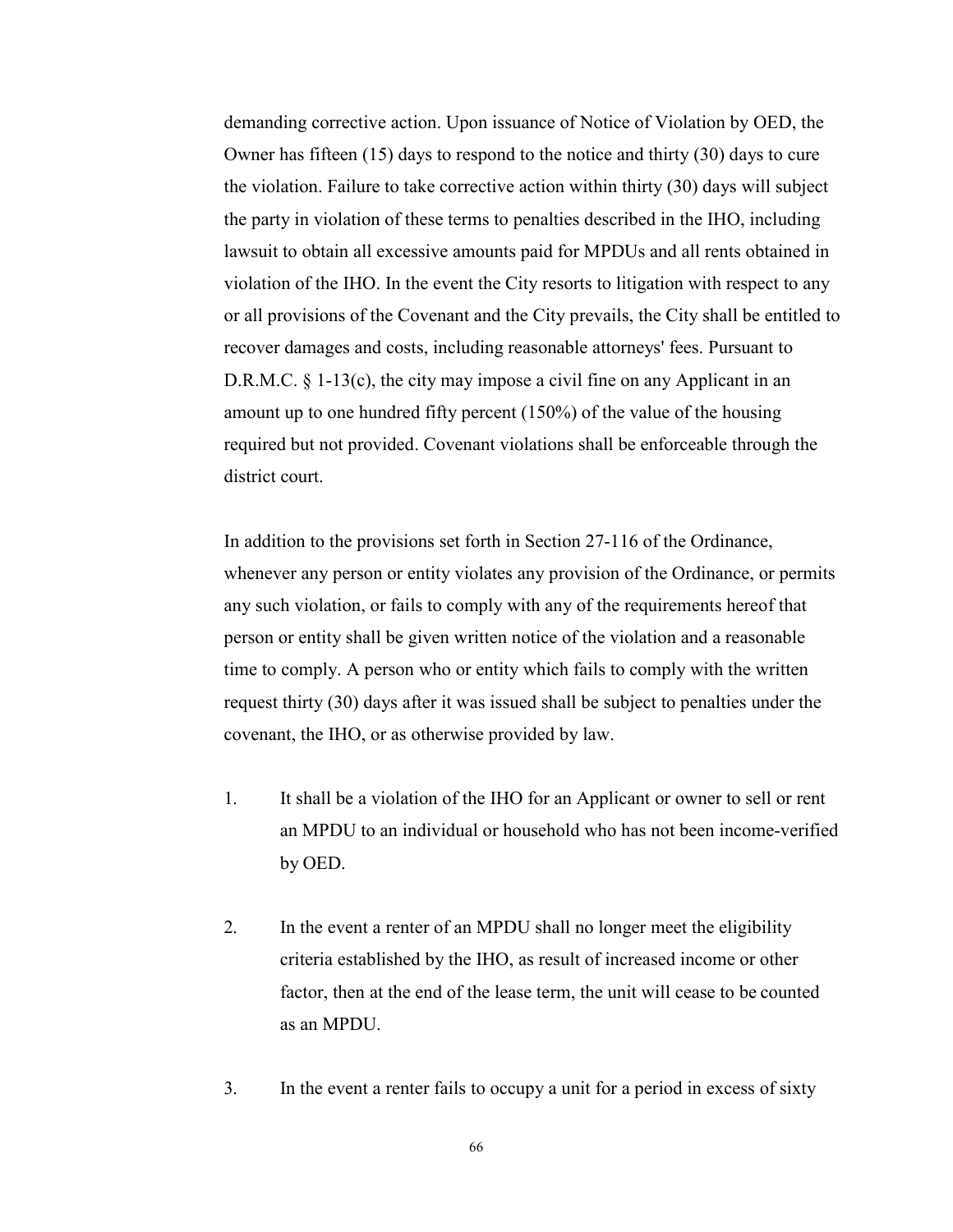demanding corrective action. Upon issuance of Notice of Violation by OED, the Owner has fifteen (15) days to respond to the notice and thirty (30) days to cure the violation. Failure to take corrective action within thirty (30) days will subject the party in violation of these terms to penalties described in the IHO, including lawsuit to obtain all excessive amounts paid for MPDUs and all rents obtained in violation of the IHO. In the event the City resorts to litigation with respect to any or all provisions of the Covenant and the City prevails, the City shall be entitled to recover damages and costs, including reasonable attorneys' fees. Pursuant to D.R.M.C. § 1-13(c), the city may impose a civil fine on any Applicant in an amount up to one hundred fifty percent (150%) of the value of the housing required but not provided. Covenant violations shall be enforceable through the district court.

In addition to the provisions set forth in Section 27-116 of the Ordinance, whenever any person or entity violates any provision of the Ordinance, or permits any such violation, or fails to comply with any of the requirements hereof that person or entity shall be given written notice of the violation and a reasonable time to comply. A person who or entity which fails to comply with the written request thirty (30) days after it was issued shall be subject to penalties under the covenant, the IHO, or as otherwise provided by law.

1. It shall be a violation of the IHO for an Applicant or owner to sell or rent an MPDU to an individual or household who has not been income-verified by OED.

2. In the event a renter of an MPDU shall no longer meet the eligibility criteria established by the IHO, as result of increased income or other factor, then at the end of the lease term, the unit will cease to be counted as an MPDU.

3. In the event a renter fails to occupy a unit for a period in excess of sixty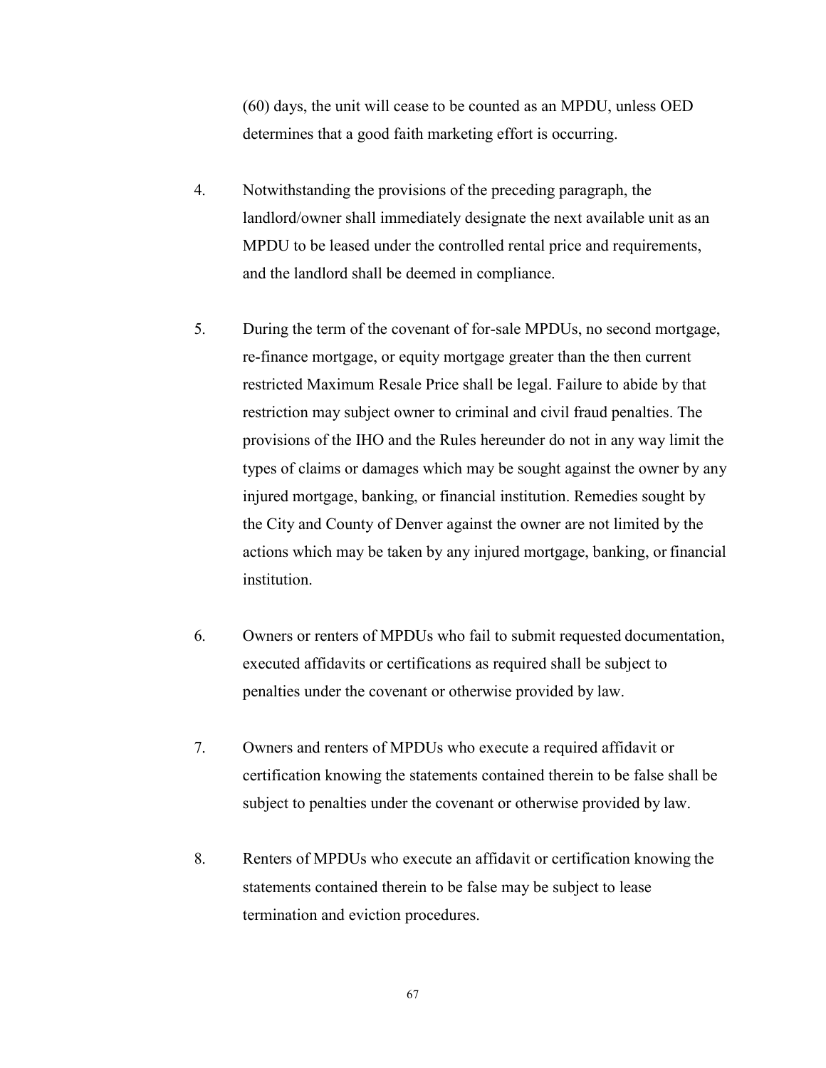(60) days, the unit will cease to be counted as an MPDU, unless OED determines that a good faith marketing effort is occurring.

4. Notwithstanding the provisions of the preceding paragraph, the landlord/owner shall immediately designate the next available unit as an MPDU to be leased under the controlled rental price and requirements, and the landlord shall be deemed in compliance.

5. During the term of the covenant of for-sale MPDUs, no second mortgage, re-finance mortgage, or equity mortgage greater than the then current restricted Maximum Resale Price shall be legal. Failure to abide by that restriction may subject owner to criminal and civil fraud penalties. The provisions of the IHO and the Rules hereunder do not in any way limit the types of claims or damages which may be sought against the owner by any injured mortgage, banking, or financial institution. Remedies sought by the City and County of Denver against the owner are not limited by the actions which may be taken by any injured mortgage, banking, or financial institution.

6. Owners or renters of MPDUs who fail to submit requested documentation, executed affidavits or certifications as required shall be subject to penalties under the covenant or otherwise provided by law.

7. Owners and renters of MPDUs who execute a required affidavit or certification knowing the statements contained therein to be false shall be subject to penalties under the covenant or otherwise provided by law.

8. Renters of MPDUs who execute an affidavit or certification knowing the statements contained therein to be false may be subject to lease termination and eviction procedures.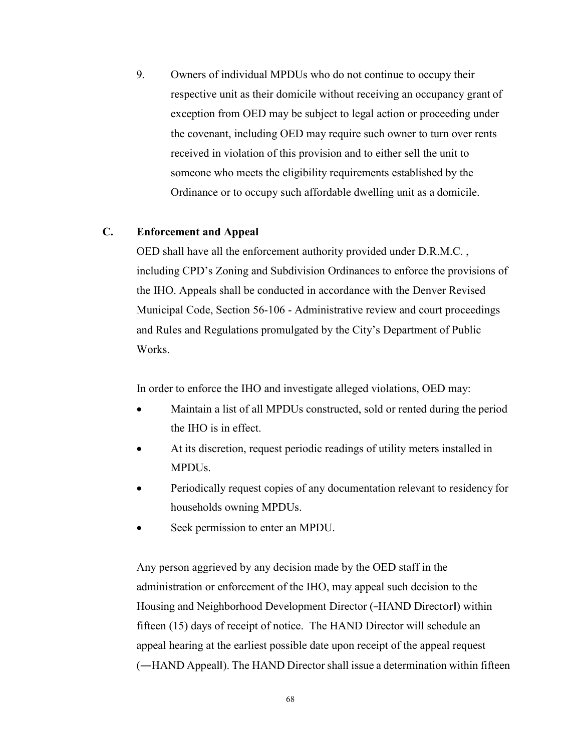9. Owners of individual MPDUs who do not continue to occupy their respective unit as their domicile without receiving an occupancy grant of exception from OED may be subject to legal action or proceeding under the covenant, including OED may require such owner to turn over rents received in violation of this provision and to either sell the unit to someone who meets the eligibility requirements established by the Ordinance or to occupy such affordable dwelling unit as a domicile.

## C. Enforcement and Appeal

OED shall have all the enforcement authority provided under D.R.M.C. , including CPD's Zoning and Subdivision Ordinances to enforce the provisions of the IHO. Appeals shall be conducted in accordance with the Denver Revised Municipal Code, Section 56-106 - Administrative review and court proceedings and Rules and Regulations promulgated by the City's Department of Public Works.

In order to enforce the IHO and investigate alleged violations, OED may:

- Maintain a list of all MPDUs constructed, sold or rented during the period the IHO is in effect.
- At its discretion, request periodic readings of utility meters installed in MPDUs.
- Periodically request copies of any documentation relevant to residency for households owning MPDUs.
- Seek permission to enter an MPDU.

Any person aggrieved by any decision made by the OED staff in the administration or enforcement of the IHO, may appeal such decision to the Housing and Neighborhood Development Director (–HAND Director‖) within fifteen (15) days of receipt of notice. The HAND Director will schedule an appeal hearing at the earliest possible date upon receipt of the appeal request (―HAND Appeal‖). The HAND Director shall issue a determination within fifteen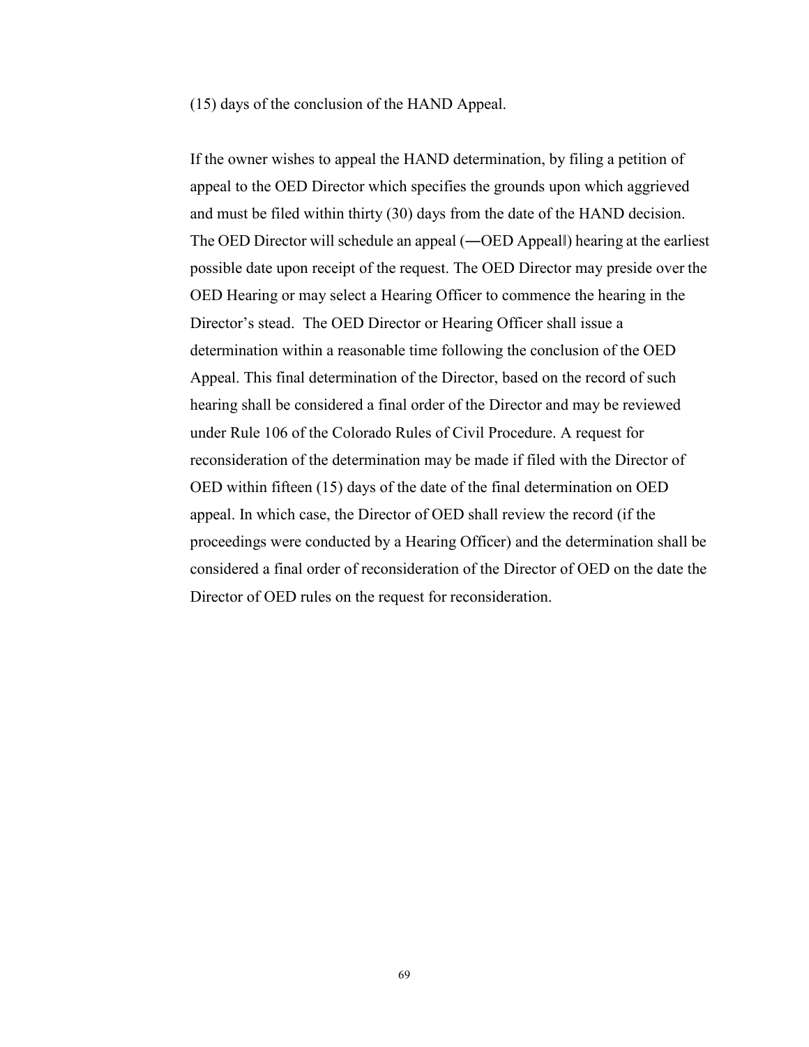(15) days of the conclusion of the HAND Appeal.

If the owner wishes to appeal the HAND determination, by filing a petition of appeal to the OED Director which specifies the grounds upon which aggrieved and must be filed within thirty (30) days from the date of the HAND decision. The OED Director will schedule an appeal (―OED Appeal‖) hearing at the earliest possible date upon receipt of the request. The OED Director may preside over the OED Hearing or may select a Hearing Officer to commence the hearing in the Director's stead. The OED Director or Hearing Officer shall issue a determination within a reasonable time following the conclusion of the OED Appeal. This final determination of the Director, based on the record of such hearing shall be considered a final order of the Director and may be reviewed under Rule 106 of the Colorado Rules of Civil Procedure. A request for reconsideration of the determination may be made if filed with the Director of OED within fifteen (15) days of the date of the final determination on OED appeal. In which case, the Director of OED shall review the record (if the proceedings were conducted by a Hearing Officer) and the determination shall be considered a final order of reconsideration of the Director of OED on the date the Director of OED rules on the request for reconsideration.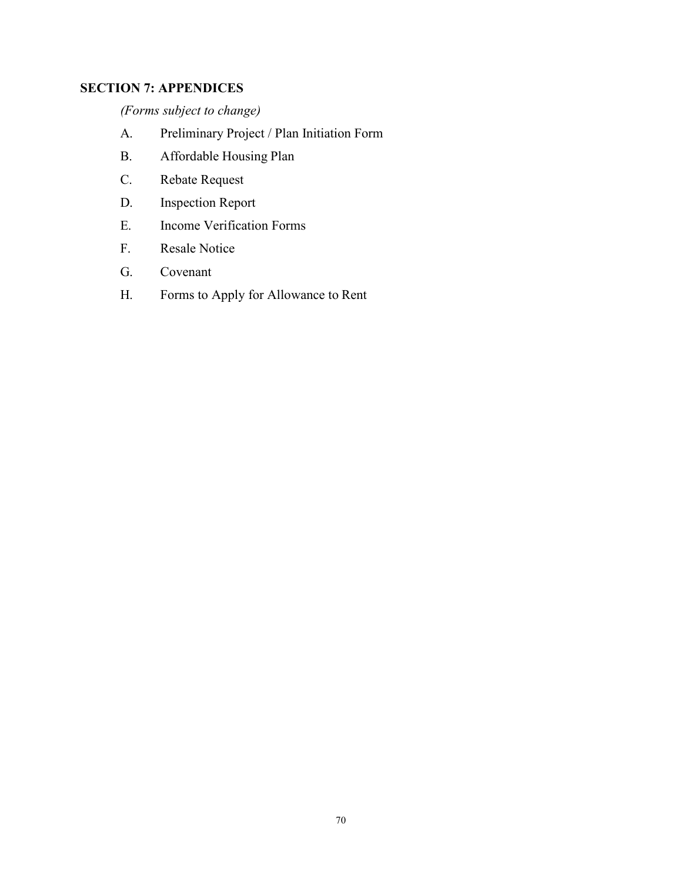## SECTION 7: APPENDICES

*(Forms subject to change)*

A. Preliminary Project / Plan Initiation Form

B. Affordable Housing Plan

C. Rebate Request

D. Inspection Report

E. Income Verification Forms

F. Resale Notice

G. Covenant

H. Forms to Apply for Allowance to Rent